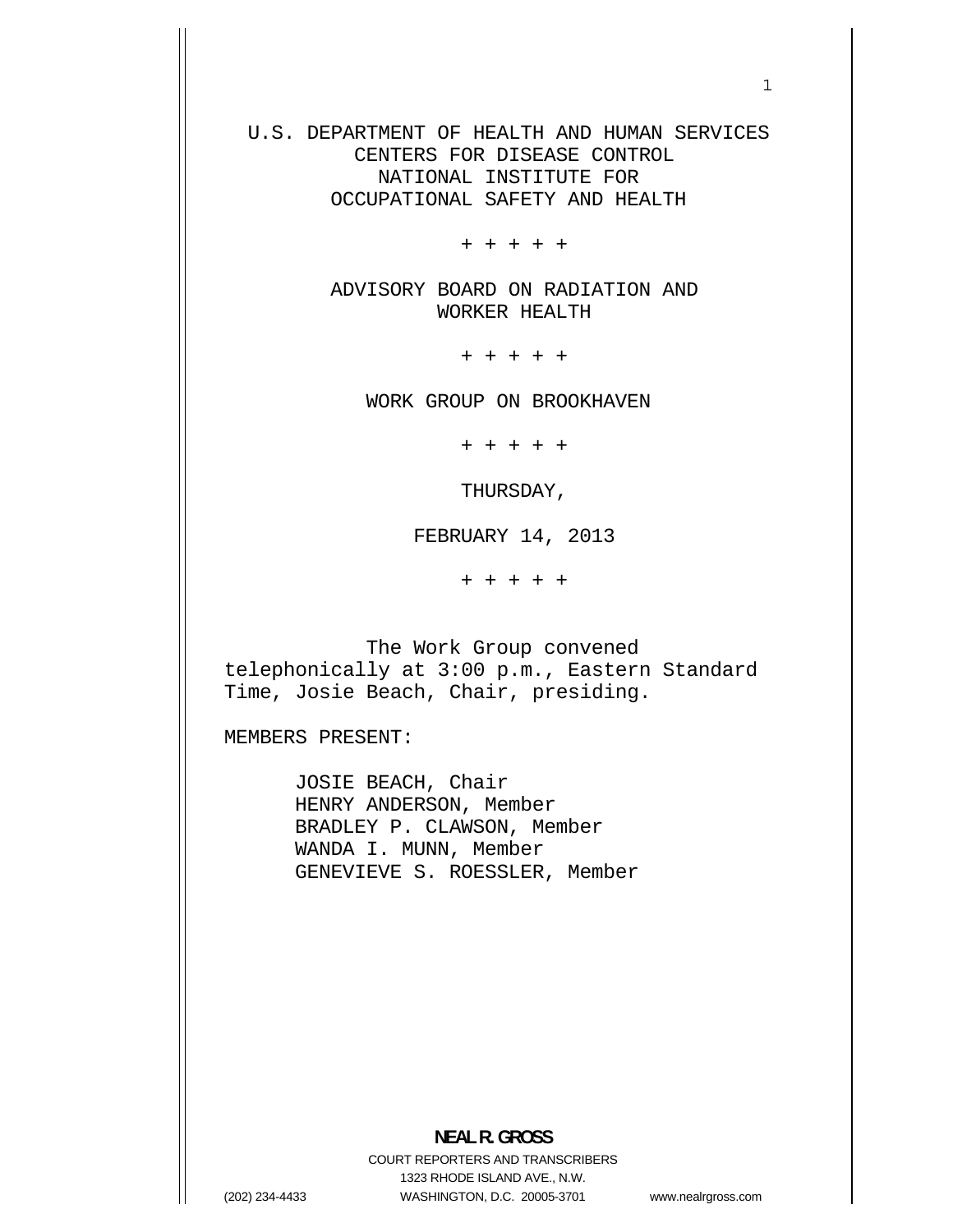U.S. DEPARTMENT OF HEALTH AND HUMAN SERVICES
CENTERS FOR DISEASE CONTROL
NATIONAL INSTITUTE FOR
OCCUPATIONAL SAFETY AND HEALTH

+ + + + +

ADVISORY BOARD ON RADIATION AND
WORKER HEALTH

+ + + + +

WORK GROUP ON BROOKHAVEN

+ + + + +

THURSDAY,

FEBRUARY 14, 2013

+ + + + +

The Work Group convened telephonically at 3:00 p.m., Eastern Standard Time, Josie Beach, Chair, presiding.

MEMBERS PRESENT:

JOSIE BEACH, Chair
HENRY ANDERSON, Member
BRADLEY P. CLAWSON, Member
WANDA I. MUNN, Member
GENEVIEVE S. ROESSLER, Member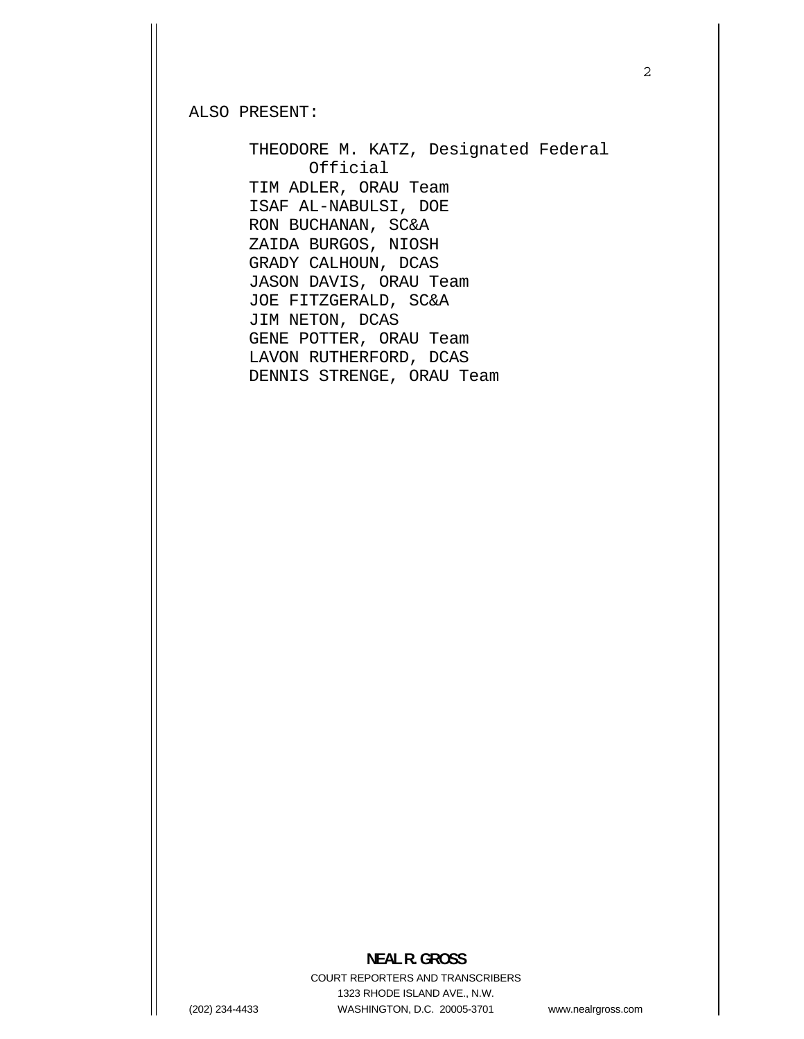ALSO PRESENT:

THEODORE M. KATZ, Designated Federal Official
TIM ADLER, ORAU Team
ISAF AL-NABULSI, DOE
RON BUCHANAN, SC&A
ZAIDA BURGOS, NIOSH
GRADY CALHOUN, DCAS
JASON DAVIS, ORAU Team
JOE FITZGERALD, SC&A
JIM NETON, DCAS
GENE POTTER, ORAU Team
LAVON RUTHERFORD, DCAS
DENNIS STRENGE, ORAU Team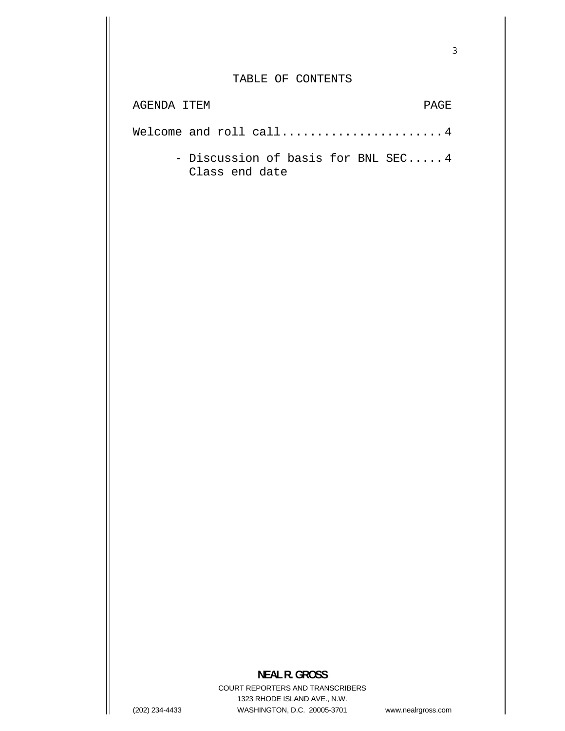# TABLE OF CONTENTS

| AGENDA ITEM | PAGE |
|---|---|
| Welcome and roll call | 4 |
| - Discussion of basis for BNL SEC Class end date | 4 |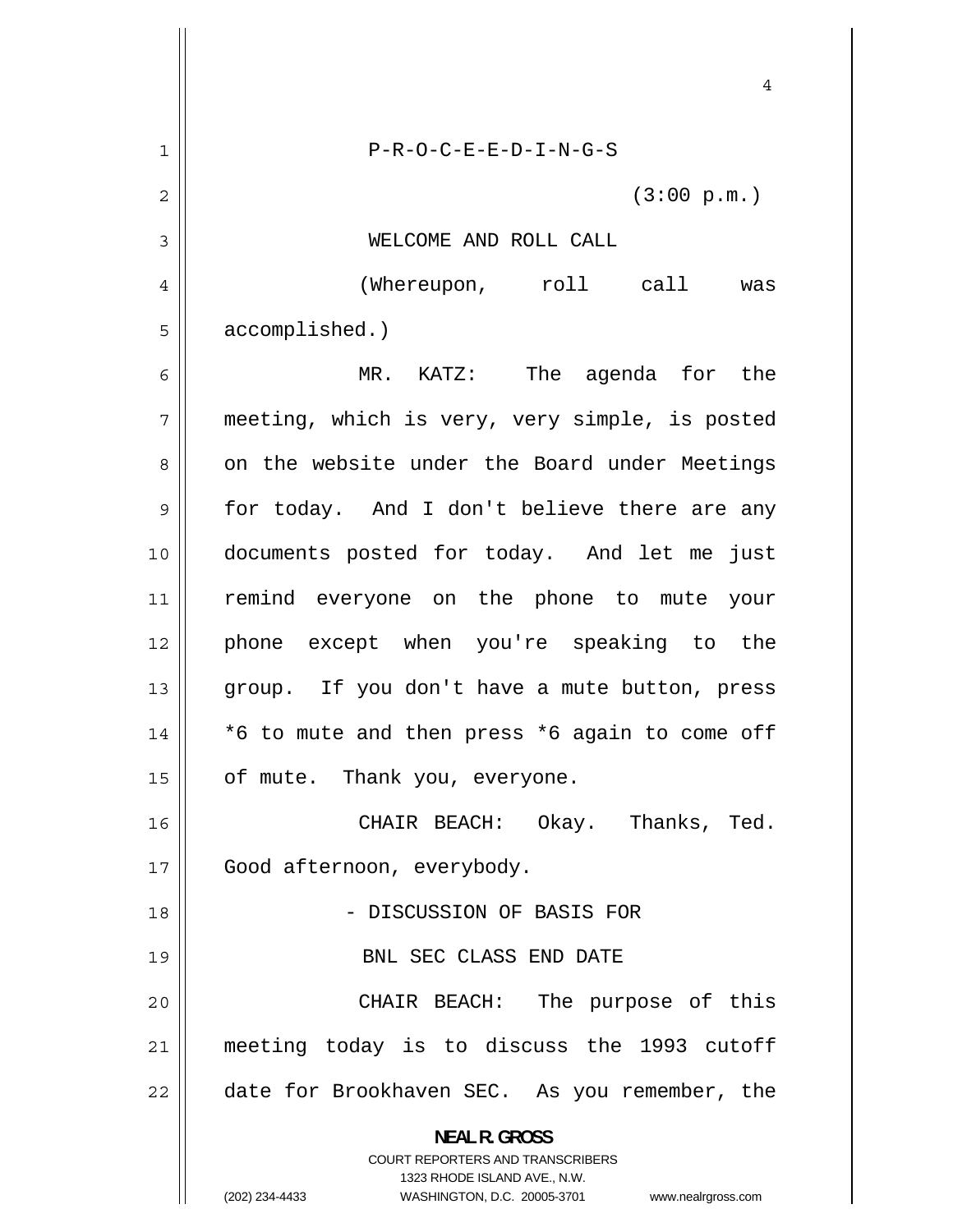P-R-O-C-E-E-D-I-N-G-S

(3:00 p.m.)

WELCOME AND ROLL CALL

(Whereupon, roll call was accomplished.)

MR. KATZ: The agenda for the meeting, which is very, very simple, is posted on the website under the Board under Meetings for today. And I don't believe there are any documents posted for today. And let me just remind everyone on the phone to mute your phone except when you're speaking to the group. If you don't have a mute button, press *6 to mute and then press *6 again to come off of mute. Thank you, everyone.

CHAIR BEACH: Okay. Thanks, Ted. Good afternoon, everybody.

- DISCUSSION OF BASIS FOR BNL SEC CLASS END DATE

CHAIR BEACH: The purpose of this meeting today is to discuss the 1993 cutoff date for Brookhaven SEC. As you remember, the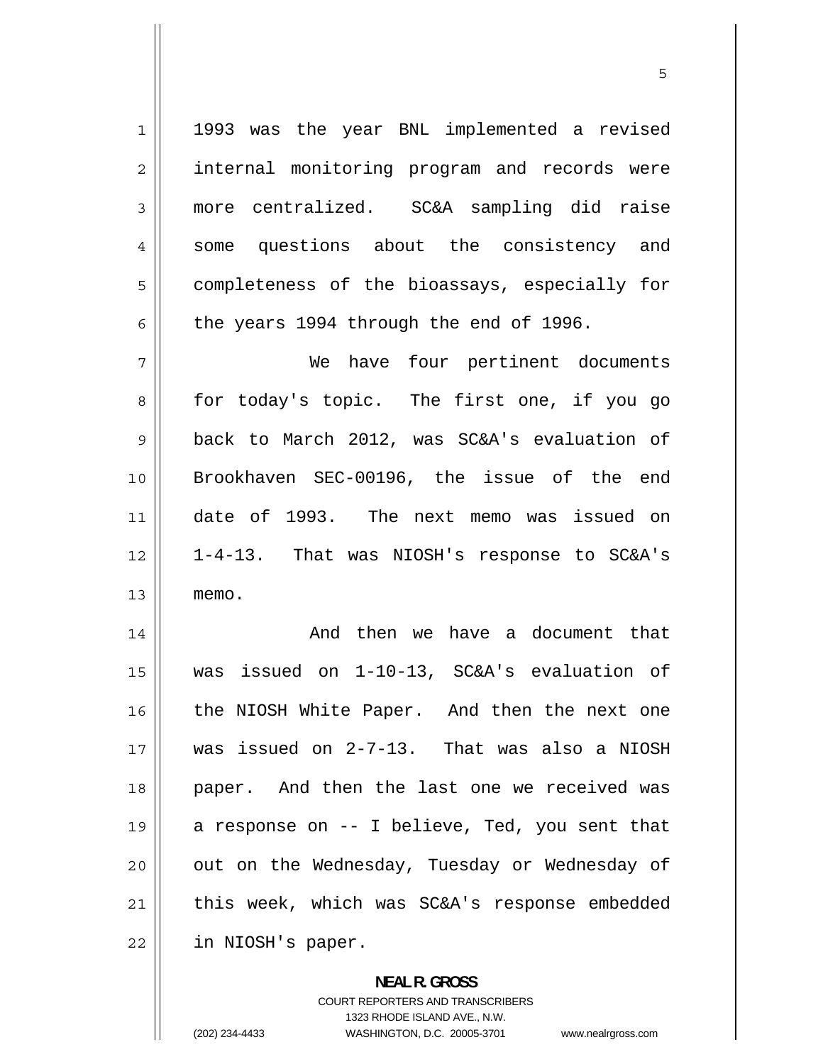1993 was the year BNL implemented a revised internal monitoring program and records were more centralized. SC&A sampling did raise some questions about the consistency and completeness of the bioassays, especially for the years 1994 through the end of 1996.

We have four pertinent documents for today's topic. The first one, if you go back to March 2012, was SC&A's evaluation of Brookhaven SEC-00196, the issue of the end date of 1993. The next memo was issued on 1-4-13. That was NIOSH's response to SC&A's memo.

And then we have a document that was issued on 1-10-13, SC&A's evaluation of the NIOSH White Paper. And then the next one was issued on 2-7-13. That was also a NIOSH paper. And then the last one we received was a response on -- I believe, Ted, you sent that out on the Wednesday, Tuesday or Wednesday of this week, which was SC&A's response embedded in NIOSH's paper.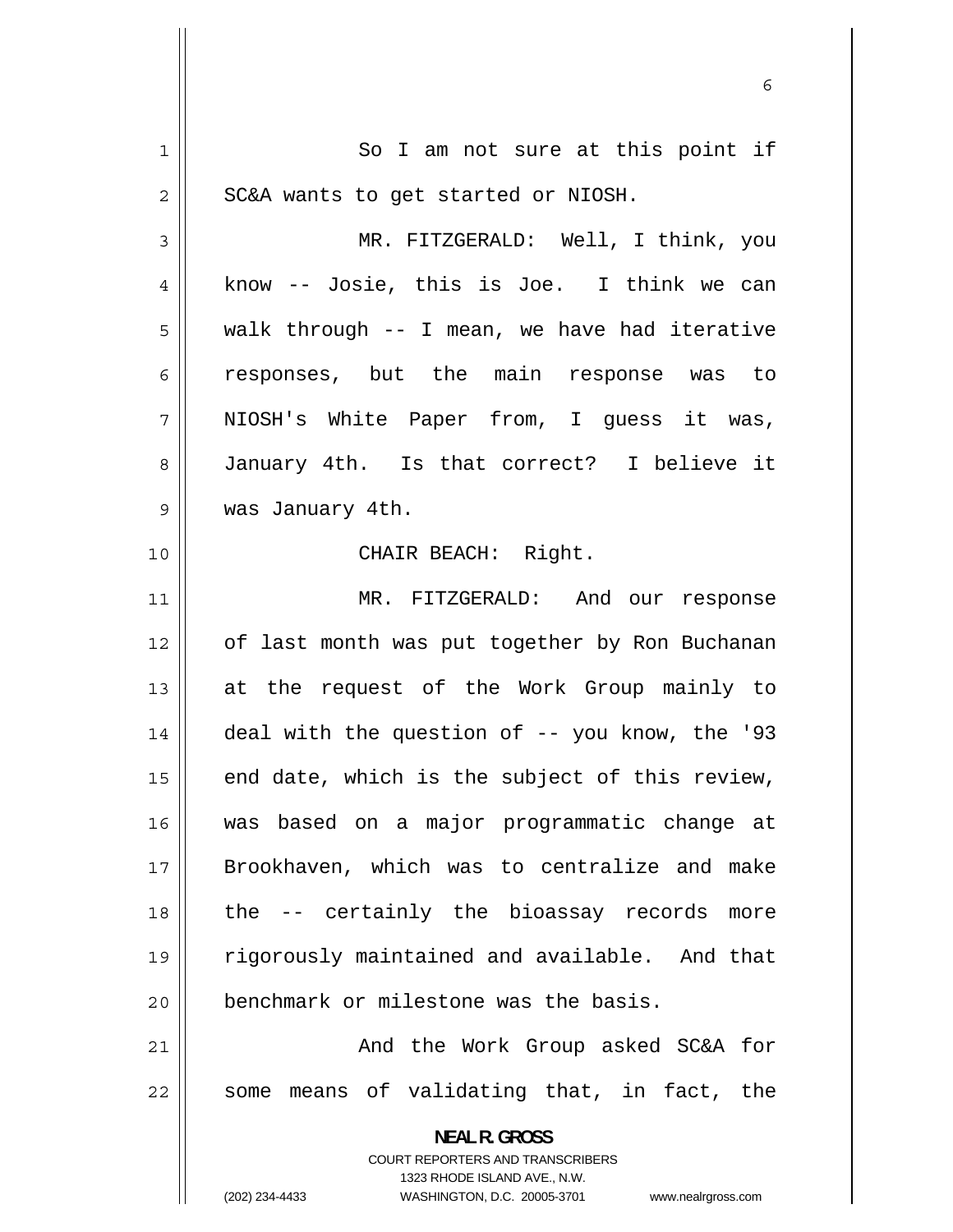So I am not sure at this point if SC&A wants to get started or NIOSH.

MR. FITZGERALD: Well, I think, you know -- Josie, this is Joe. I think we can walk through -- I mean, we have had iterative responses, but the main response was to NIOSH's White Paper from, I guess it was, January 4th. Is that correct? I believe it was January 4th.

CHAIR BEACH: Right.

MR. FITZGERALD: And our response of last month was put together by Ron Buchanan at the request of the Work Group mainly to deal with the question of -- you know, the '93 end date, which is the subject of this review, was based on a major programmatic change at Brookhaven, which was to centralize and make the -- certainly the bioassay records more rigorously maintained and available. And that benchmark or milestone was the basis.

And the Work Group asked SC&A for some means of validating that, in fact, the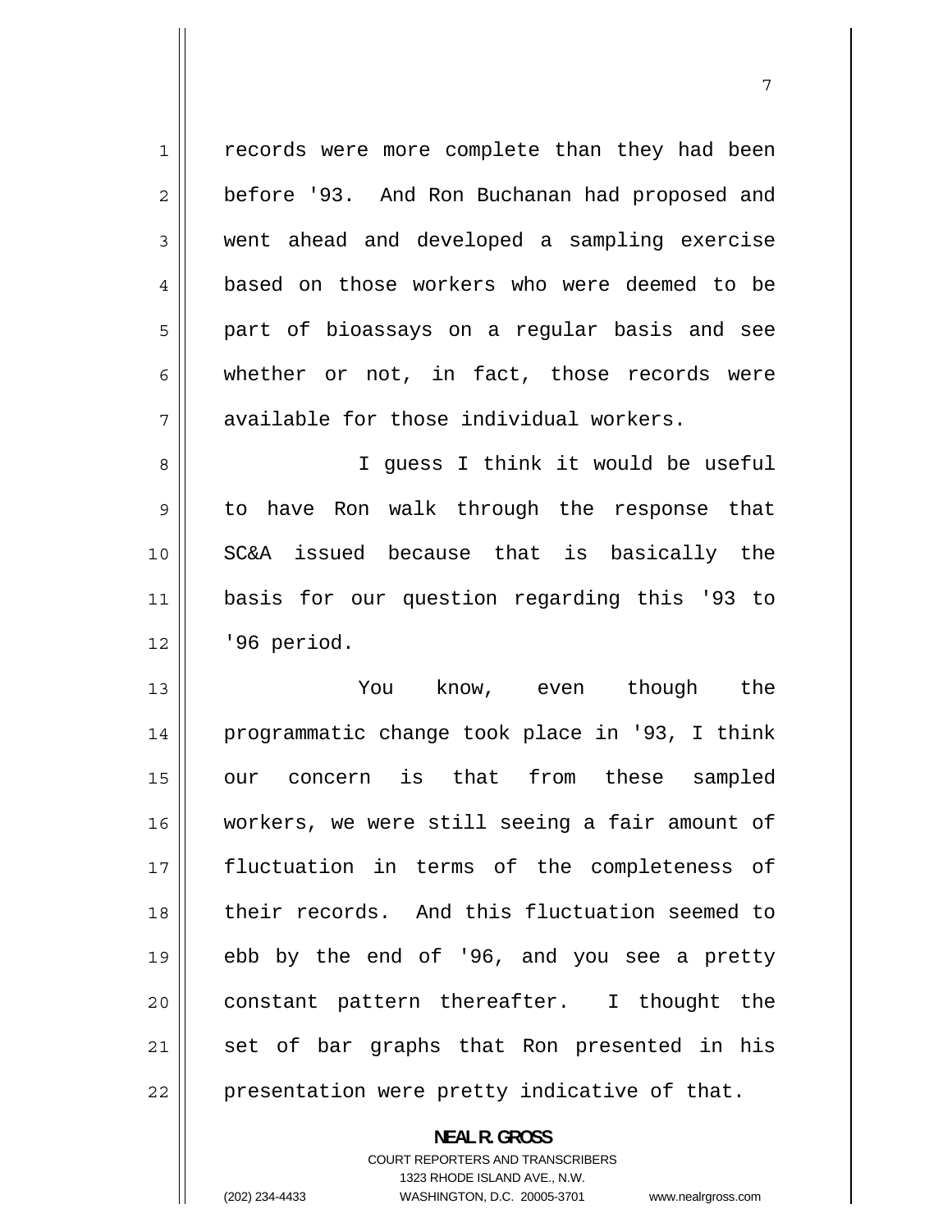records were more complete than they had been before '93. And Ron Buchanan had proposed and went ahead and developed a sampling exercise based on those workers who were deemed to be part of bioassays on a regular basis and see whether or not, in fact, those records were available for those individual workers.

I guess I think it would be useful to have Ron walk through the response that SC&A issued because that is basically the basis for our question regarding this '93 to '96 period.

You know, even though the programmatic change took place in '93, I think our concern is that from these sampled workers, we were still seeing a fair amount of fluctuation in terms of the completeness of their records. And this fluctuation seemed to ebb by the end of '96, and you see a pretty constant pattern thereafter. I thought the set of bar graphs that Ron presented in his presentation were pretty indicative of that.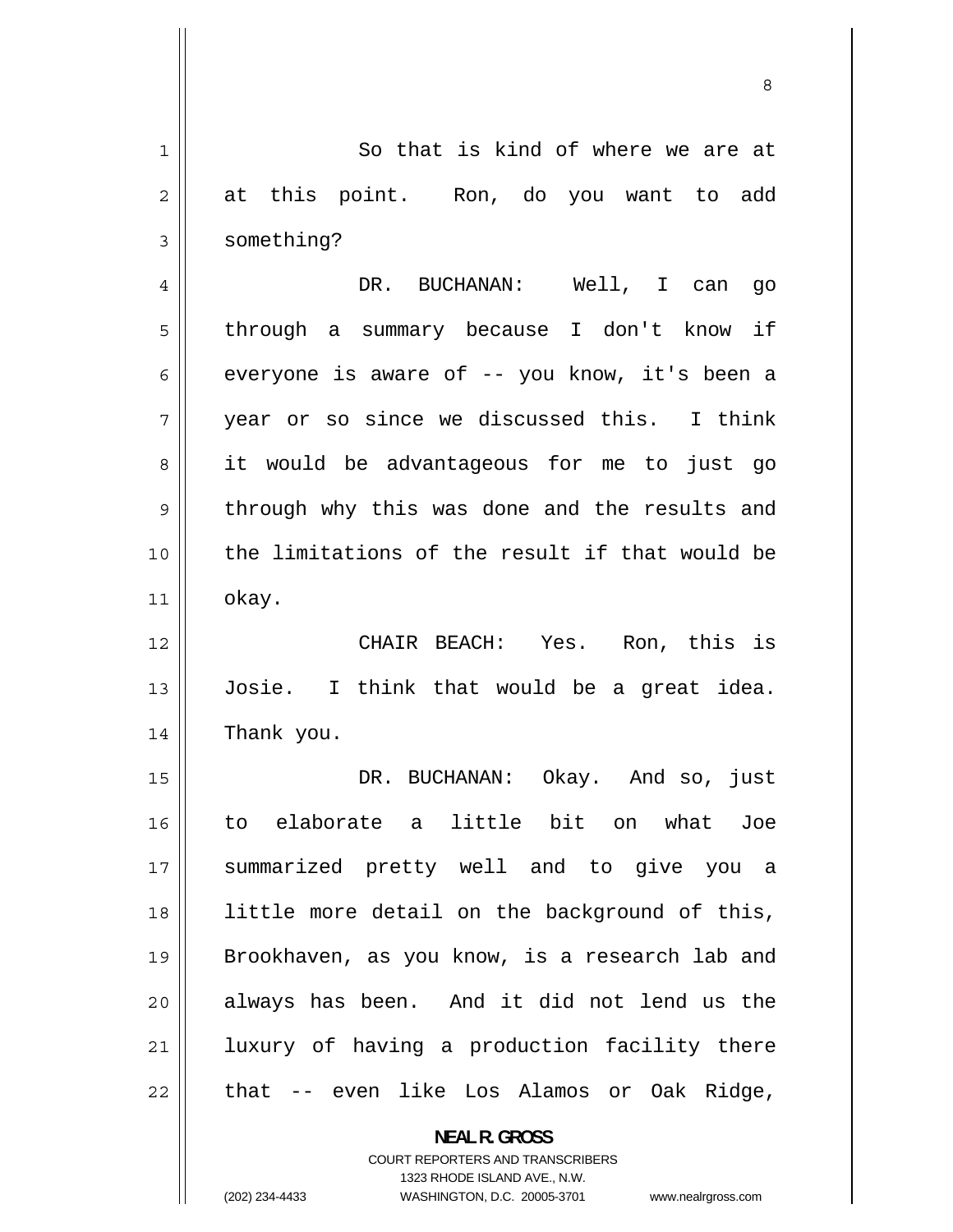So that is kind of where we are at at this point. Ron, do you want to add something?

DR. BUCHANAN: Well, I can go through a summary because I don't know if everyone is aware of -- you know, it's been a year or so since we discussed this. I think it would be advantageous for me to just go through why this was done and the results and the limitations of the result if that would be okay.

CHAIR BEACH: Yes. Ron, this is Josie. I think that would be a great idea. Thank you.

DR. BUCHANAN: Okay. And so, just to elaborate a little bit on what Joe summarized pretty well and to give you a little more detail on the background of this, Brookhaven, as you know, is a research lab and always has been. And it did not lend us the luxury of having a production facility there that -- even like Los Alamos or Oak Ridge,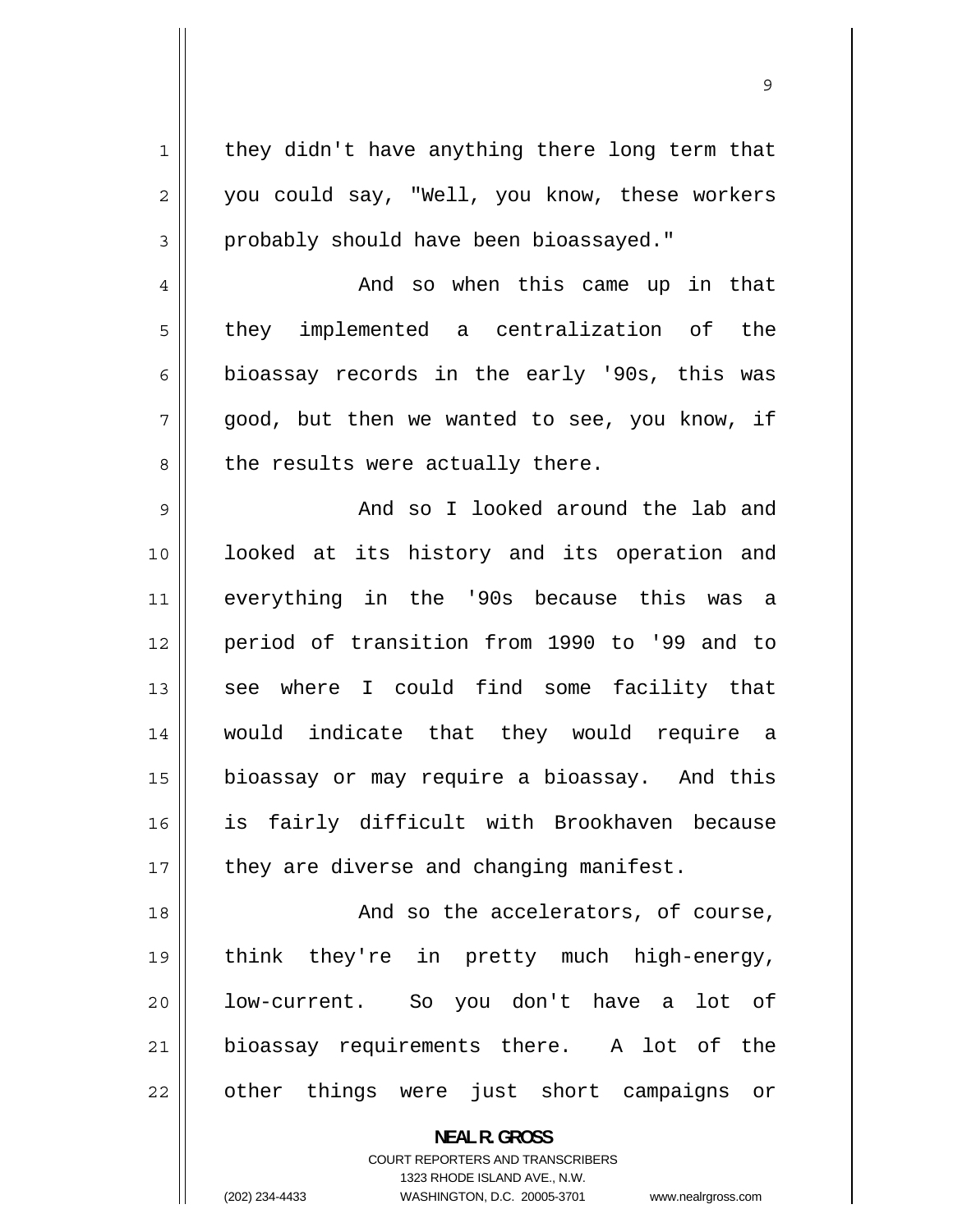they didn't have anything there long term that you could say, "Well, you know, these workers probably should have been bioassayed."

And so when this came up in that they implemented a centralization of the bioassay records in the early '90s, this was good, but then we wanted to see, you know, if the results were actually there.

And so I looked around the lab and looked at its history and its operation and everything in the '90s because this was a period of transition from 1990 to '99 and to see where I could find some facility that would indicate that they would require a bioassay or may require a bioassay. And this is fairly difficult with Brookhaven because they are diverse and changing manifest.

And so the accelerators, of course, think they're in pretty much high-energy, low-current. So you don't have a lot of bioassay requirements there. A lot of the other things were just short campaigns or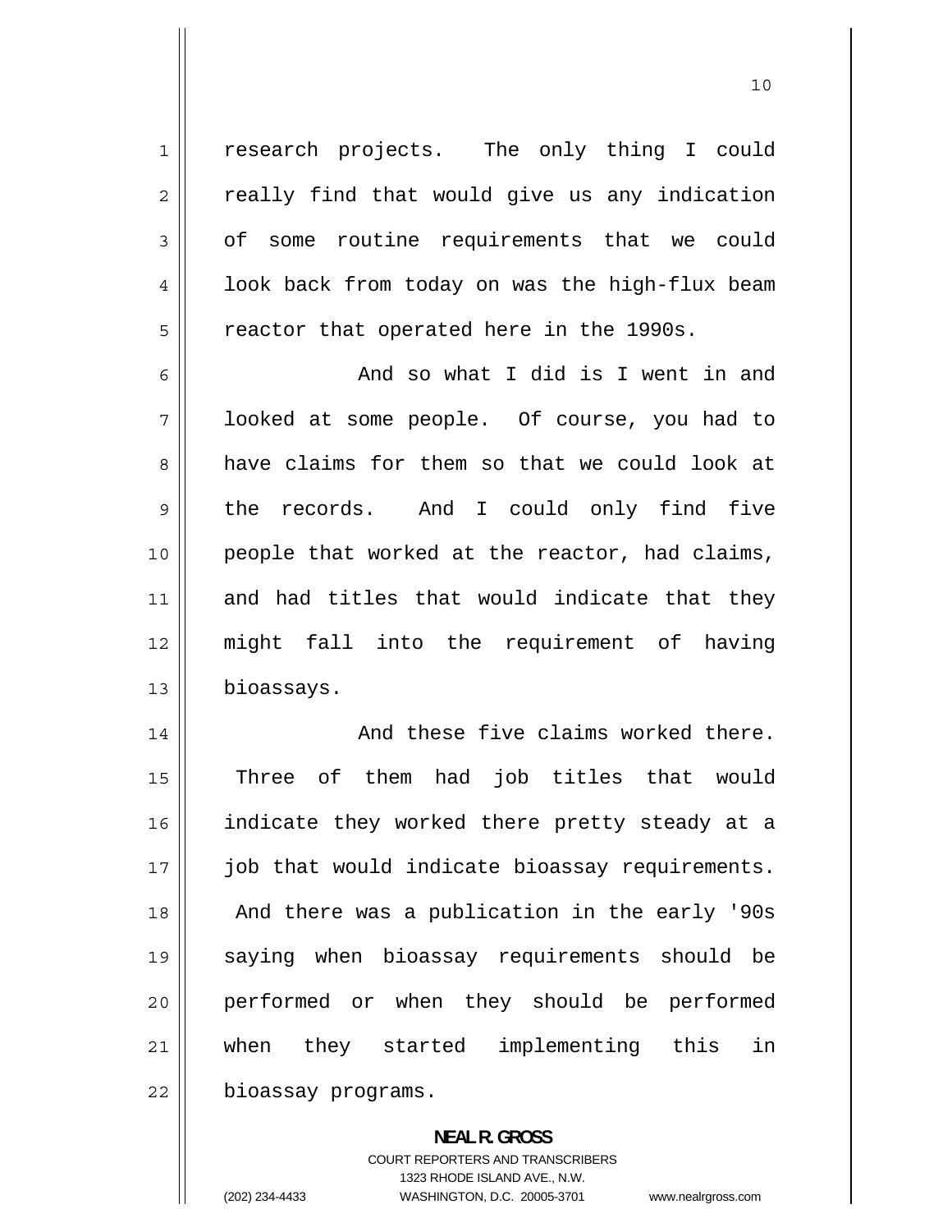research projects. The only thing I could really find that would give us any indication of some routine requirements that we could look back from today on was the high-flux beam reactor that operated here in the 1990s.

And so what I did is I went in and looked at some people. Of course, you had to have claims for them so that we could look at the records. And I could only find five people that worked at the reactor, had claims, and had titles that would indicate that they might fall into the requirement of having bioassays.

And these five claims worked there. Three of them had job titles that would indicate they worked there pretty steady at a job that would indicate bioassay requirements. And there was a publication in the early '90s saying when bioassay requirements should be performed or when they should be performed when they started implementing this in bioassay programs.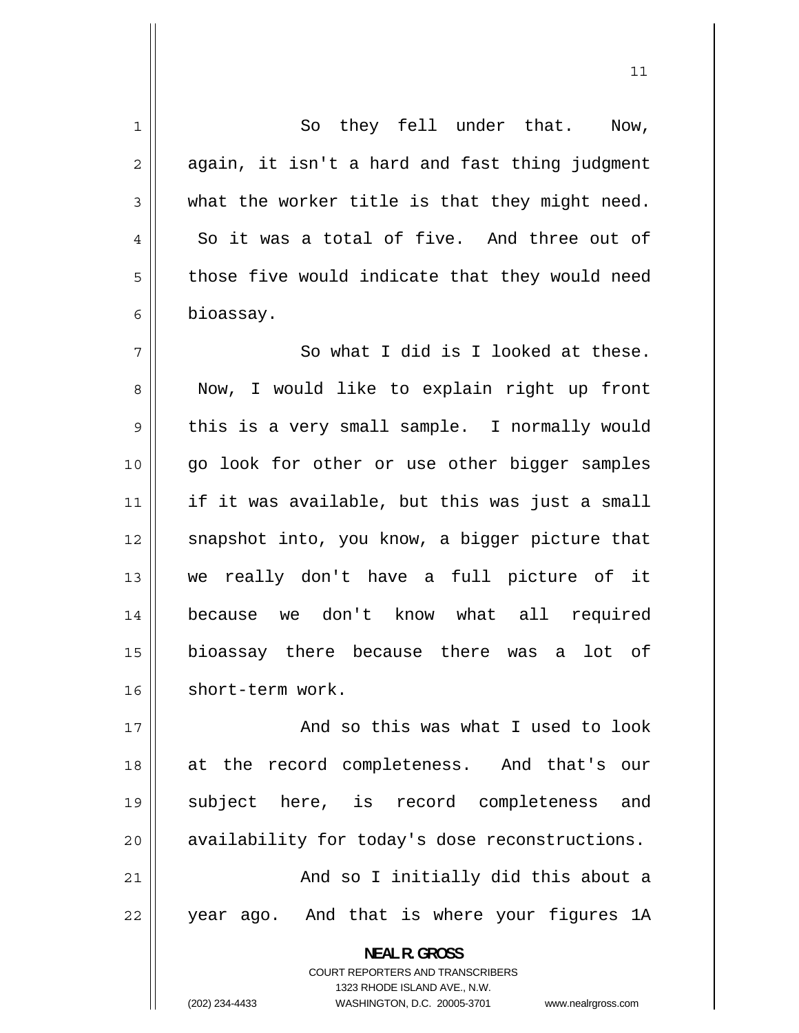So they fell under that. Now, again, it isn't a hard and fast thing judgment what the worker title is that they might need. So it was a total of five. And three out of those five would indicate that they would need bioassay.

So what I did is I looked at these. Now, I would like to explain right up front this is a very small sample. I normally would go look for other or use other bigger samples if it was available, but this was just a small snapshot into, you know, a bigger picture that we really don't have a full picture of it because we don't know what all required bioassay there because there was a lot of short-term work.

And so this was what I used to look at the record completeness. And that's our subject here, is record completeness and availability for today's dose reconstructions.

And so I initially did this about a year ago. And that is where your figures 1A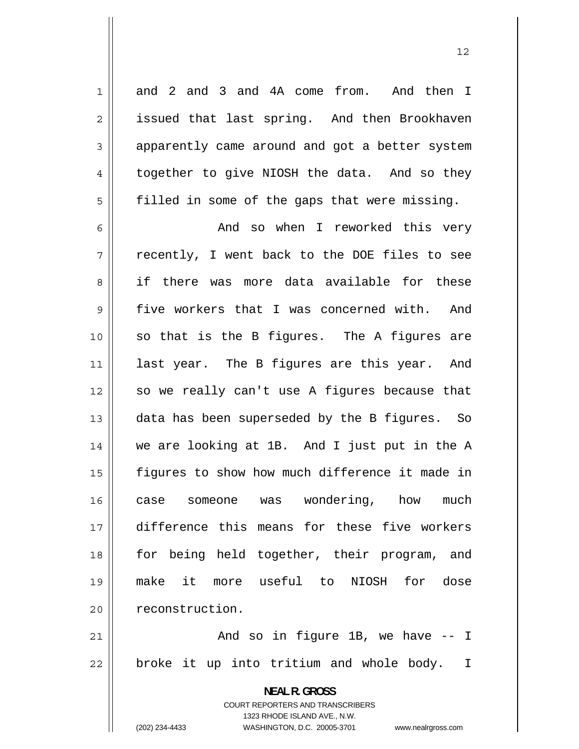and 2 and 3 and 4A come from. And then I issued that last spring. And then Brookhaven apparently came around and got a better system together to give NIOSH the data. And so they filled in some of the gaps that were missing.

And so when I reworked this very recently, I went back to the DOE files to see if there was more data available for these five workers that I was concerned with. And so that is the B figures. The A figures are last year. The B figures are this year. And so we really can't use A figures because that data has been superseded by the B figures. So we are looking at 1B. And I just put in the A figures to show how much difference it made in case someone was wondering, how much difference this means for these five workers for being held together, their program, and make it more useful to NIOSH for dose reconstruction.

And so in figure 1B, we have -- I broke it up into tritium and whole body. I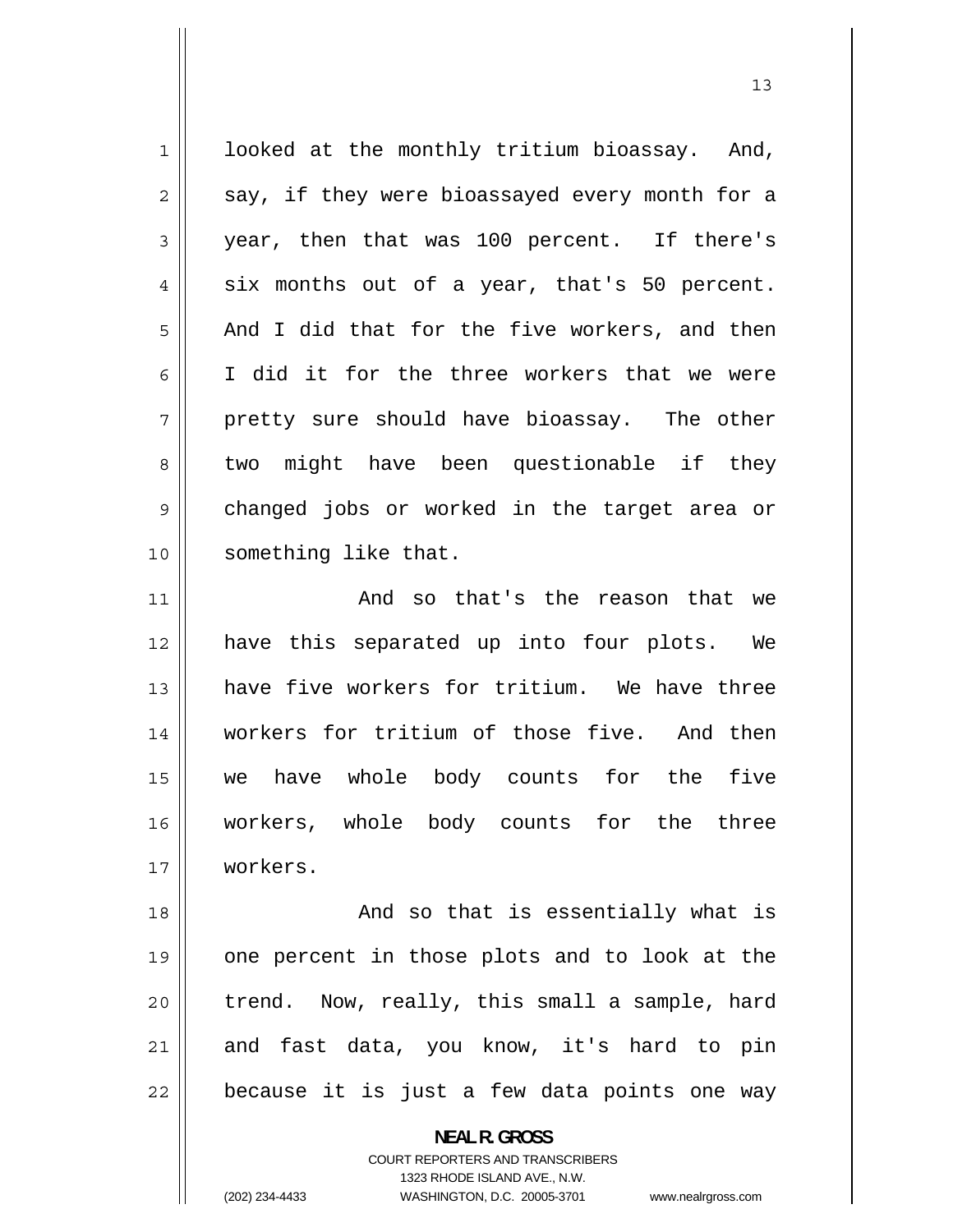looked at the monthly tritium bioassay. And, say, if they were bioassayed every month for a year, then that was 100 percent. If there's six months out of a year, that's 50 percent. And I did that for the five workers, and then I did it for the three workers that we were pretty sure should have bioassay. The other two might have been questionable if they changed jobs or worked in the target area or something like that.

And so that's the reason that we have this separated up into four plots. We have five workers for tritium. We have three workers for tritium of those five. And then we have whole body counts for the five workers, whole body counts for the three workers.

And so that is essentially what is one percent in those plots and to look at the trend. Now, really, this small a sample, hard and fast data, you know, it's hard to pin because it is just a few data points one way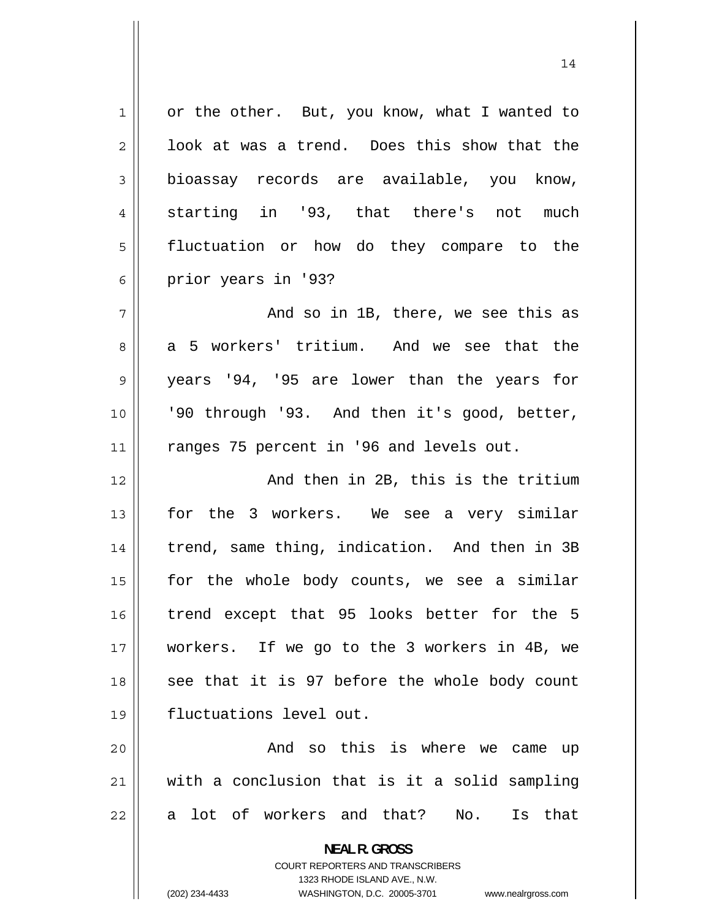or the other. But, you know, what I wanted to look at was a trend. Does this show that the bioassay records are available, you know, starting in '93, that there's not much fluctuation or how do they compare to the prior years in '93?

And so in 1B, there, we see this as a 5 workers' tritium. And we see that the years '94, '95 are lower than the years for '90 through '93. And then it's good, better, ranges 75 percent in '96 and levels out.

And then in 2B, this is the tritium for the 3 workers. We see a very similar trend, same thing, indication. And then in 3B for the whole body counts, we see a similar trend except that 95 looks better for the 5 workers. If we go to the 3 workers in 4B, we see that it is 97 before the whole body count fluctuations level out.

And so this is where we came up with a conclusion that is it a solid sampling a lot of workers and that? No. Is that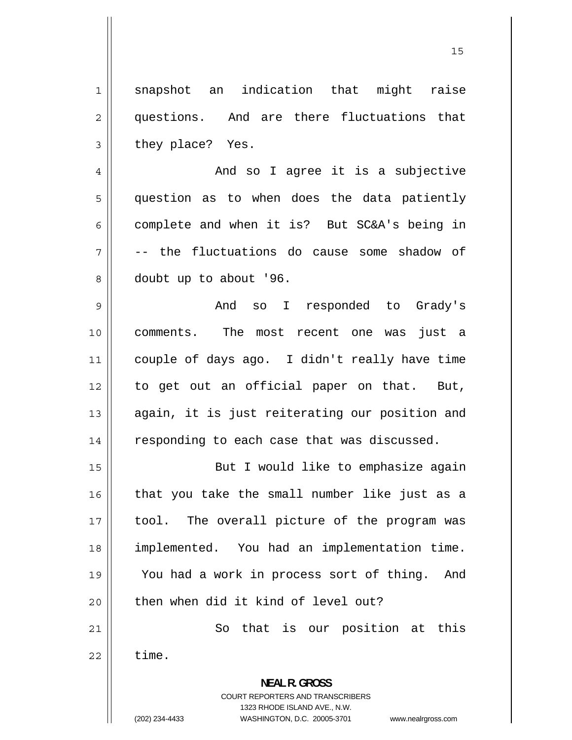snapshot an indication that might raise questions. And are there fluctuations that they place? Yes.

And so I agree it is a subjective question as to when does the data patiently complete and when it is? But SC&A's being in -- the fluctuations do cause some shadow of doubt up to about '96.

And so I responded to Grady's comments. The most recent one was just a couple of days ago. I didn't really have time to get out an official paper on that. But, again, it is just reiterating our position and responding to each case that was discussed.

But I would like to emphasize again that you take the small number like just as a tool. The overall picture of the program was implemented. You had an implementation time. You had a work in process sort of thing. And then when did it kind of level out?

So that is our position at this time.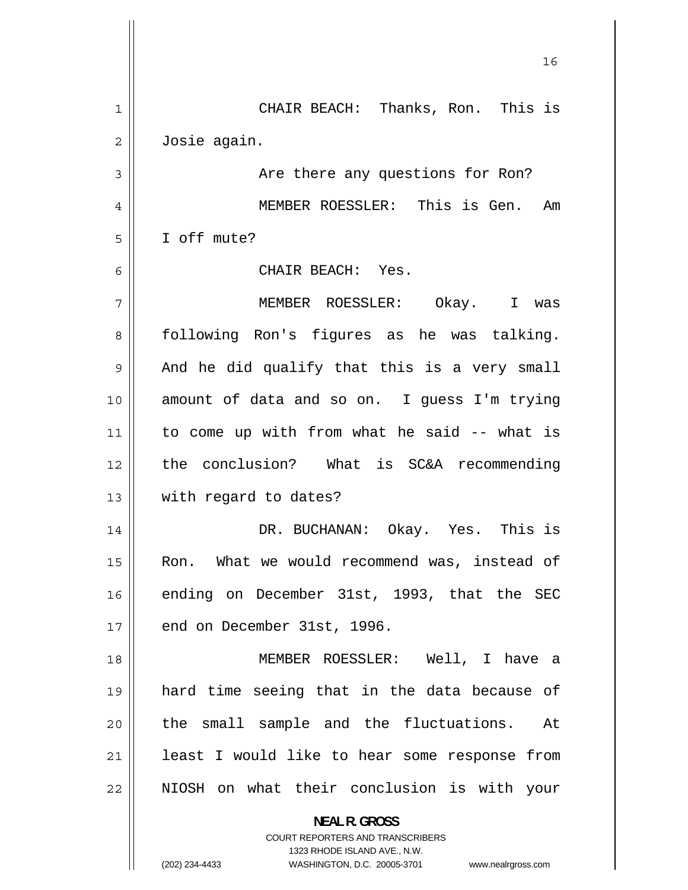CHAIR BEACH: Thanks, Ron. This is Josie again.

Are there any questions for Ron?

MEMBER ROESSLER: This is Gen. Am I off mute?

CHAIR BEACH: Yes.

MEMBER ROESSLER: Okay. I was following Ron's figures as he was talking. And he did qualify that this is a very small amount of data and so on. I guess I'm trying to come up with from what he said -- what is the conclusion? What is SC&A recommending with regard to dates?

DR. BUCHANAN: Okay. Yes. This is Ron. What we would recommend was, instead of ending on December 31st, 1993, that the SEC end on December 31st, 1996.

MEMBER ROESSLER: Well, I have a hard time seeing that in the data because of the small sample and the fluctuations. At least I would like to hear some response from NIOSH on what their conclusion is with your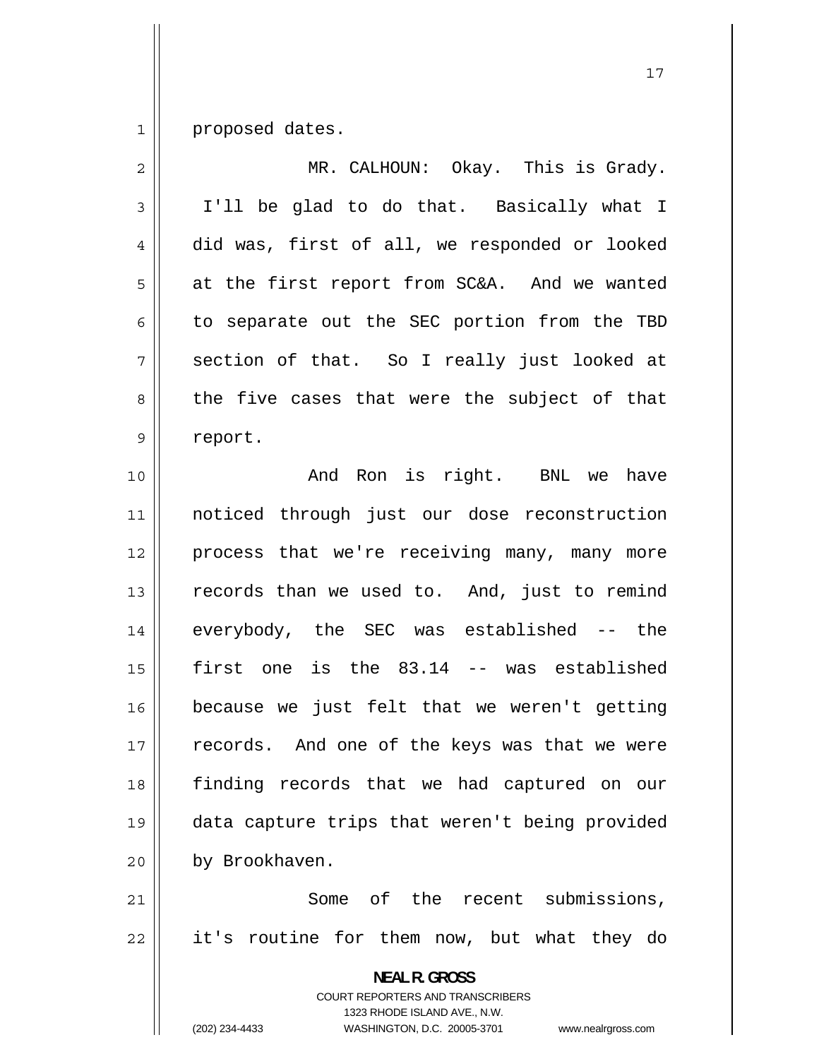proposed dates.

MR. CALHOUN: Okay. This is Grady. I'll be glad to do that. Basically what I did was, first of all, we responded or looked at the first report from SC&A. And we wanted to separate out the SEC portion from the TBD section of that. So I really just looked at the five cases that were the subject of that report.

And Ron is right. BNL we have noticed through just our dose reconstruction process that we're receiving many, many more records than we used to. And, just to remind everybody, the SEC was established -- the first one is the 83.14 -- was established because we just felt that we weren't getting records. And one of the keys was that we were finding records that we had captured on our data capture trips that weren't being provided by Brookhaven.

Some of the recent submissions, it's routine for them now, but what they do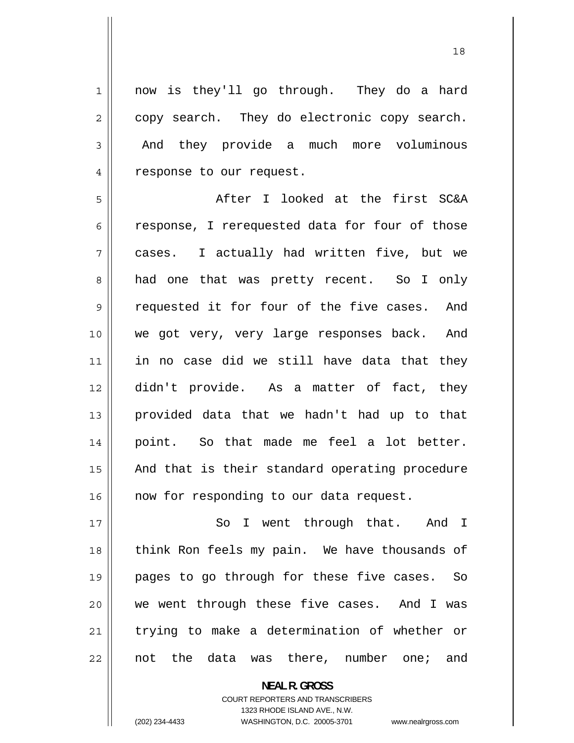now is they'll go through. They do a hard copy search. They do electronic copy search. And they provide a much more voluminous response to our request.

After I looked at the first SC&A response, I rerequested data for four of those cases. I actually had written five, but we had one that was pretty recent. So I only requested it for four of the five cases. And we got very, very large responses back. And in no case did we still have data that they didn't provide. As a matter of fact, they provided data that we hadn't had up to that point. So that made me feel a lot better. And that is their standard operating procedure now for responding to our data request.

So I went through that. And I think Ron feels my pain. We have thousands of pages to go through for these five cases. So we went through these five cases. And I was trying to make a determination of whether or not the data was there, number one; and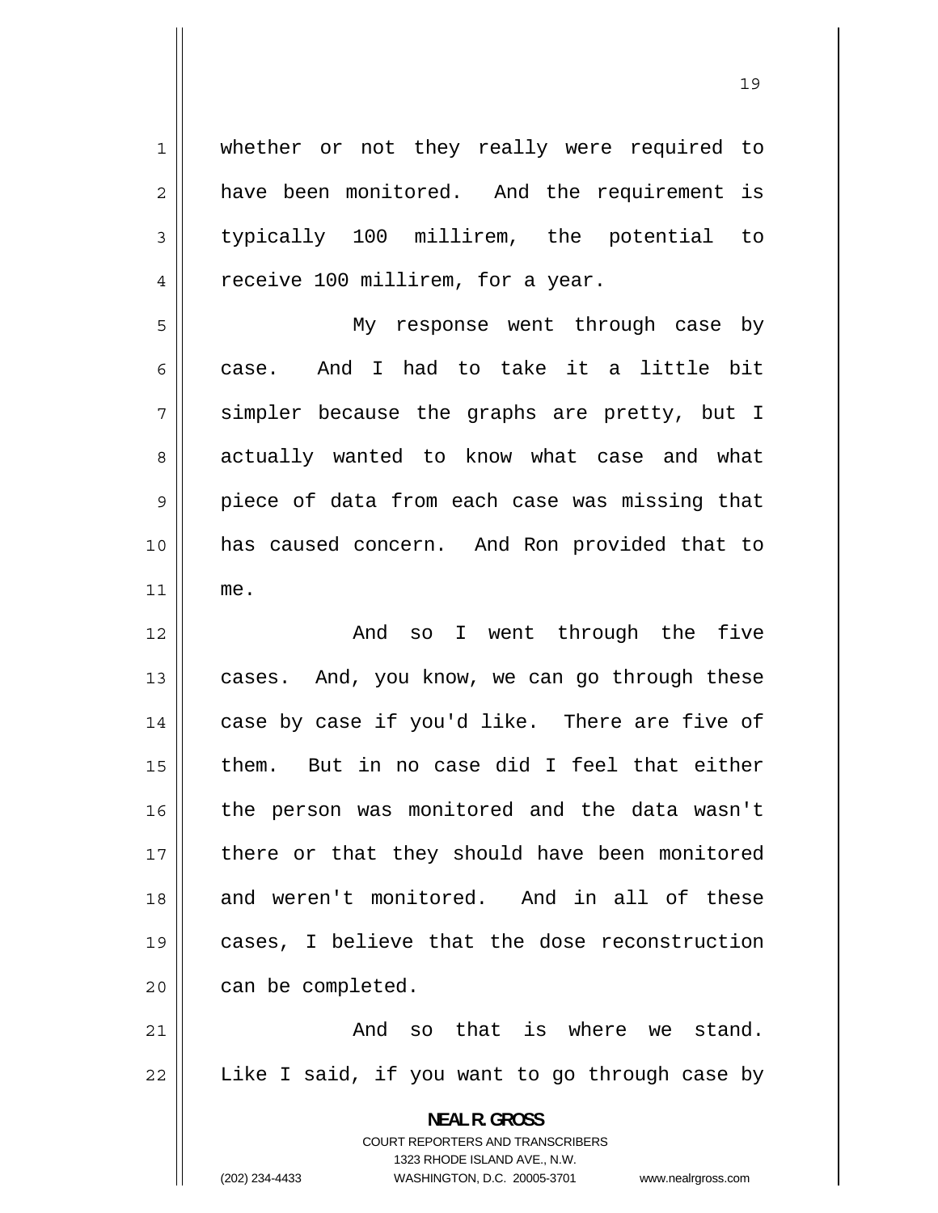whether or not they really were required to have been monitored. And the requirement is typically 100 millirem, the potential to receive 100 millirem, for a year.

My response went through case by case. And I had to take it a little bit simpler because the graphs are pretty, but I actually wanted to know what case and what piece of data from each case was missing that has caused concern. And Ron provided that to me.

And so I went through the five cases. And, you know, we can go through these case by case if you'd like. There are five of them. But in no case did I feel that either the person was monitored and the data wasn't there or that they should have been monitored and weren't monitored. And in all of these cases, I believe that the dose reconstruction can be completed.

And so that is where we stand. Like I said, if you want to go through case by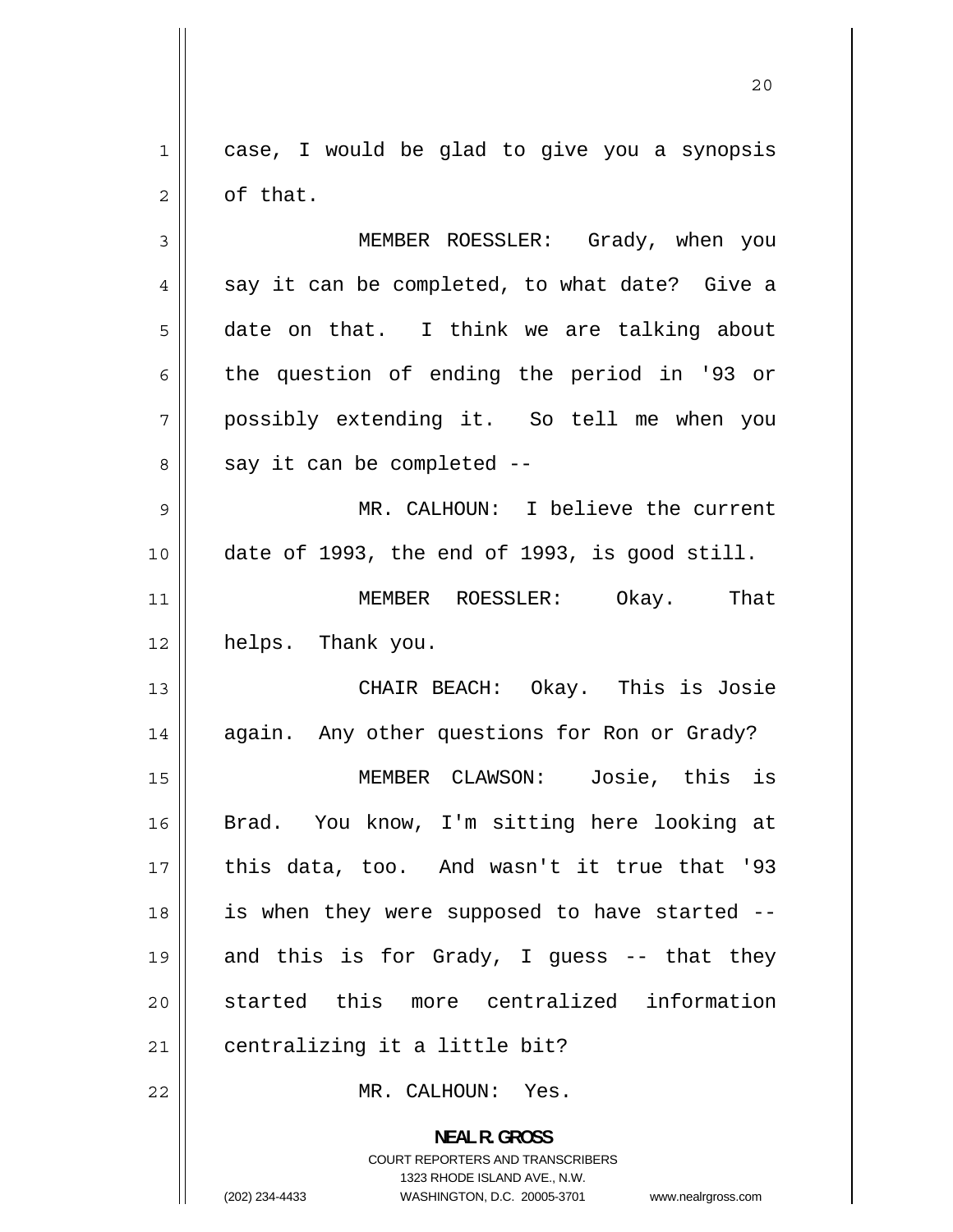case, I would be glad to give you a synopsis of that.

MEMBER ROESSLER: Grady, when you say it can be completed, to what date? Give a date on that. I think we are talking about the question of ending the period in '93 or possibly extending it. So tell me when you say it can be completed --

MR. CALHOUN: I believe the current date of 1993, the end of 1993, is good still.

MEMBER ROESSLER: Okay. That helps. Thank you.

CHAIR BEACH: Okay. This is Josie again. Any other questions for Ron or Grady?

MEMBER CLAWSON: Josie, this is Brad. You know, I'm sitting here looking at this data, too. And wasn't it true that '93 is when they were supposed to have started -- and this is for Grady, I guess -- that they started this more centralized information centralizing it a little bit?

MR. CALHOUN: Yes.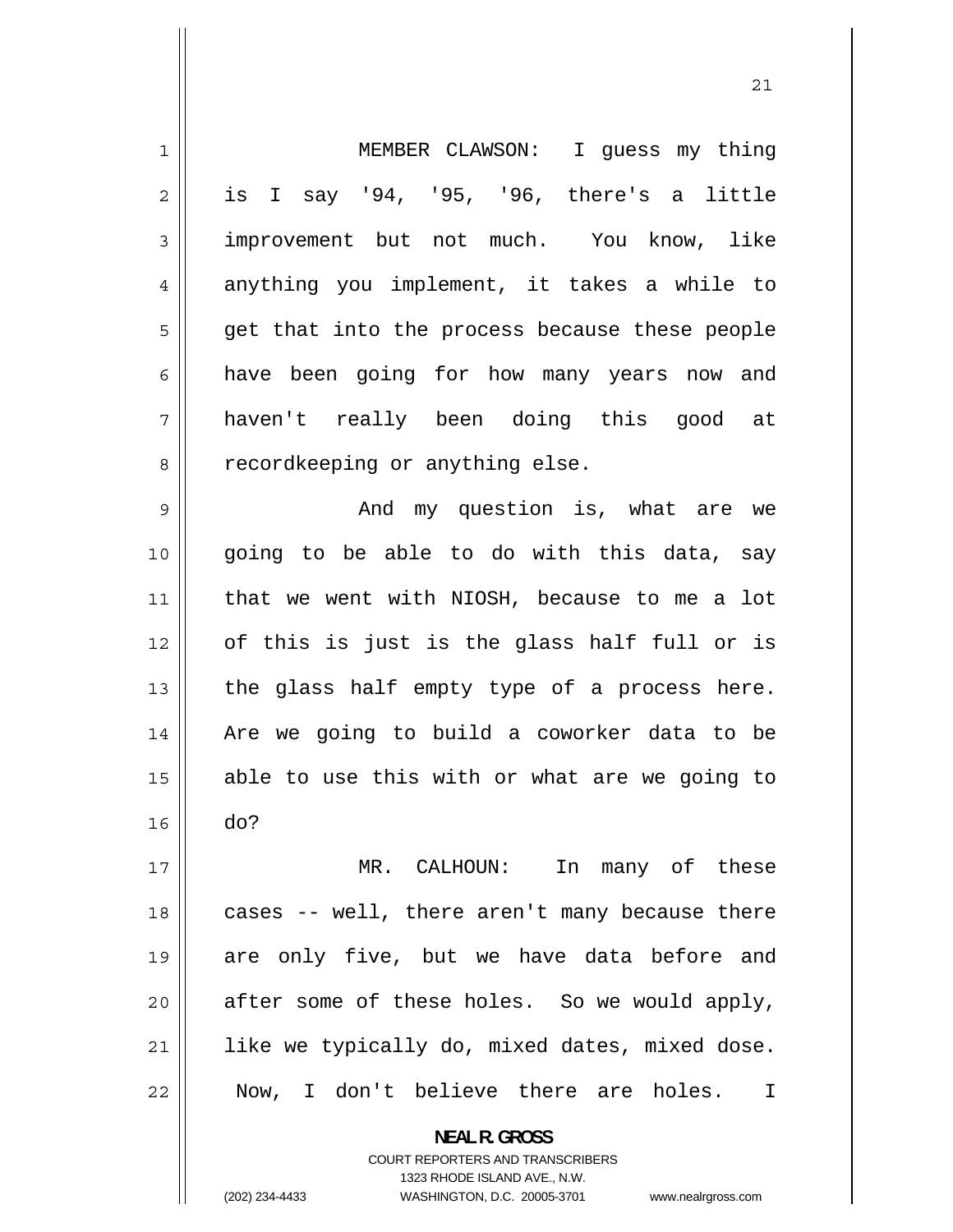MEMBER CLAWSON: I guess my thing is I say '94, '95, '96, there's a little improvement but not much. You know, like anything you implement, it takes a while to get that into the process because these people have been going for how many years now and haven't really been doing this good at recordkeeping or anything else.

And my question is, what are we going to be able to do with this data, say that we went with NIOSH, because to me a lot of this is just is the glass half full or is the glass half empty type of a process here. Are we going to build a coworker data to be able to use this with or what are we going to do?

MR. CALHOUN: In many of these cases -- well, there aren't many because there are only five, but we have data before and after some of these holes. So we would apply, like we typically do, mixed dates, mixed dose. Now, I don't believe there are holes. I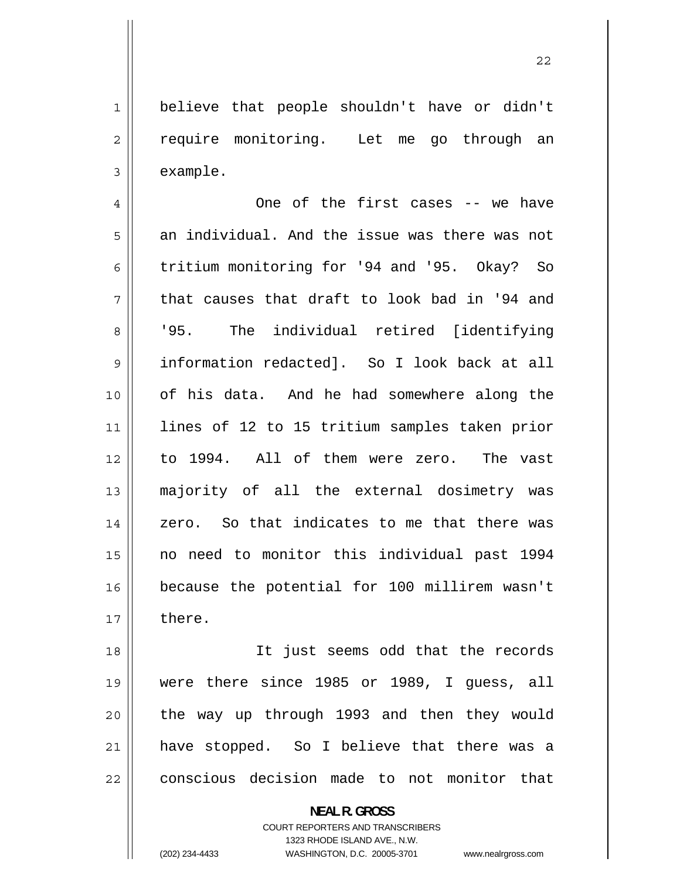believe that people shouldn't have or didn't require monitoring. Let me go through an example.

One of the first cases -- we have an individual. And the issue was there was not tritium monitoring for '94 and '95. Okay? So that causes that draft to look bad in '94 and '95. The individual retired [identifying information redacted]. So I look back at all of his data. And he had somewhere along the lines of 12 to 15 tritium samples taken prior to 1994. All of them were zero. The vast majority of all the external dosimetry was zero. So that indicates to me that there was no need to monitor this individual past 1994 because the potential for 100 millirem wasn't there.

It just seems odd that the records were there since 1985 or 1989, I guess, all the way up through 1993 and then they would have stopped. So I believe that there was a conscious decision made to not monitor that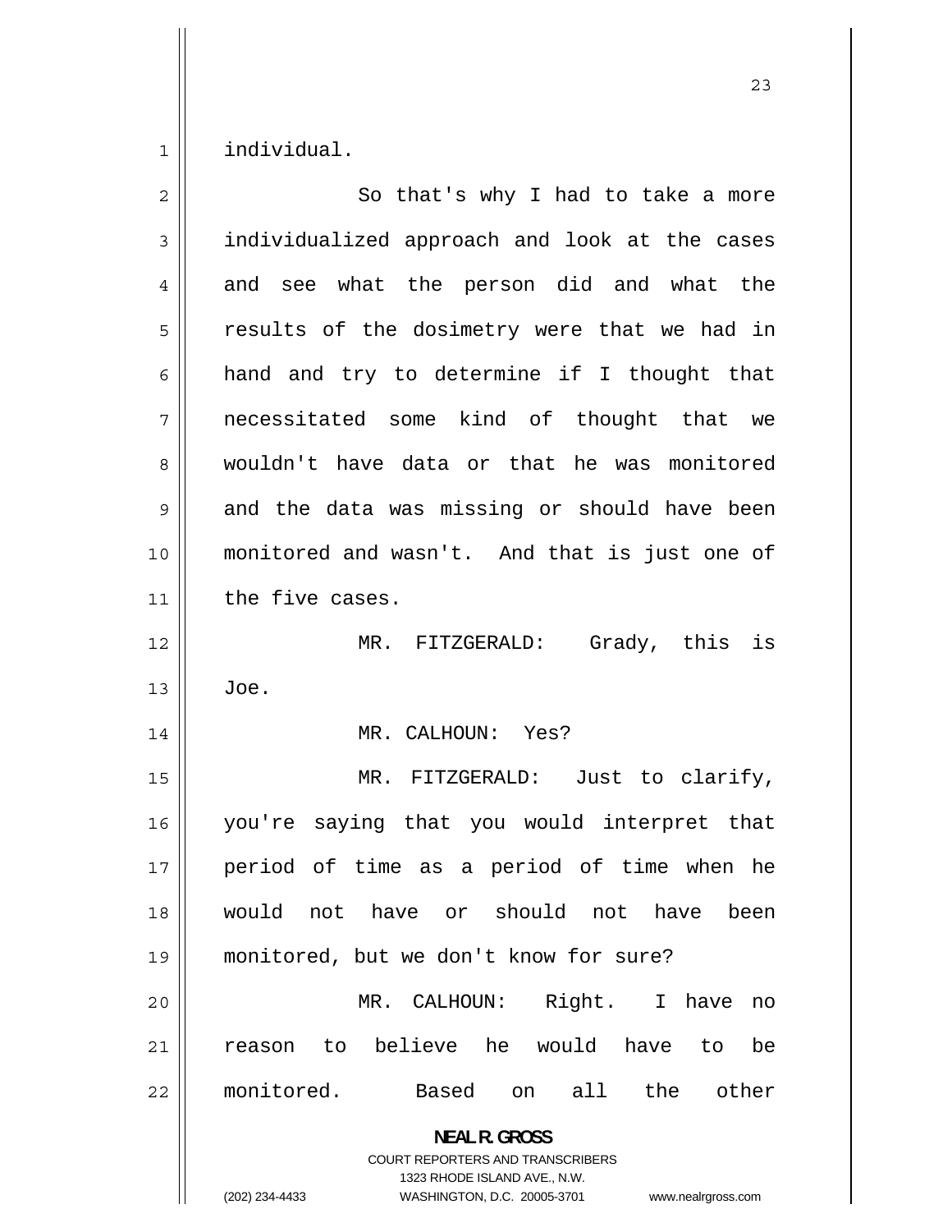individual.

So that's why I had to take a more individualized approach and look at the cases and see what the person did and what the results of the dosimetry were that we had in hand and try to determine if I thought that necessitated some kind of thought that we wouldn't have data or that he was monitored and the data was missing or should have been monitored and wasn't. And that is just one of the five cases.

MR. FITZGERALD: Grady, this is Joe.

MR. CALHOUN: Yes?

MR. FITZGERALD: Just to clarify, you're saying that you would interpret that period of time as a period of time when he would not have or should not have been monitored, but we don't know for sure?

MR. CALHOUN: Right. I have no reason to believe he would have to be monitored. Based on all the other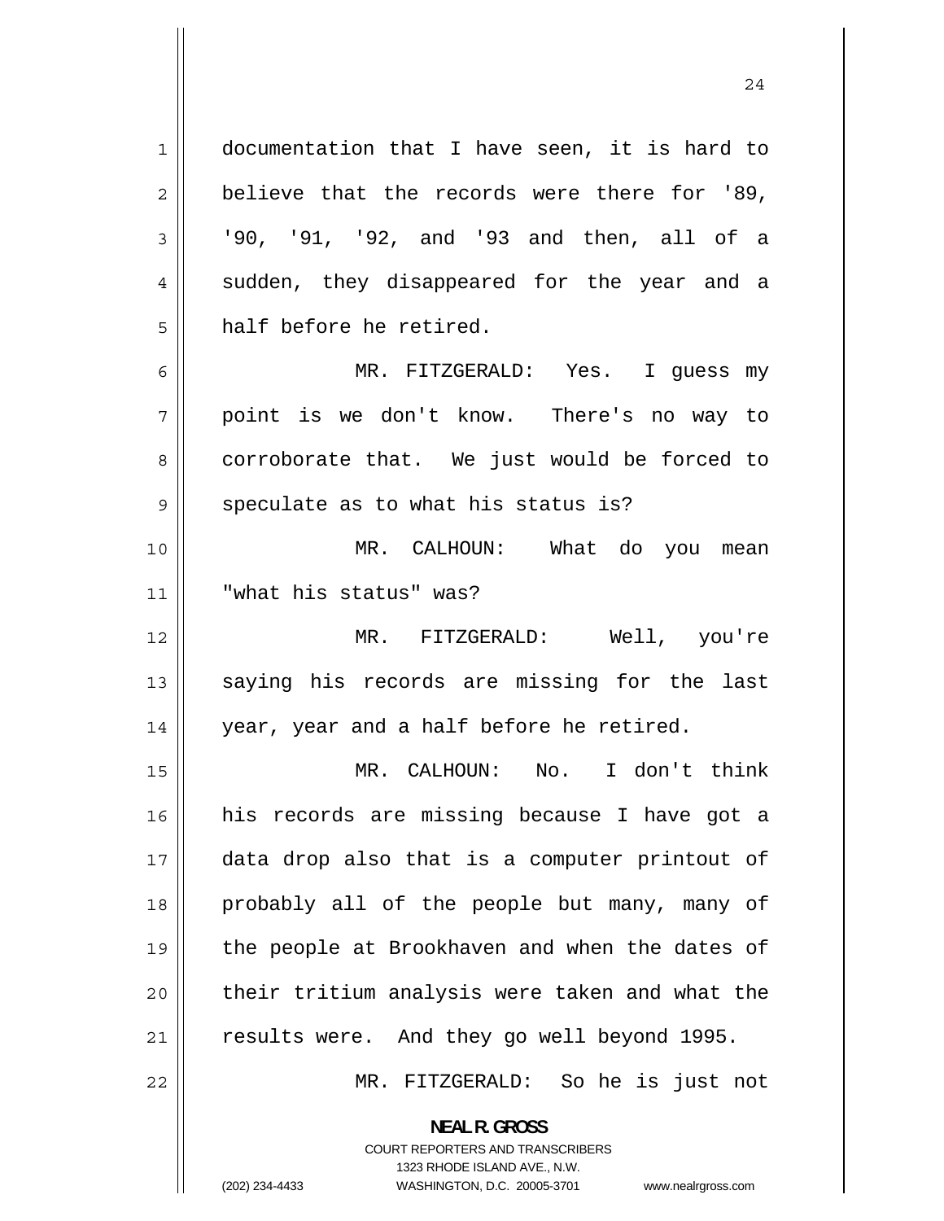documentation that I have seen, it is hard to believe that the records were there for '89, '90, '91, '92, and '93 and then, all of a sudden, they disappeared for the year and a half before he retired.

MR. FITZGERALD: Yes. I guess my point is we don't know. There's no way to corroborate that. We just would be forced to speculate as to what his status is?

MR. CALHOUN: What do you mean "what his status" was?

MR. FITZGERALD: Well, you're saying his records are missing for the last year, year and a half before he retired.

MR. CALHOUN: No. I don't think his records are missing because I have got a data drop also that is a computer printout of probably all of the people but many, many of the people at Brookhaven and when the dates of their tritium analysis were taken and what the results were. And they go well beyond 1995.

MR. FITZGERALD: So he is just not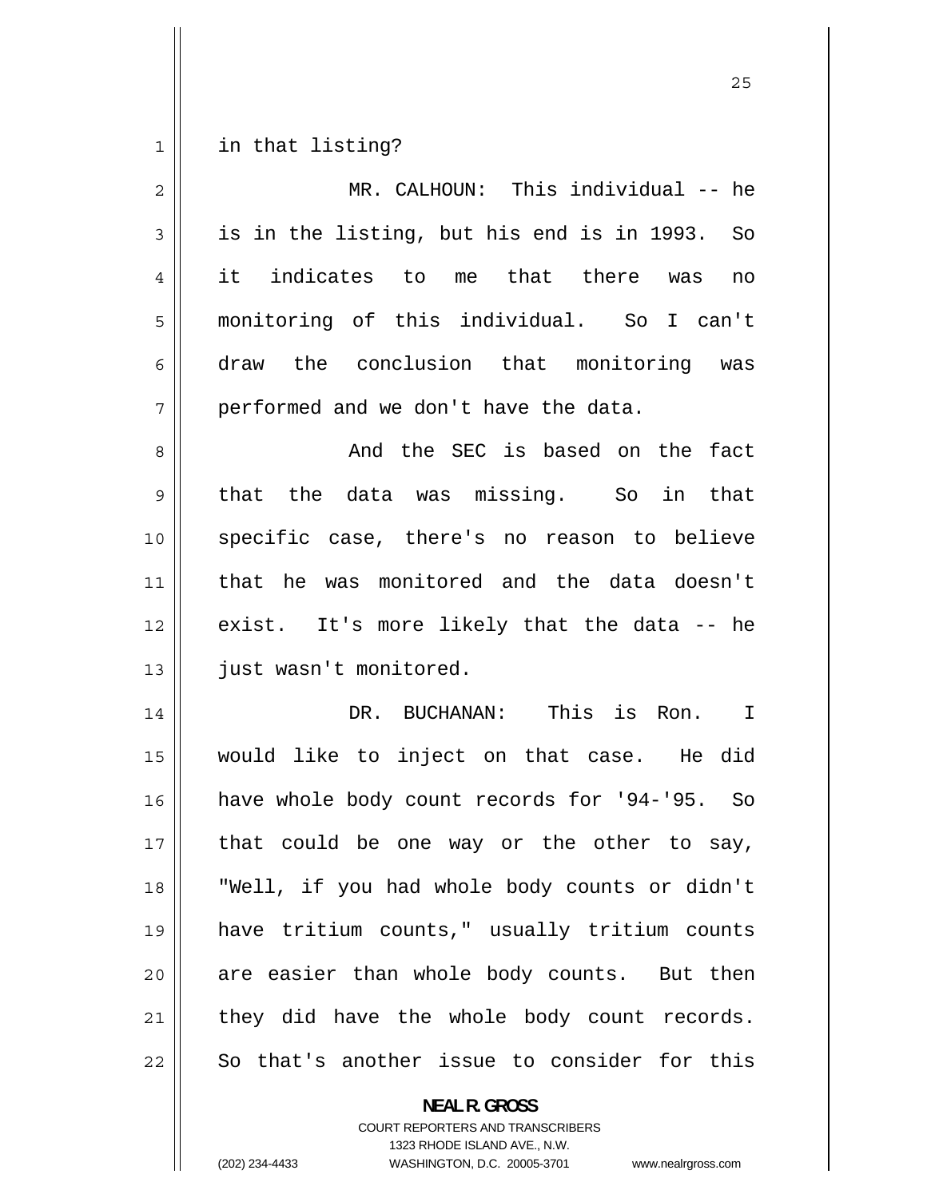in that listing?

MR. CALHOUN: This individual -- he is in the listing, but his end is in 1993. So it indicates to me that there was no monitoring of this individual. So I can't draw the conclusion that monitoring was performed and we don't have the data.

And the SEC is based on the fact that the data was missing. So in that specific case, there's no reason to believe that he was monitored and the data doesn't exist. It's more likely that the data -- he just wasn't monitored.

DR. BUCHANAN: This is Ron. I would like to inject on that case. He did have whole body count records for '94-'95. So that could be one way or the other to say, "Well, if you had whole body counts or didn't have tritium counts," usually tritium counts are easier than whole body counts. But then they did have the whole body count records. So that's another issue to consider for this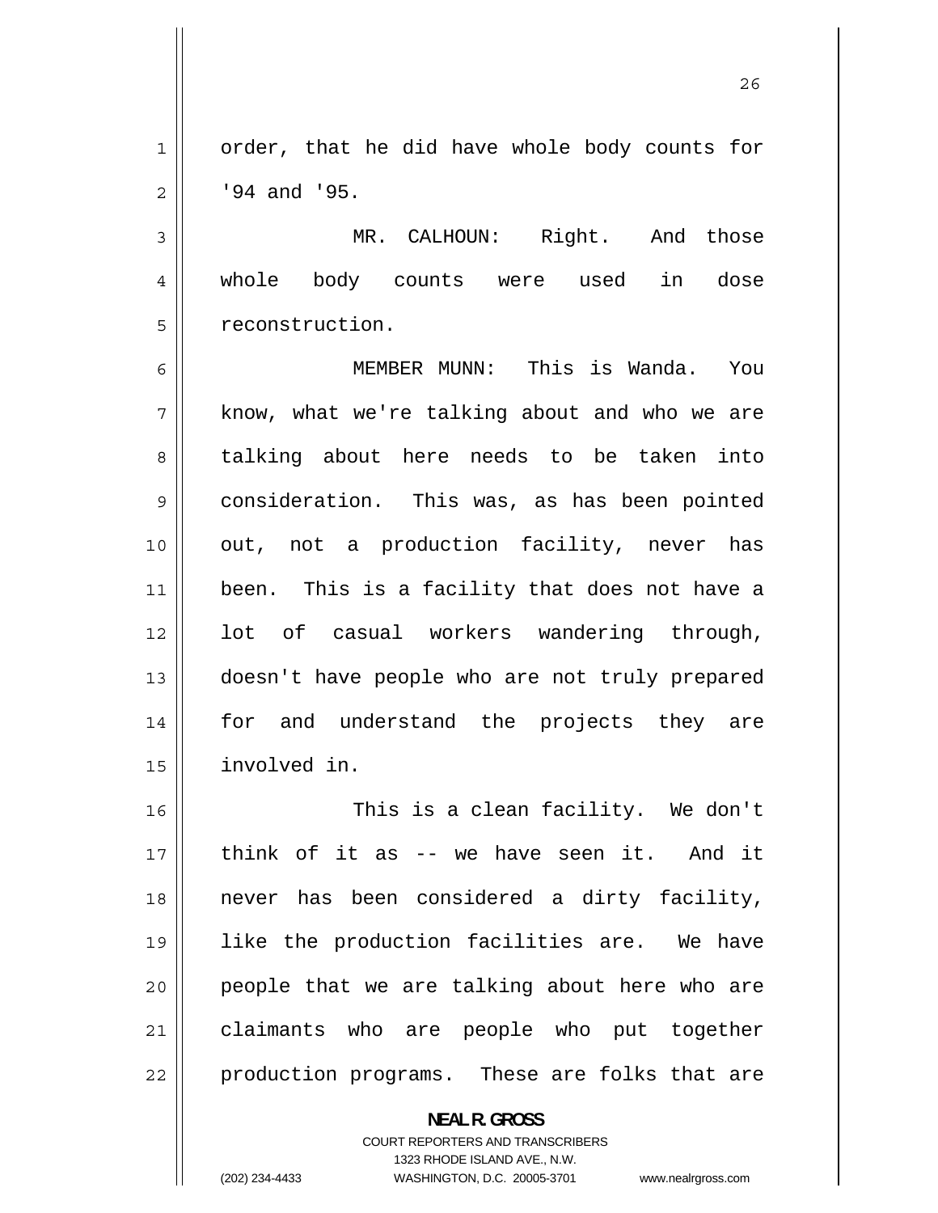order, that he did have whole body counts for '94 and '95.

MR. CALHOUN: Right. And those whole body counts were used in dose reconstruction.

MEMBER MUNN: This is Wanda. You know, what we're talking about and who we are talking about here needs to be taken into consideration. This was, as has been pointed out, not a production facility, never has been. This is a facility that does not have a lot of casual workers wandering through, doesn't have people who are not truly prepared for and understand the projects they are involved in.

This is a clean facility. We don't think of it as -- we have seen it. And it never has been considered a dirty facility, like the production facilities are. We have people that we are talking about here who are claimants who are people who put together production programs. These are folks that are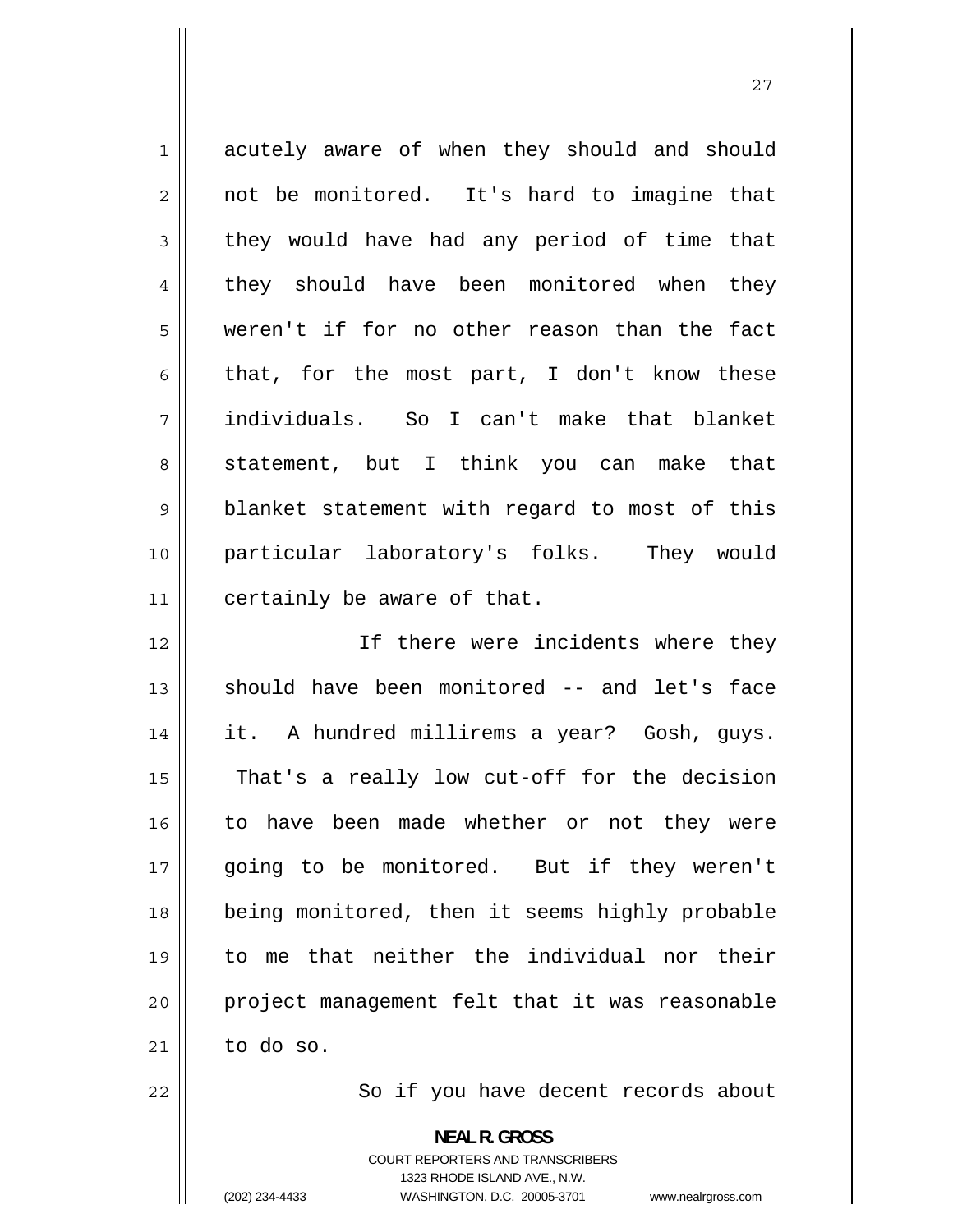acutely aware of when they should and should not be monitored. It's hard to imagine that they would have had any period of time that they should have been monitored when they weren't if for no other reason than the fact that, for the most part, I don't know these individuals. So I can't make that blanket statement, but I think you can make that blanket statement with regard to most of this particular laboratory's folks. They would certainly be aware of that.

If there were incidents where they should have been monitored -- and let's face it. A hundred millirems a year? Gosh, guys. That's a really low cut-off for the decision to have been made whether or not they were going to be monitored. But if they weren't being monitored, then it seems highly probable to me that neither the individual nor their project management felt that it was reasonable to do so.

So if you have decent records about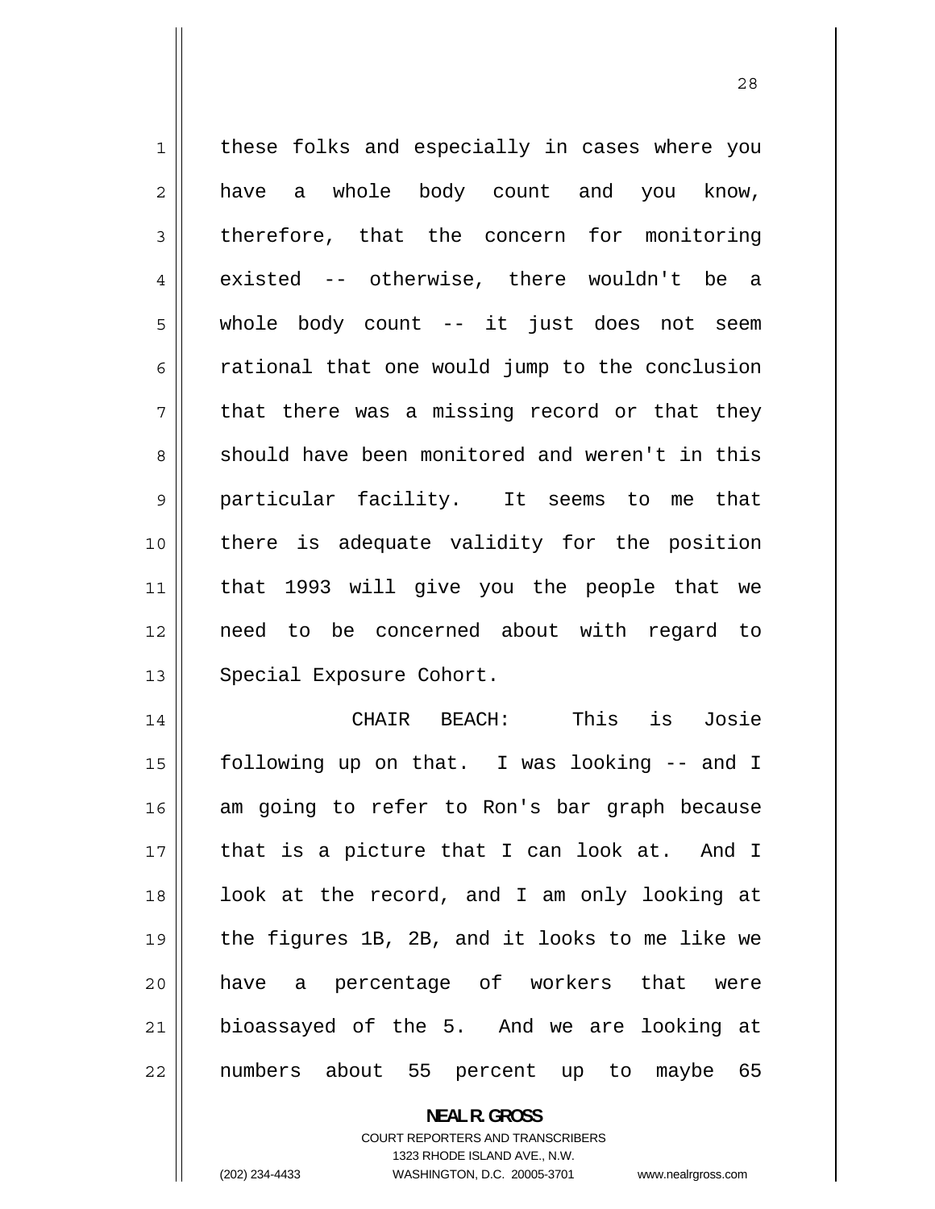these folks and especially in cases where you have a whole body count and you know, therefore, that the concern for monitoring existed -- otherwise, there wouldn't be a whole body count -- it just does not seem rational that one would jump to the conclusion that there was a missing record or that they should have been monitored and weren't in this particular facility. It seems to me that there is adequate validity for the position that 1993 will give you the people that we need to be concerned about with regard to Special Exposure Cohort.

CHAIR BEACH: This is Josie following up on that. I was looking -- and I am going to refer to Ron's bar graph because that is a picture that I can look at. And I look at the record, and I am only looking at the figures 1B, 2B, and it looks to me like we have a percentage of workers that were bioassayed of the 5. And we are looking at numbers about 55 percent up to maybe 65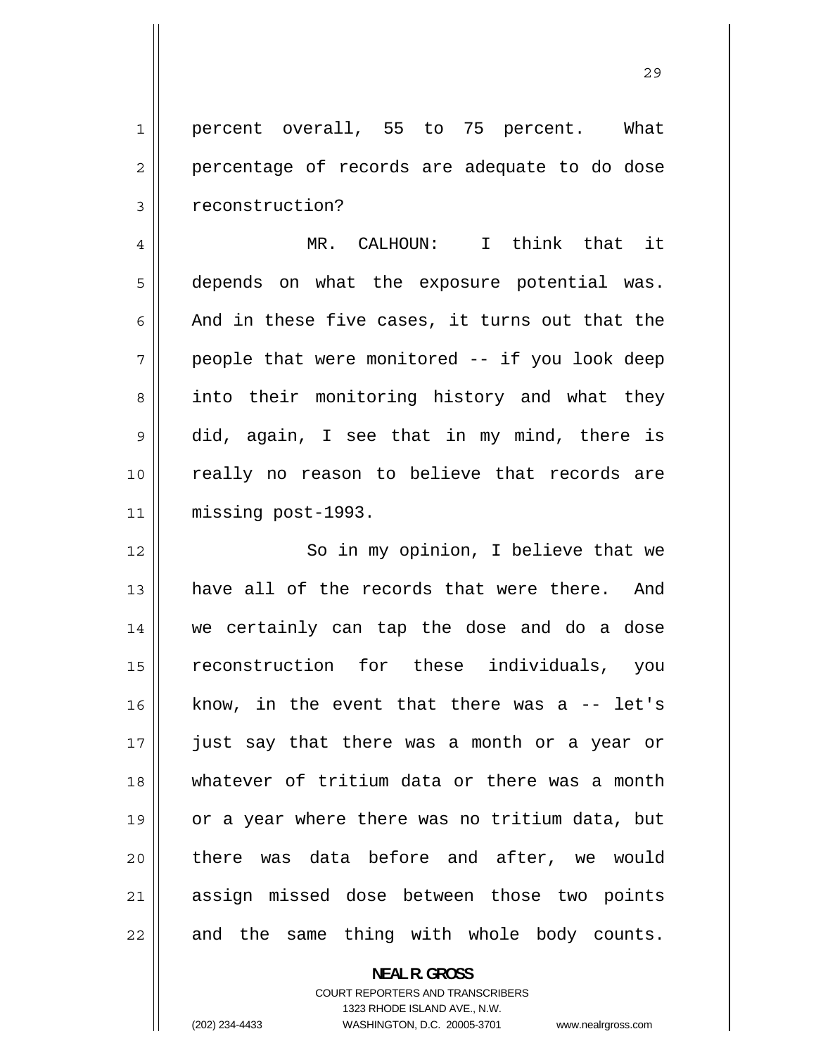percent overall, 55 to 75 percent. What percentage of records are adequate to do dose reconstruction?

MR. CALHOUN: I think that it depends on what the exposure potential was. And in these five cases, it turns out that the people that were monitored -- if you look deep into their monitoring history and what they did, again, I see that in my mind, there is really no reason to believe that records are missing post-1993.

So in my opinion, I believe that we have all of the records that were there. And we certainly can tap the dose and do a dose reconstruction for these individuals, you know, in the event that there was a -- let's just say that there was a month or a year or whatever of tritium data or there was a month or a year where there was no tritium data, but there was data before and after, we would assign missed dose between those two points and the same thing with whole body counts.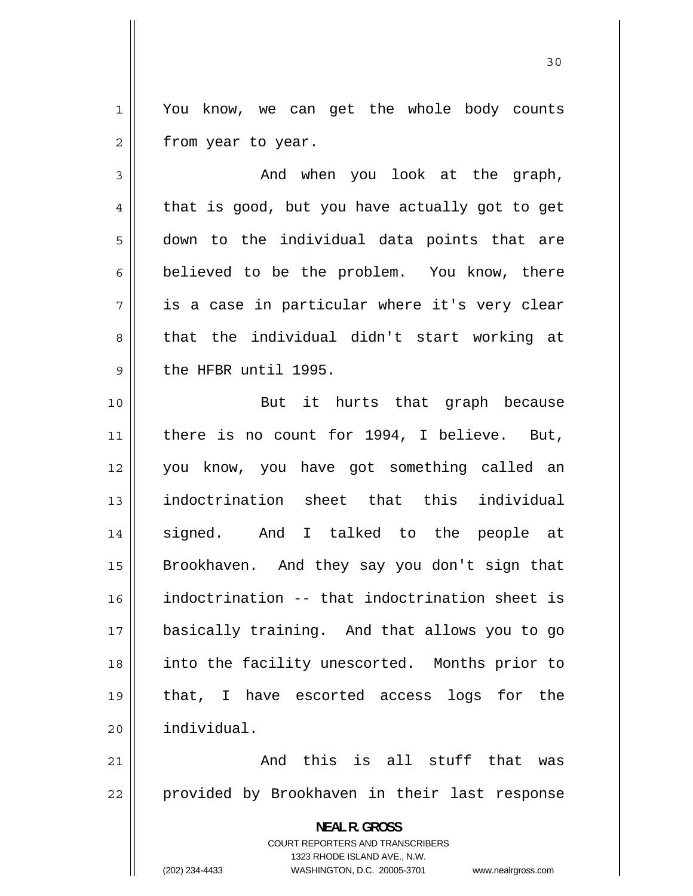You know, we can get the whole body counts from year to year.

And when you look at the graph, that is good, but you have actually got to get down to the individual data points that are believed to be the problem. You know, there is a case in particular where it's very clear that the individual didn't start working at the HFBR until 1995.

But it hurts that graph because there is no count for 1994, I believe. But, you know, you have got something called an indoctrination sheet that this individual signed. And I talked to the people at Brookhaven. And they say you don't sign that indoctrination -- that indoctrination sheet is basically training. And that allows you to go into the facility unescorted. Months prior to that, I have escorted access logs for the individual.

And this is all stuff that was provided by Brookhaven in their last response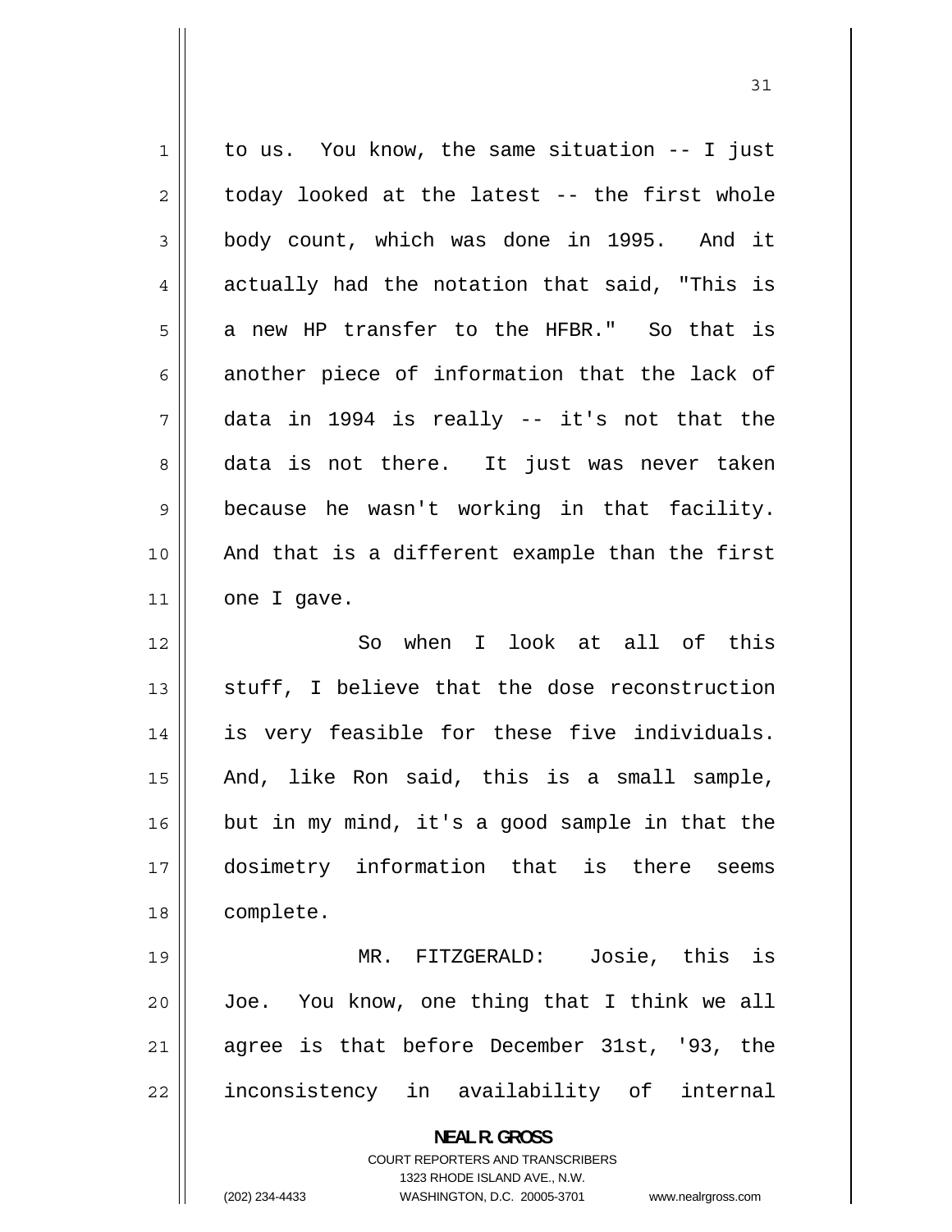to us. You know, the same situation -- I just today looked at the latest -- the first whole body count, which was done in 1995. And it actually had the notation that said, "This is a new HP transfer to the HFBR." So that is another piece of information that the lack of data in 1994 is really -- it's not that the data is not there. It just was never taken because he wasn't working in that facility. And that is a different example than the first one I gave.

So when I look at all of this stuff, I believe that the dose reconstruction is very feasible for these five individuals. And, like Ron said, this is a small sample, but in my mind, it's a good sample in that the dosimetry information that is there seems complete.

MR. FITZGERALD: Josie, this is Joe. You know, one thing that I think we all agree is that before December 31st, '93, the inconsistency in availability of internal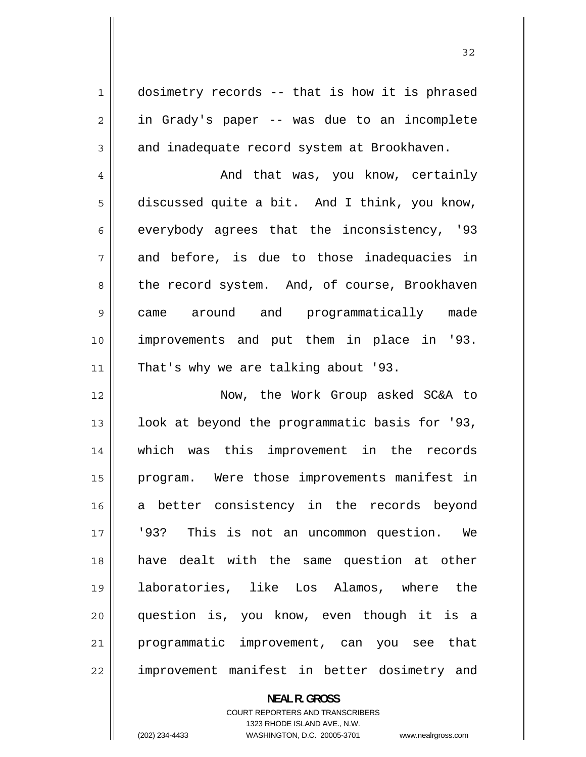dosimetry records -- that is how it is phrased in Grady's paper -- was due to an incomplete and inadequate record system at Brookhaven.

And that was, you know, certainly discussed quite a bit. And I think, you know, everybody agrees that the inconsistency, '93 and before, is due to those inadequacies in the record system. And, of course, Brookhaven came around and programmatically made improvements and put them in place in '93. That's why we are talking about '93.

Now, the Work Group asked SC&A to look at beyond the programmatic basis for '93, which was this improvement in the records program. Were those improvements manifest in a better consistency in the records beyond '93? This is not an uncommon question. We have dealt with the same question at other laboratories, like Los Alamos, where the question is, you know, even though it is a programmatic improvement, can you see that improvement manifest in better dosimetry and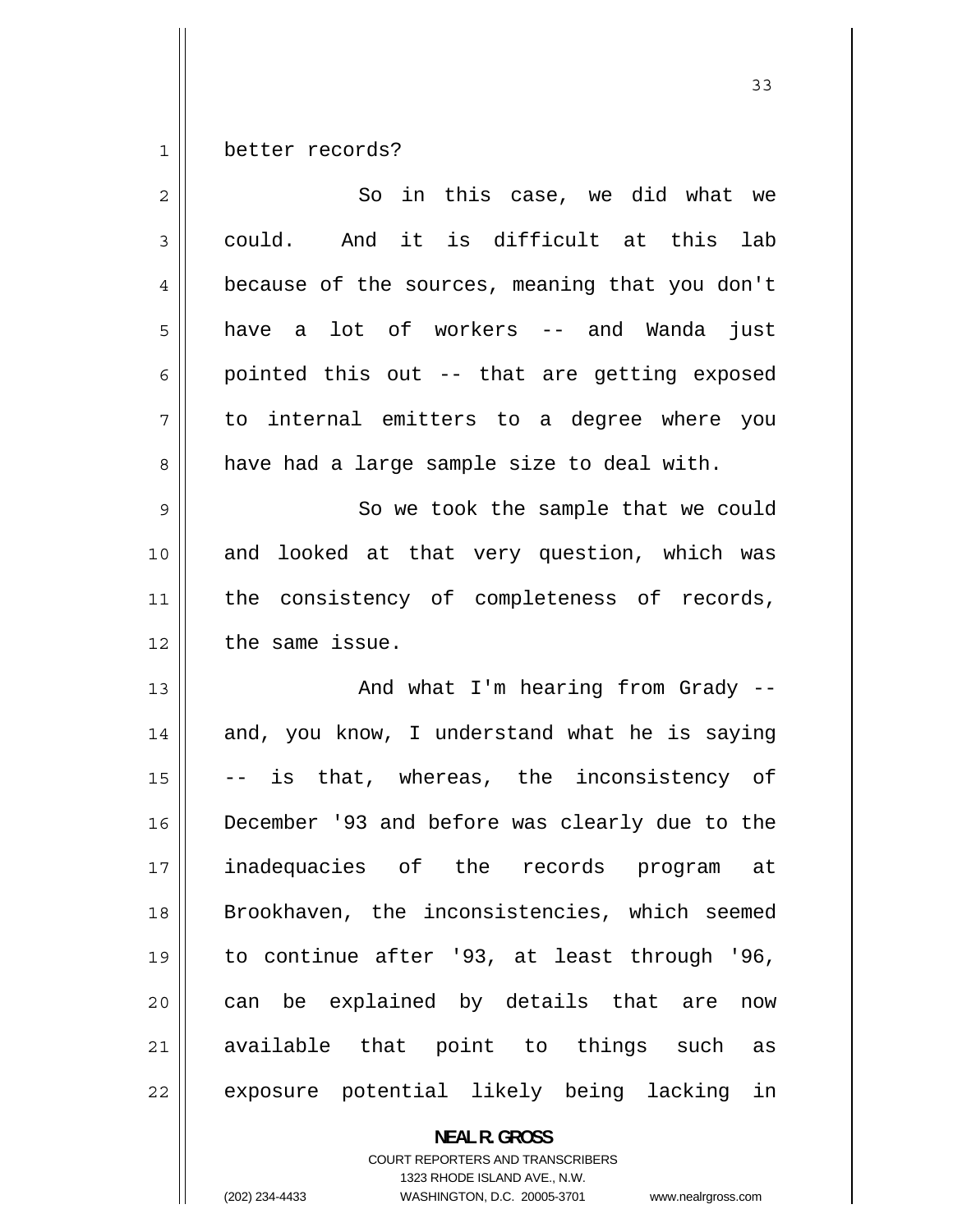better records?

So in this case, we did what we could. And it is difficult at this lab because of the sources, meaning that you don't have a lot of workers -- and Wanda just pointed this out -- that are getting exposed to internal emitters to a degree where you have had a large sample size to deal with.

So we took the sample that we could and looked at that very question, which was the consistency of completeness of records, the same issue.

And what I'm hearing from Grady -- and, you know, I understand what he is saying -- is that, whereas, the inconsistency of December '93 and before was clearly due to the inadequacies of the records program at Brookhaven, the inconsistencies, which seemed to continue after '93, at least through '96, can be explained by details that are now available that point to things such as exposure potential likely being lacking in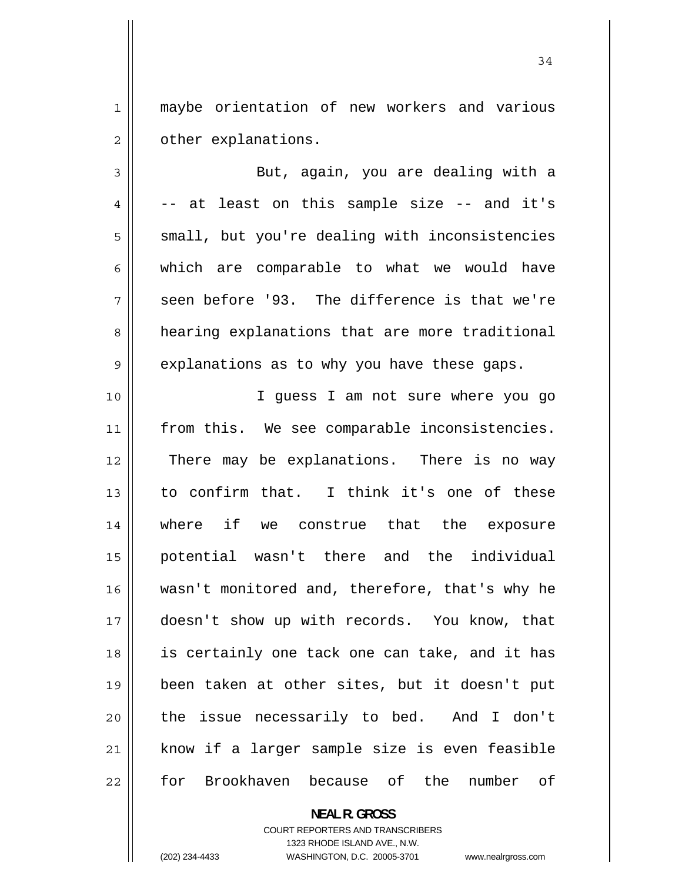maybe orientation of new workers and various other explanations.

But, again, you are dealing with a -- at least on this sample size -- and it's small, but you're dealing with inconsistencies which are comparable to what we would have seen before '93. The difference is that we're hearing explanations that are more traditional explanations as to why you have these gaps.

I guess I am not sure where you go from this. We see comparable inconsistencies. There may be explanations. There is no way to confirm that. I think it's one of these where if we construe that the exposure potential wasn't there and the individual wasn't monitored and, therefore, that's why he doesn't show up with records. You know, that is certainly one tack one can take, and it has been taken at other sites, but it doesn't put the issue necessarily to bed. And I don't know if a larger sample size is even feasible for Brookhaven because of the number of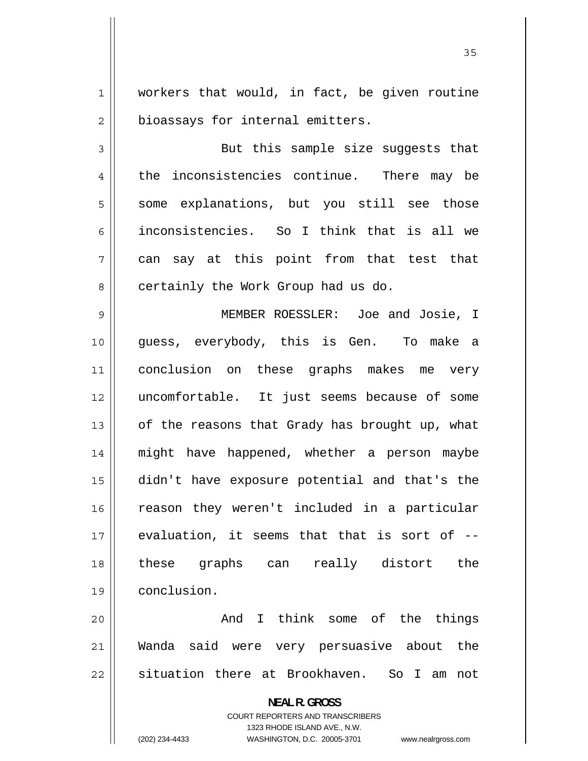workers that would, in fact, be given routine bioassays for internal emitters.

But this sample size suggests that the inconsistencies continue. There may be some explanations, but you still see those inconsistencies. So I think that is all we can say at this point from that test that certainly the Work Group had us do.

MEMBER ROESSLER: Joe and Josie, I guess, everybody, this is Gen. To make a conclusion on these graphs makes me very uncomfortable. It just seems because of some of the reasons that Grady has brought up, what might have happened, whether a person maybe didn't have exposure potential and that's the reason they weren't included in a particular evaluation, it seems that that is sort of -- these graphs can really distort the conclusion.

And I think some of the things Wanda said were very persuasive about the situation there at Brookhaven. So I am not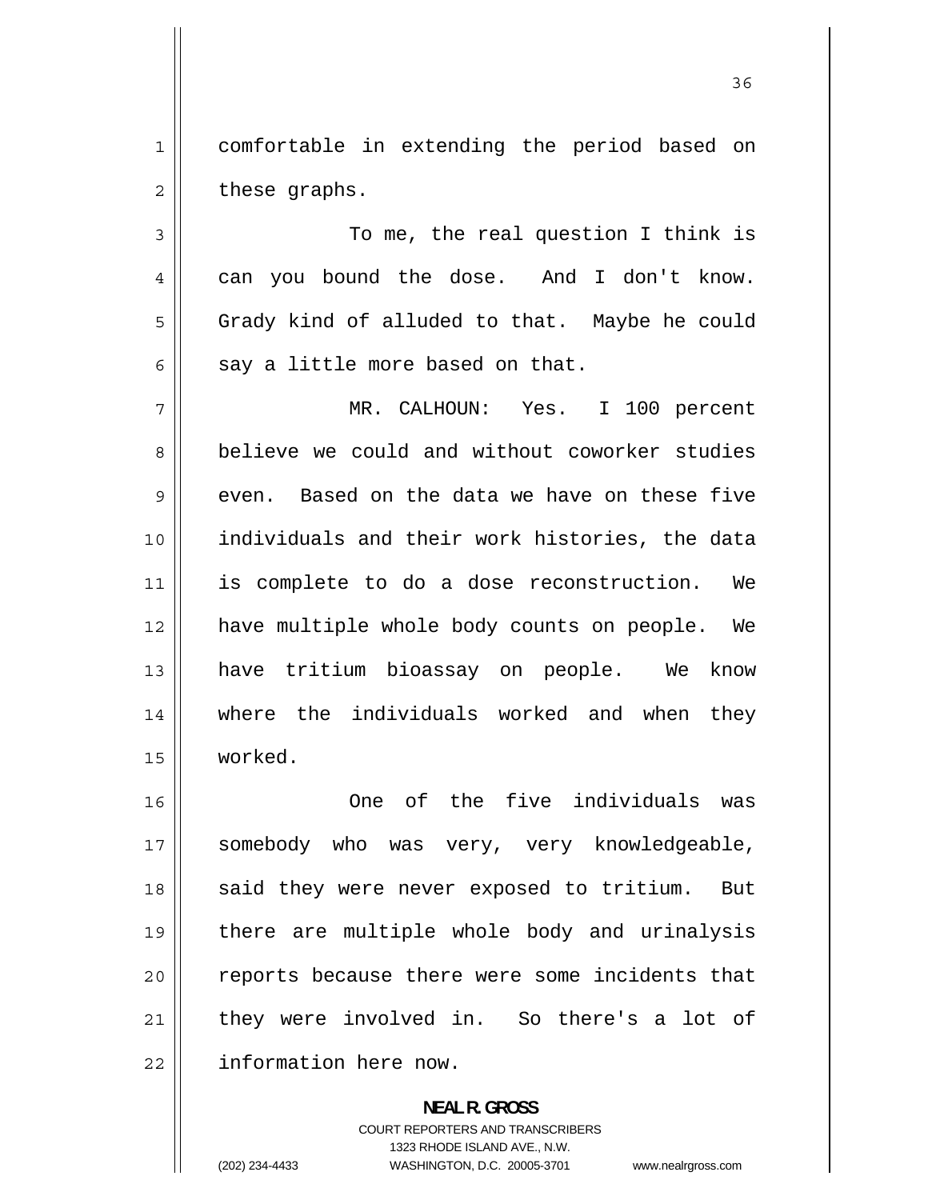comfortable in extending the period based on these graphs.

To me, the real question I think is can you bound the dose. And I don't know. Grady kind of alluded to that. Maybe he could say a little more based on that.

MR. CALHOUN: Yes. I 100 percent believe we could and without coworker studies even. Based on the data we have on these five individuals and their work histories, the data is complete to do a dose reconstruction. We have multiple whole body counts on people. We have tritium bioassay on people. We know where the individuals worked and when they worked.

One of the five individuals was somebody who was very, very knowledgeable, said they were never exposed to tritium. But there are multiple whole body and urinalysis reports because there were some incidents that they were involved in. So there's a lot of information here now.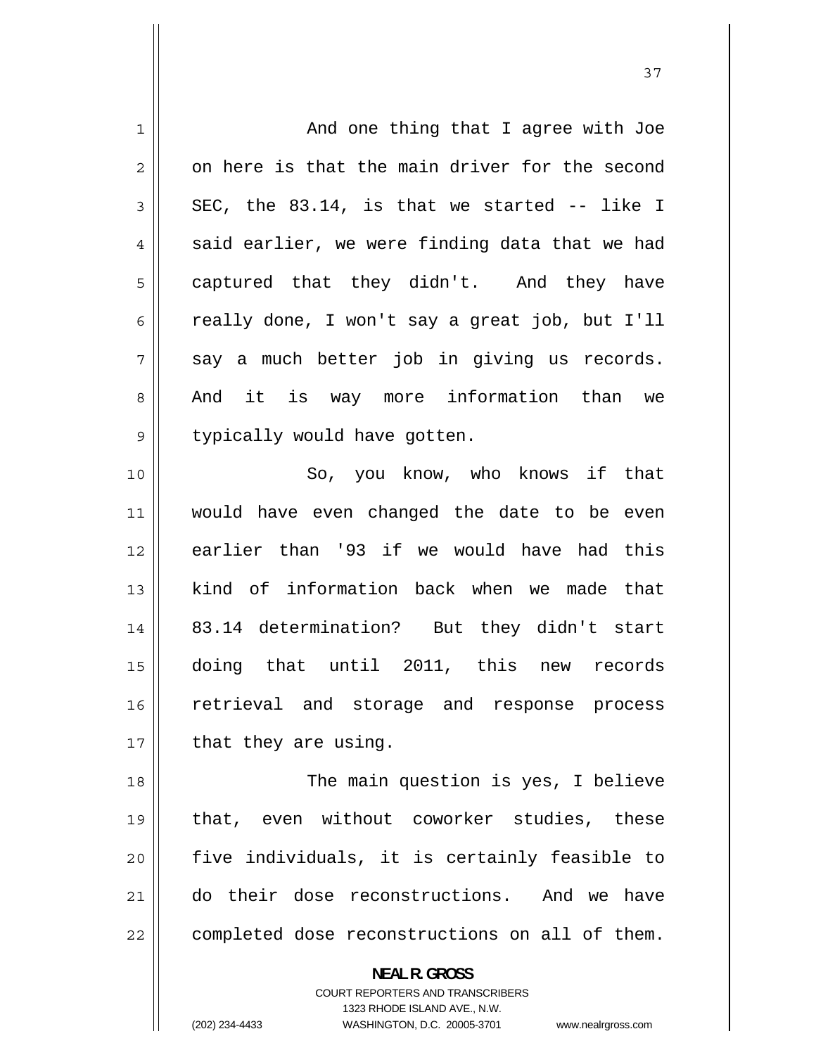And one thing that I agree with Joe on here is that the main driver for the second SEC, the 83.14, is that we started -- like I said earlier, we were finding data that we had captured that they didn't. And they have really done, I won't say a great job, but I'll say a much better job in giving us records. And it is way more information than we typically would have gotten.

So, you know, who knows if that would have even changed the date to be even earlier than '93 if we would have had this kind of information back when we made that 83.14 determination? But they didn't start doing that until 2011, this new records retrieval and storage and response process that they are using.

The main question is yes, I believe that, even without coworker studies, these five individuals, it is certainly feasible to do their dose reconstructions. And we have completed dose reconstructions on all of them.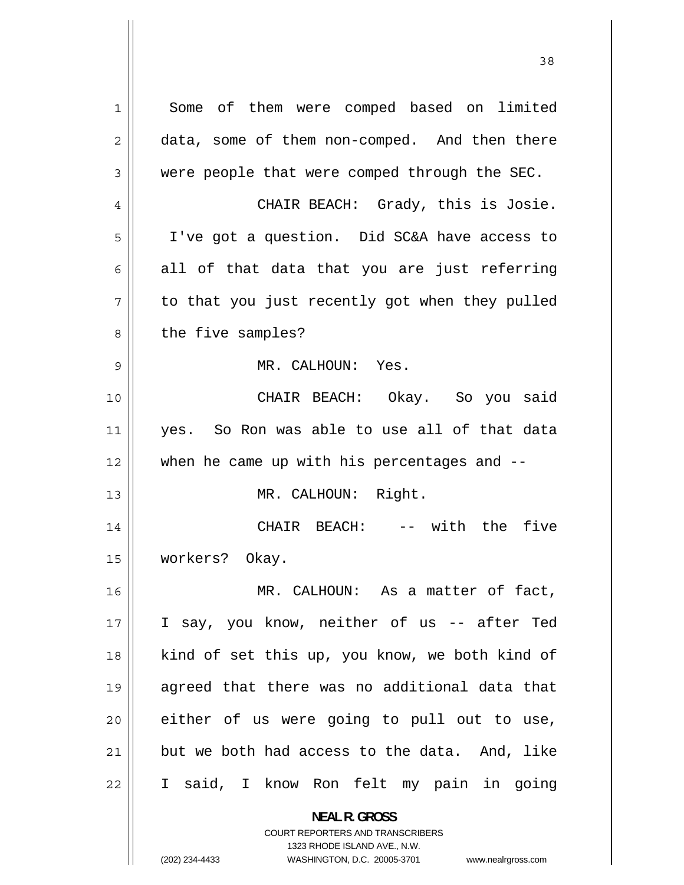Some of them were comped based on limited data, some of them non-comped. And then there were people that were comped through the SEC.

CHAIR BEACH: Grady, this is Josie. I've got a question. Did SC&A have access to all of that data that you are just referring to that you just recently got when they pulled the five samples?

MR. CALHOUN: Yes.

CHAIR BEACH: Okay. So you said yes. So Ron was able to use all of that data when he came up with his percentages and --

MR. CALHOUN: Right.

CHAIR BEACH: -- with the five workers? Okay.

MR. CALHOUN: As a matter of fact, I say, you know, neither of us -- after Ted kind of set this up, you know, we both kind of agreed that there was no additional data that either of us were going to pull out to use, but we both had access to the data. And, like I said, I know Ron felt my pain in going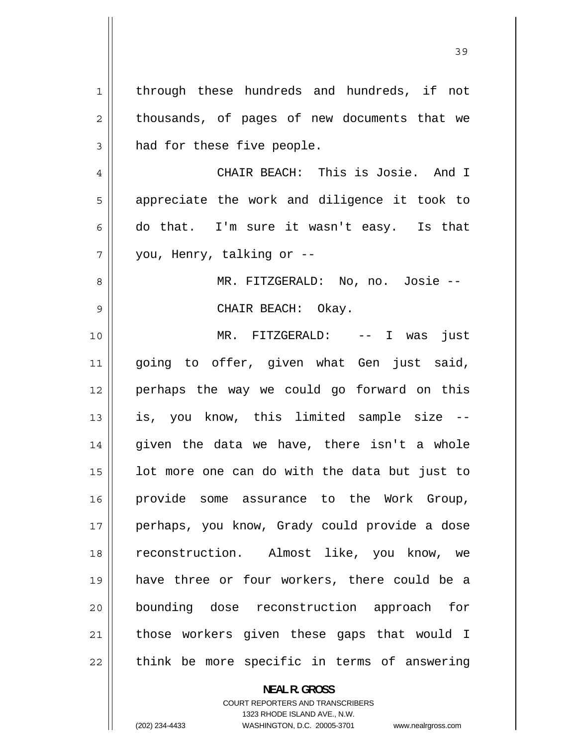through these hundreds and hundreds, if not thousands, of pages of new documents that we had for these five people.

CHAIR BEACH: This is Josie. And I appreciate the work and diligence it took to do that. I'm sure it wasn't easy. Is that you, Henry, talking or --

MR. FITZGERALD: No, no. Josie --

CHAIR BEACH: Okay.

MR. FITZGERALD: -- I was just going to offer, given what Gen just said, perhaps the way we could go forward on this is, you know, this limited sample size -- given the data we have, there isn't a whole lot more one can do with the data but just to provide some assurance to the Work Group, perhaps, you know, Grady could provide a dose reconstruction. Almost like, you know, we have three or four workers, there could be a bounding dose reconstruction approach for those workers given these gaps that would I think be more specific in terms of answering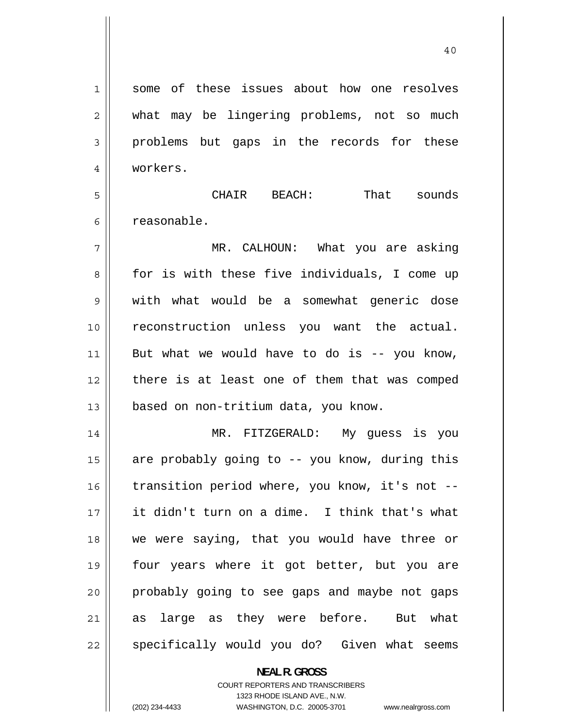some of these issues about how one resolves what may be lingering problems, not so much problems but gaps in the records for these workers.

CHAIR BEACH: That sounds reasonable.

MR. CALHOUN: What you are asking for is with these five individuals, I come up with what would be a somewhat generic dose reconstruction unless you want the actual. But what we would have to do is -- you know, there is at least one of them that was comped based on non-tritium data, you know.

MR. FITZGERALD: My guess is you are probably going to -- you know, during this transition period where, you know, it's not -- it didn't turn on a dime. I think that's what we were saying, that you would have three or four years where it got better, but you are probably going to see gaps and maybe not gaps as large as they were before. But what specifically would you do? Given what seems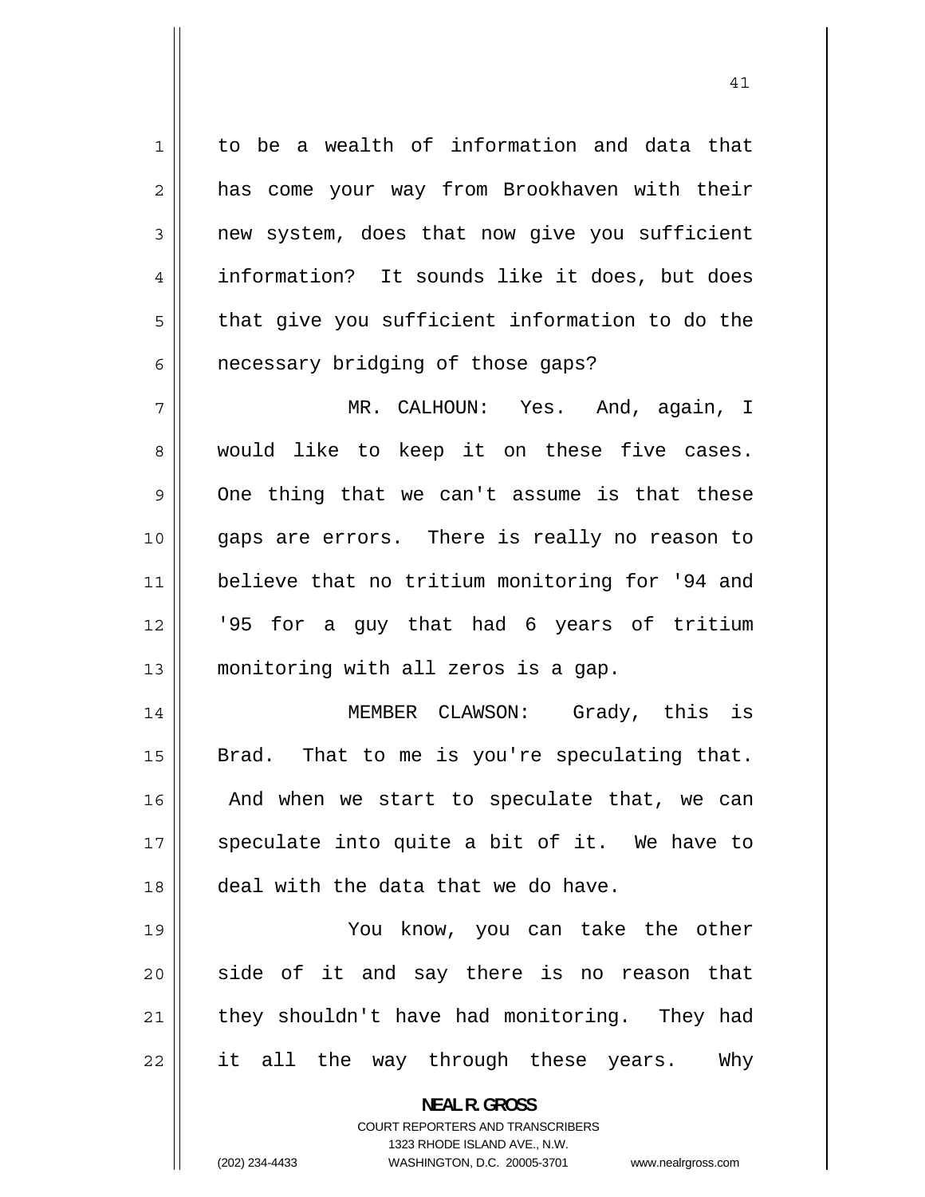to be a wealth of information and data that has come your way from Brookhaven with their new system, does that now give you sufficient information? It sounds like it does, but does that give you sufficient information to do the necessary bridging of those gaps?

MR. CALHOUN: Yes. And, again, I would like to keep it on these five cases. One thing that we can't assume is that these gaps are errors. There is really no reason to believe that no tritium monitoring for '94 and '95 for a guy that had 6 years of tritium monitoring with all zeros is a gap.

MEMBER CLAWSON: Grady, this is Brad. That to me is you're speculating that. And when we start to speculate that, we can speculate into quite a bit of it. We have to deal with the data that we do have.

You know, you can take the other side of it and say there is no reason that they shouldn't have had monitoring. They had it all the way through these years. Why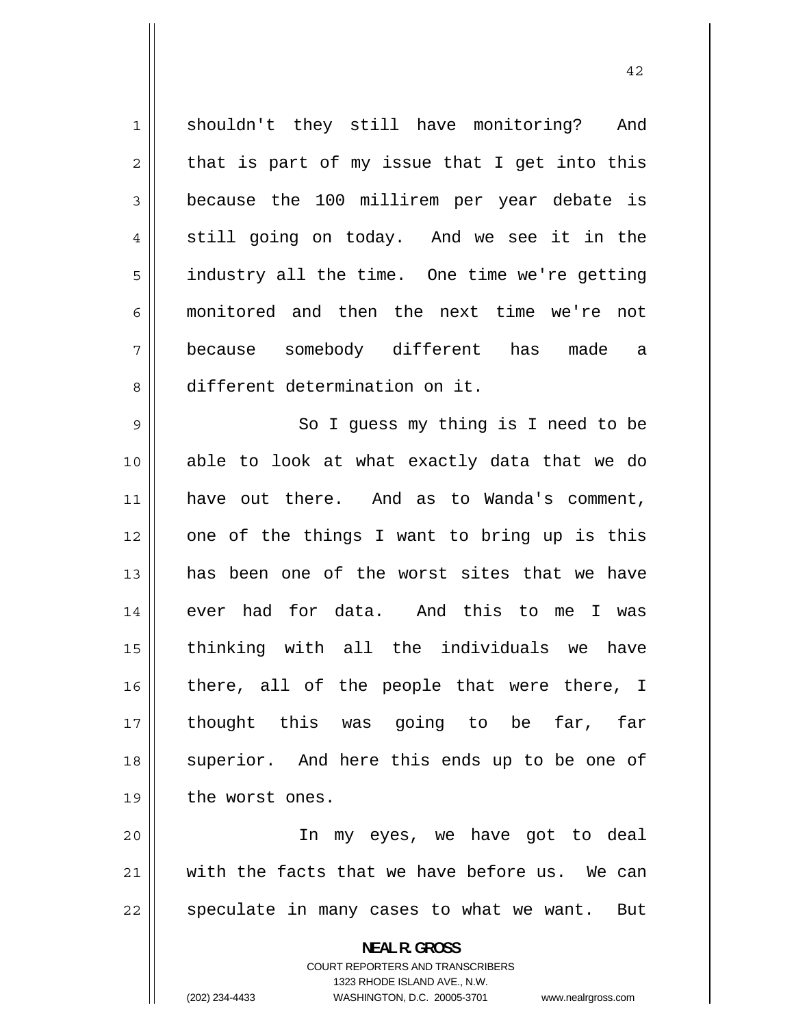shouldn't they still have monitoring? And that is part of my issue that I get into this because the 100 millirem per year debate is still going on today. And we see it in the industry all the time. One time we're getting monitored and then the next time we're not because somebody different has made a different determination on it.

So I guess my thing is I need to be able to look at what exactly data that we do have out there. And as to Wanda's comment, one of the things I want to bring up is this has been one of the worst sites that we have ever had for data. And this to me I was thinking with all the individuals we have there, all of the people that were there, I thought this was going to be far, far superior. And here this ends up to be one of the worst ones.

In my eyes, we have got to deal with the facts that we have before us. We can speculate in many cases to what we want. But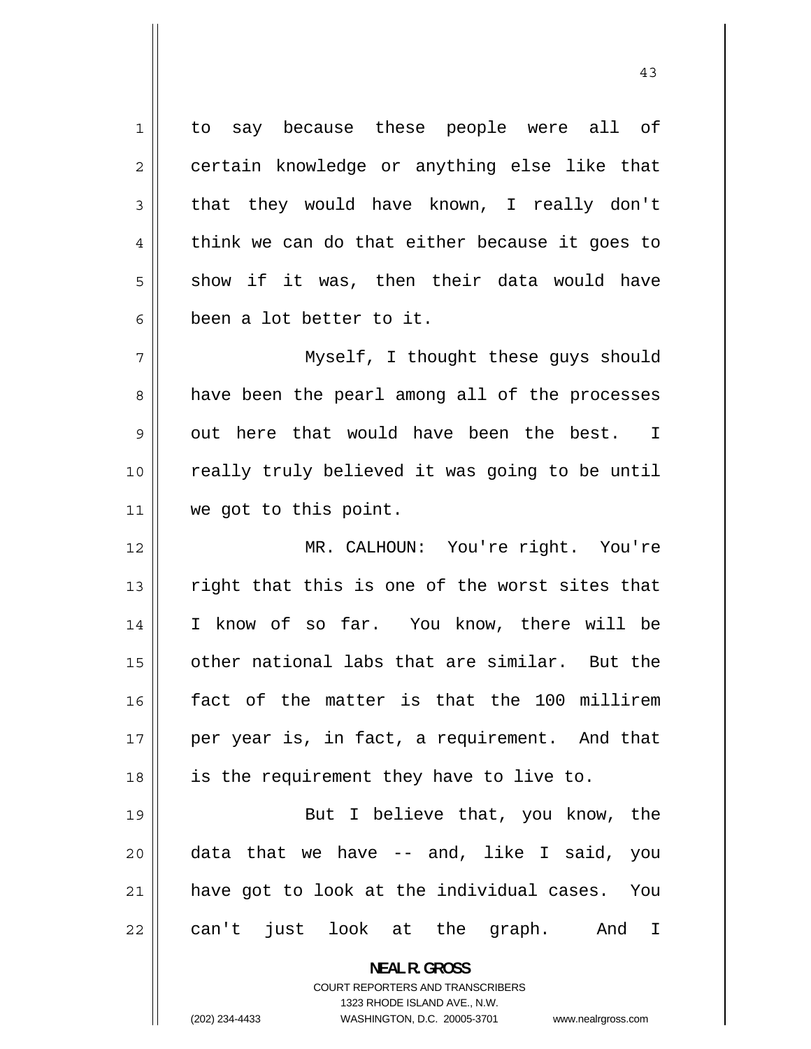to say because these people were all of certain knowledge or anything else like that that they would have known, I really don't think we can do that either because it goes to show if it was, then their data would have been a lot better to it.

Myself, I thought these guys should have been the pearl among all of the processes out here that would have been the best. I really truly believed it was going to be until we got to this point.

MR. CALHOUN: You're right. You're right that this is one of the worst sites that I know of so far. You know, there will be other national labs that are similar. But the fact of the matter is that the 100 millirem per year is, in fact, a requirement. And that is the requirement they have to live to.

But I believe that, you know, the data that we have -- and, like I said, you have got to look at the individual cases. You can't just look at the graph. And I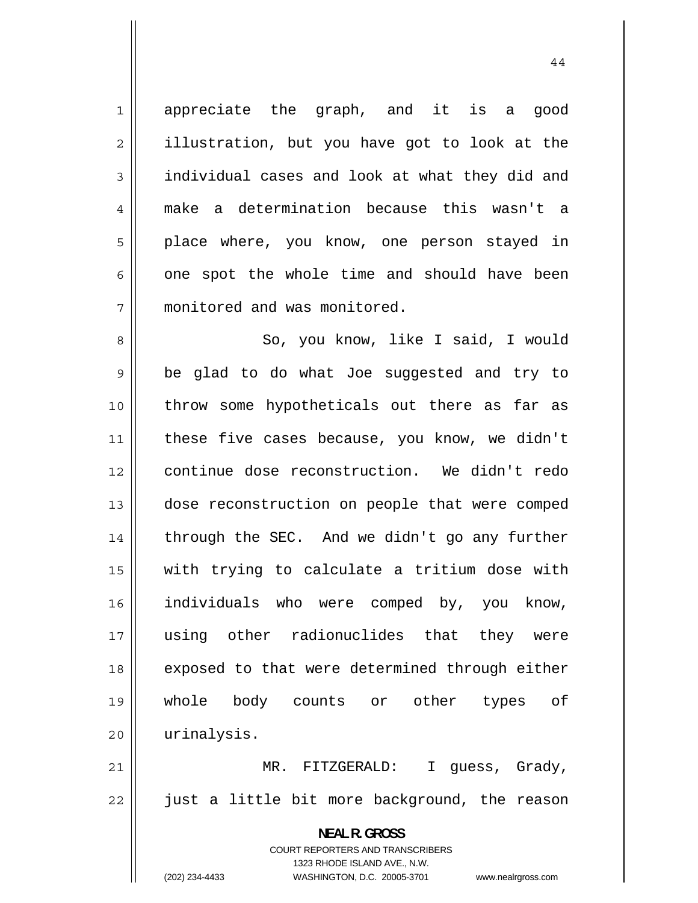appreciate the graph, and it is a good illustration, but you have got to look at the individual cases and look at what they did and make a determination because this wasn't a place where, you know, one person stayed in one spot the whole time and should have been monitored and was monitored.

So, you know, like I said, I would be glad to do what Joe suggested and try to throw some hypotheticals out there as far as these five cases because, you know, we didn't continue dose reconstruction. We didn't redo dose reconstruction on people that were comped through the SEC. And we didn't go any further with trying to calculate a tritium dose with individuals who were comped by, you know, using other radionuclides that they were exposed to that were determined through either whole body counts or other types of urinalysis.

MR. FITZGERALD: I guess, Grady, just a little bit more background, the reason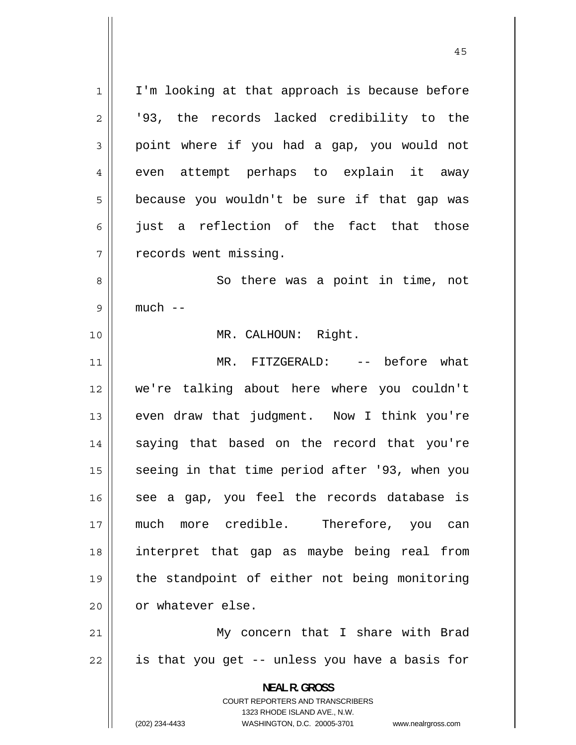I'm looking at that approach is because before '93, the records lacked credibility to the point where if you had a gap, you would not even attempt perhaps to explain it away because you wouldn't be sure if that gap was just a reflection of the fact that those records went missing.

So there was a point in time, not much --

MR. CALHOUN: Right.

MR. FITZGERALD: -- before what we're talking about here where you couldn't even draw that judgment. Now I think you're saying that based on the record that you're seeing in that time period after '93, when you see a gap, you feel the records database is much more credible. Therefore, you can interpret that gap as maybe being real from the standpoint of either not being monitoring or whatever else.

My concern that I share with Brad is that you get -- unless you have a basis for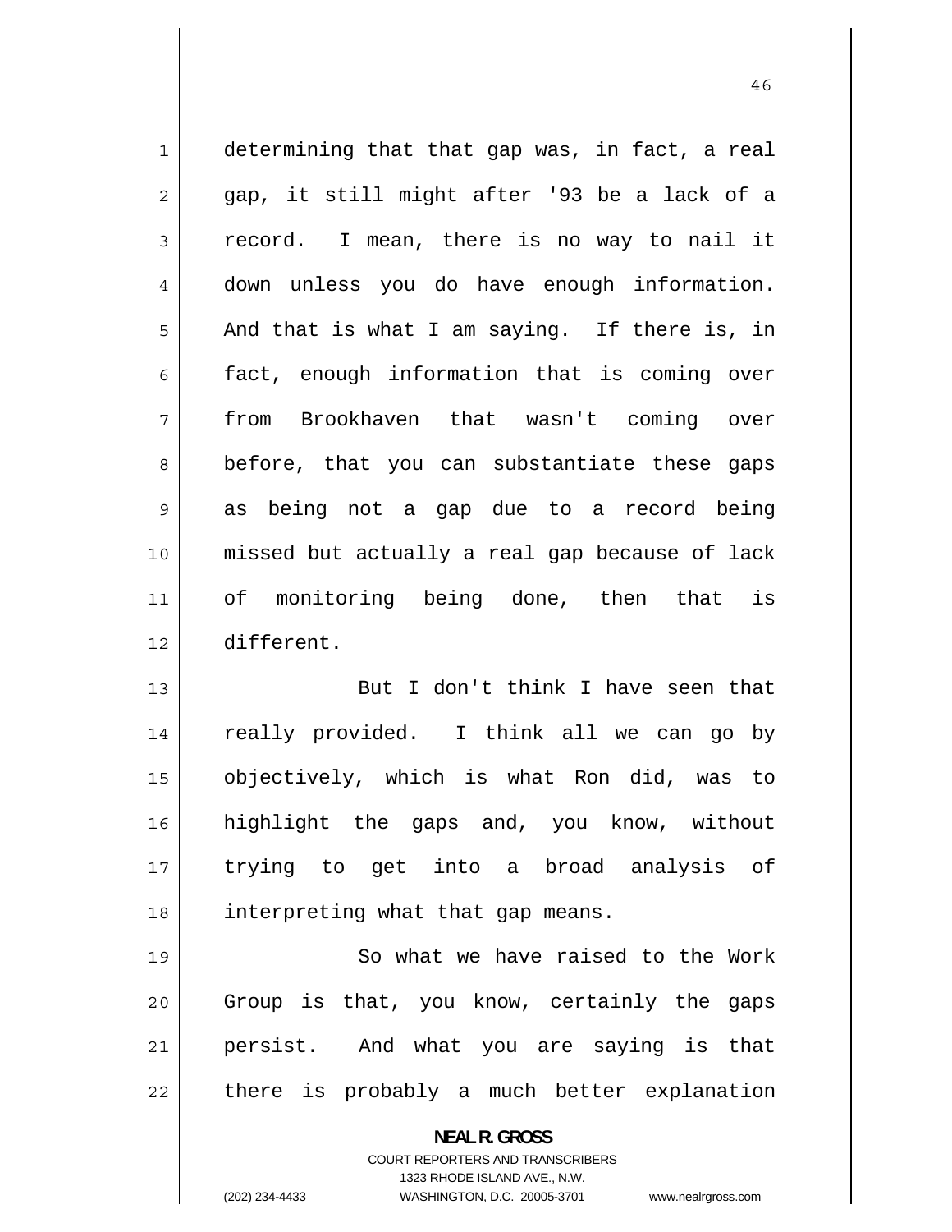determining that that gap was, in fact, a real gap, it still might after '93 be a lack of a record. I mean, there is no way to nail it down unless you do have enough information. And that is what I am saying. If there is, in fact, enough information that is coming over from Brookhaven that wasn't coming over before, that you can substantiate these gaps as being not a gap due to a record being missed but actually a real gap because of lack of monitoring being done, then that is different.

But I don't think I have seen that really provided. I think all we can go by objectively, which is what Ron did, was to highlight the gaps and, you know, without trying to get into a broad analysis of interpreting what that gap means.

So what we have raised to the Work Group is that, you know, certainly the gaps persist. And what you are saying is that there is probably a much better explanation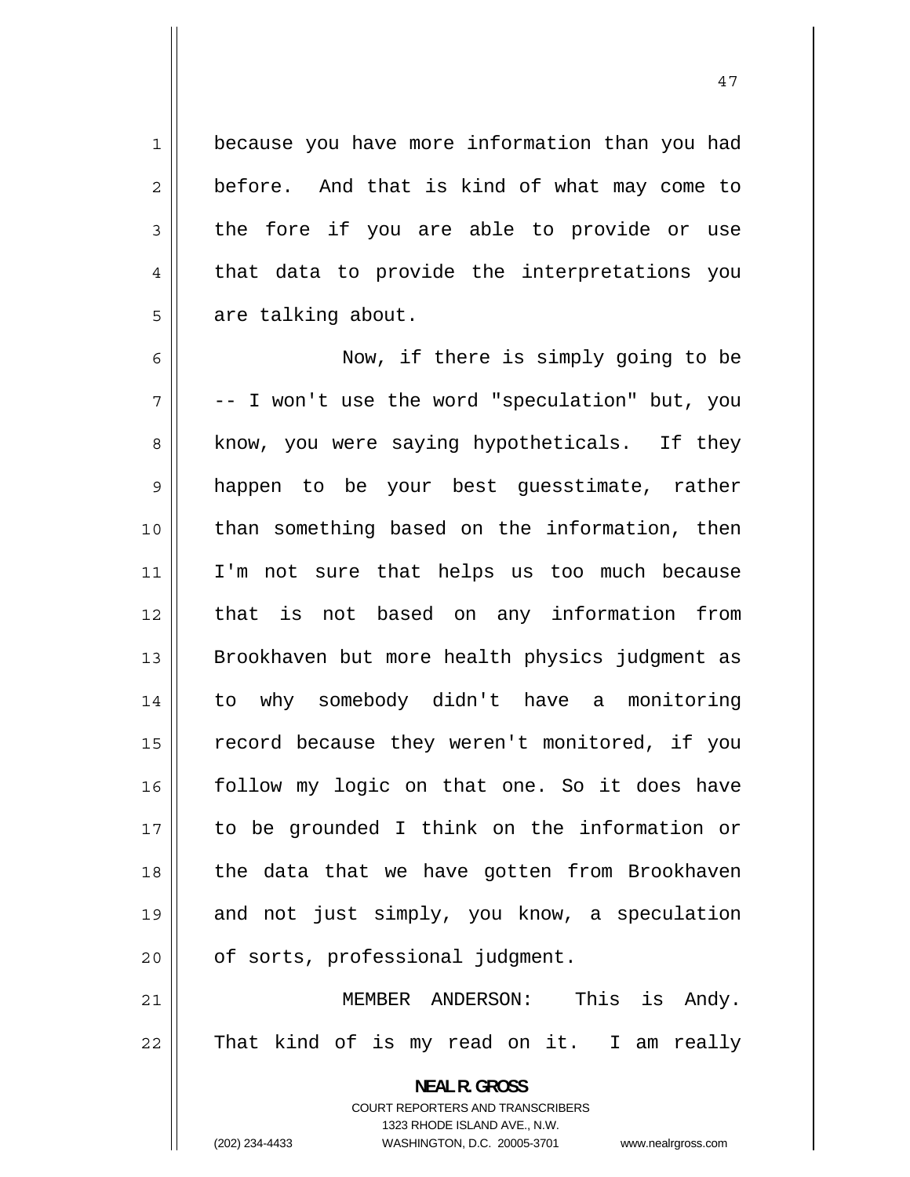because you have more information than you had before. And that is kind of what may come to the fore if you are able to provide or use that data to provide the interpretations you are talking about.

Now, if there is simply going to be -- I won't use the word "speculation" but, you know, you were saying hypotheticals. If they happen to be your best guesstimate, rather than something based on the information, then I'm not sure that helps us too much because that is not based on any information from Brookhaven but more health physics judgment as to why somebody didn't have a monitoring record because they weren't monitored, if you follow my logic on that one. So it does have to be grounded I think on the information or the data that we have gotten from Brookhaven and not just simply, you know, a speculation of sorts, professional judgment.

MEMBER ANDERSON: This is Andy. That kind of is my read on it. I am really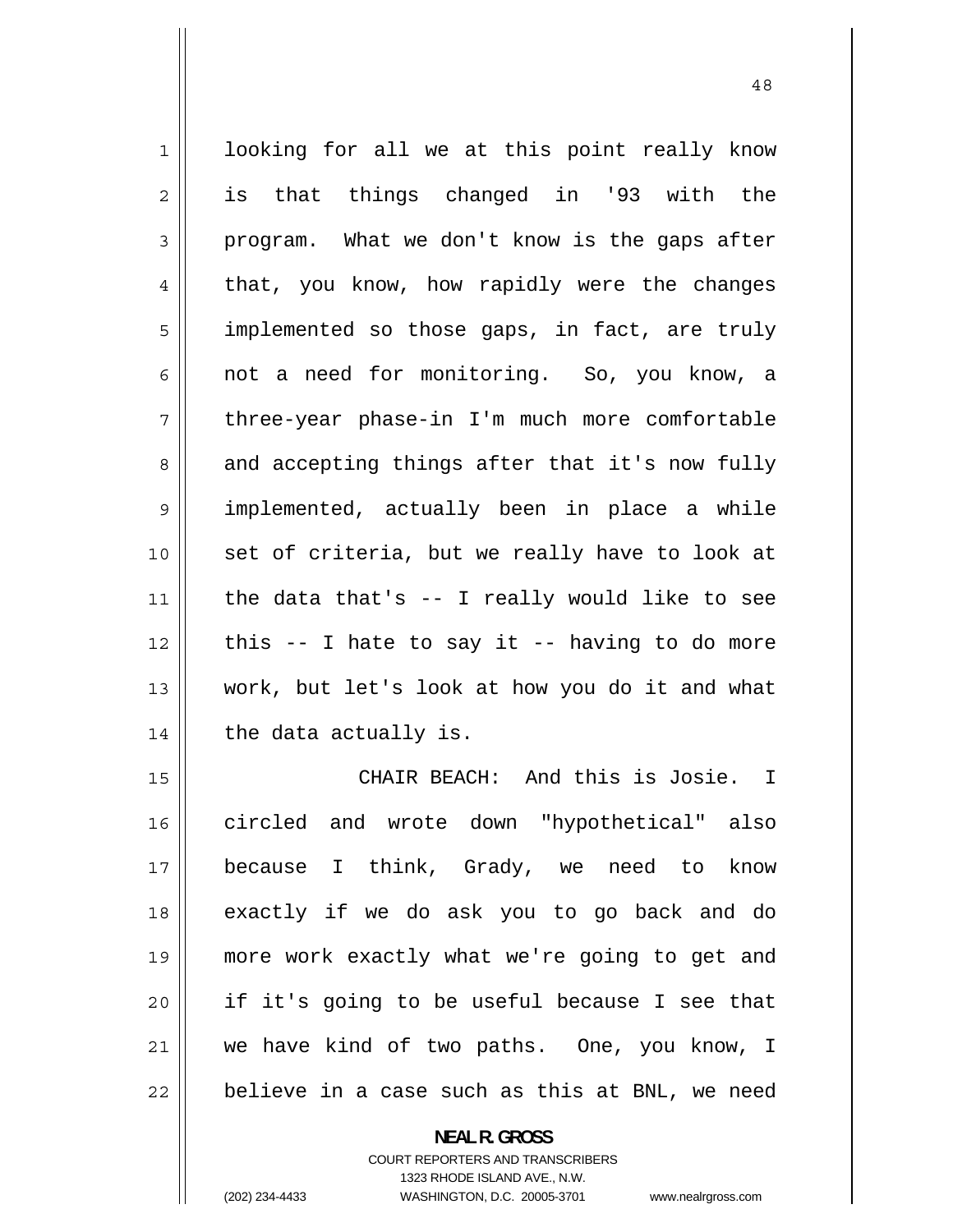looking for all we at this point really know is that things changed in '93 with the program. What we don't know is the gaps after that, you know, how rapidly were the changes implemented so those gaps, in fact, are truly not a need for monitoring. So, you know, a three-year phase-in I'm much more comfortable and accepting things after that it's now fully implemented, actually been in place a while set of criteria, but we really have to look at the data that's -- I really would like to see this -- I hate to say it -- having to do more work, but let's look at how you do it and what the data actually is.

CHAIR BEACH: And this is Josie. I circled and wrote down "hypothetical" also because I think, Grady, we need to know exactly if we do ask you to go back and do more work exactly what we're going to get and if it's going to be useful because I see that we have kind of two paths. One, you know, I believe in a case such as this at BNL, we need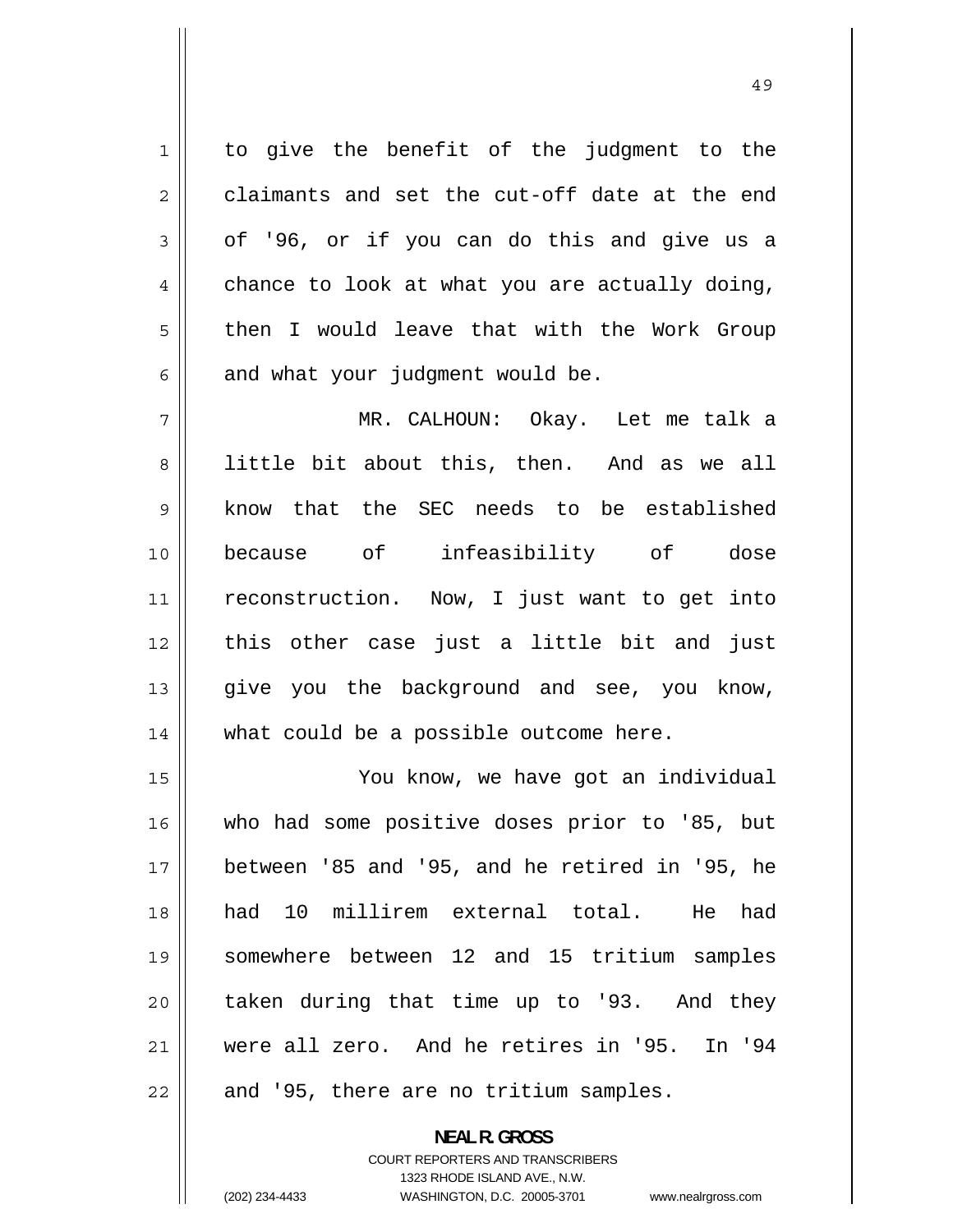to give the benefit of the judgment to the claimants and set the cut-off date at the end of '96, or if you can do this and give us a chance to look at what you are actually doing, then I would leave that with the Work Group and what your judgment would be.

MR. CALHOUN: Okay. Let me talk a little bit about this, then. And as we all know that the SEC needs to be established because of infeasibility of dose reconstruction. Now, I just want to get into this other case just a little bit and just give you the background and see, you know, what could be a possible outcome here.

You know, we have got an individual who had some positive doses prior to '85, but between '85 and '95, and he retired in '95, he had 10 millirem external total. He had somewhere between 12 and 15 tritium samples taken during that time up to '93. And they were all zero. And he retires in '95. In '94 and '95, there are no tritium samples.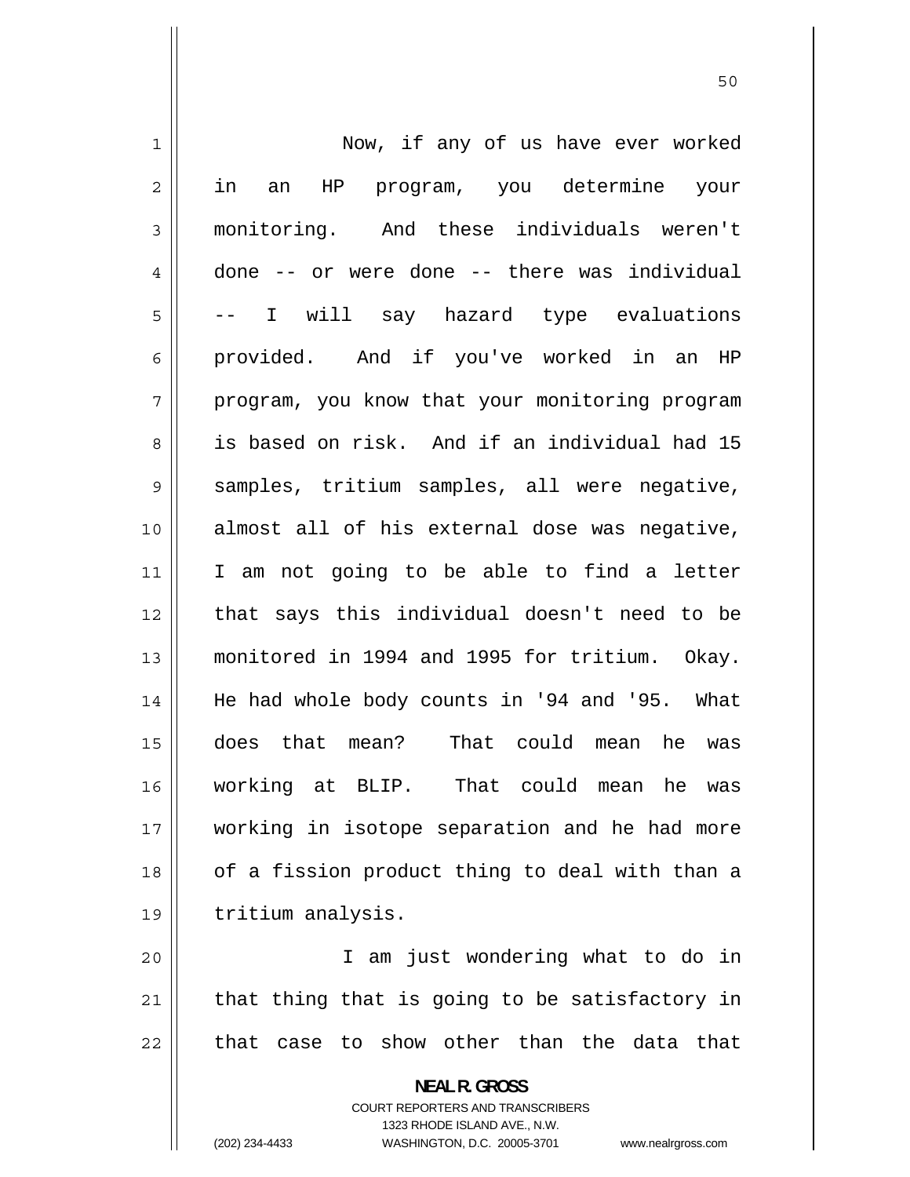Now, if any of us have ever worked in an HP program, you determine your monitoring. And these individuals weren't done -- or were done -- there was individual -- I will say hazard type evaluations provided. And if you've worked in an HP program, you know that your monitoring program is based on risk. And if an individual had 15 samples, tritium samples, all were negative, almost all of his external dose was negative, I am not going to be able to find a letter that says this individual doesn't need to be monitored in 1994 and 1995 for tritium. Okay. He had whole body counts in '94 and '95. What does that mean? That could mean he was working at BLIP. That could mean he was working in isotope separation and he had more of a fission product thing to deal with than a tritium analysis.

I am just wondering what to do in that thing that is going to be satisfactory in that case to show other than the data that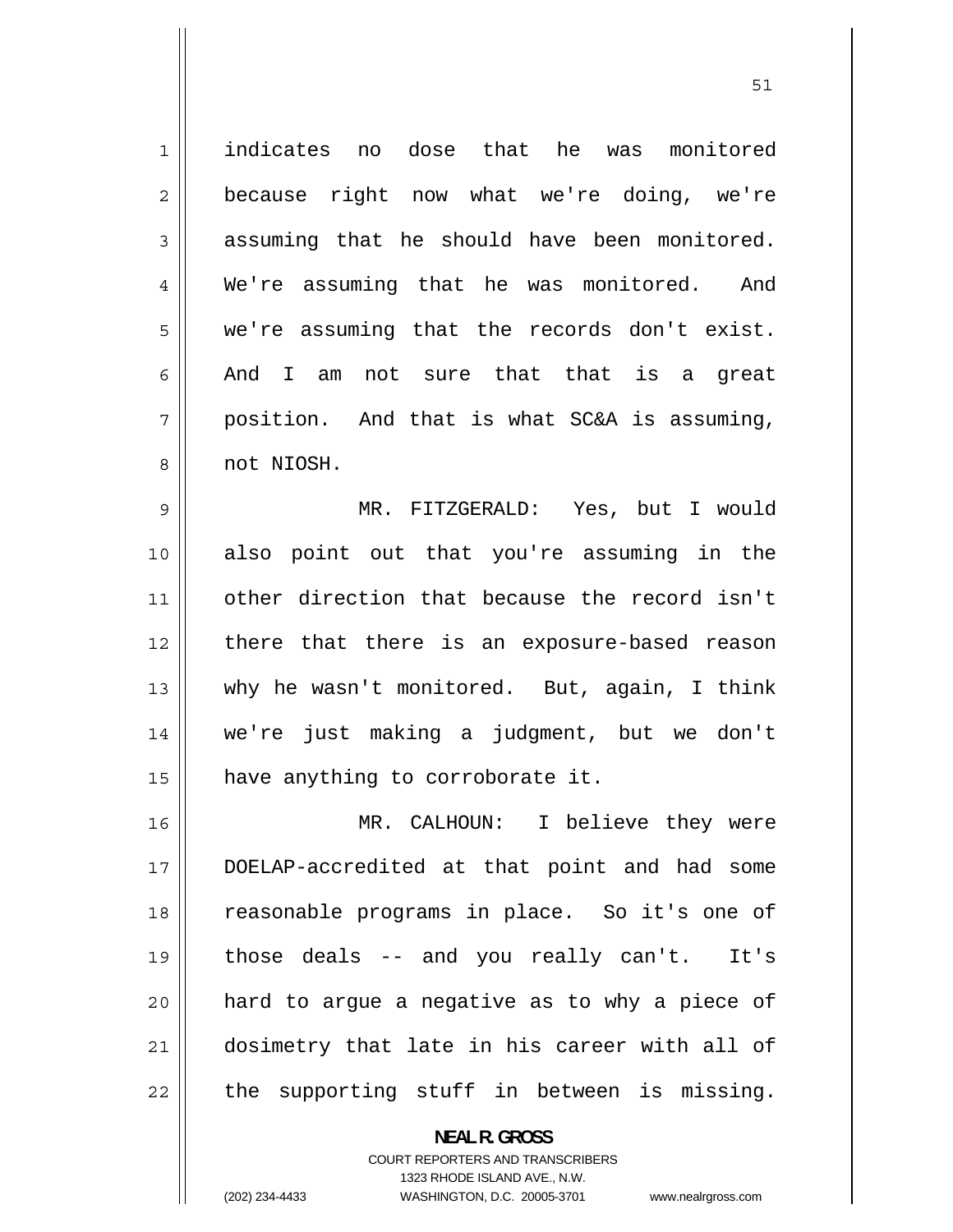indicates no dose that he was monitored because right now what we're doing, we're assuming that he should have been monitored. We're assuming that he was monitored. And we're assuming that the records don't exist. And I am not sure that that is a great position. And that is what SC&A is assuming, not NIOSH.

MR. FITZGERALD: Yes, but I would also point out that you're assuming in the other direction that because the record isn't there that there is an exposure-based reason why he wasn't monitored. But, again, I think we're just making a judgment, but we don't have anything to corroborate it.

MR. CALHOUN: I believe they were DOELAP-accredited at that point and had some reasonable programs in place. So it's one of those deals -- and you really can't. It's hard to argue a negative as to why a piece of dosimetry that late in his career with all of the supporting stuff in between is missing.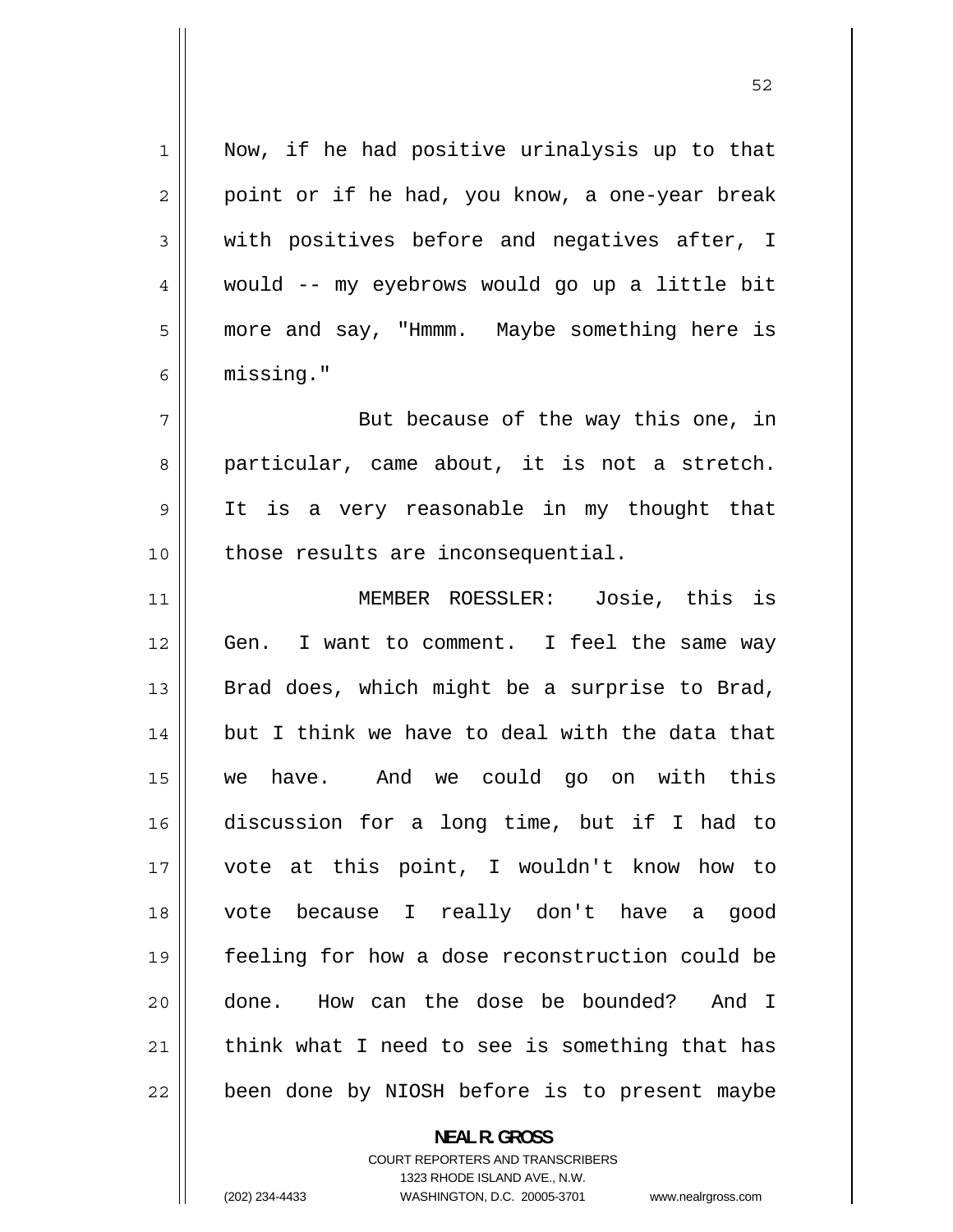Now, if he had positive urinalysis up to that point or if he had, you know, a one-year break with positives before and negatives after, I would -- my eyebrows would go up a little bit more and say, "Hmmm. Maybe something here is missing."

But because of the way this one, in particular, came about, it is not a stretch. It is a very reasonable in my thought that those results are inconsequential.

MEMBER ROESSLER: Josie, this is Gen. I want to comment. I feel the same way Brad does, which might be a surprise to Brad, but I think we have to deal with the data that we have. And we could go on with this discussion for a long time, but if I had to vote at this point, I wouldn't know how to vote because I really don't have a good feeling for how a dose reconstruction could be done. How can the dose be bounded? And I think what I need to see is something that has been done by NIOSH before is to present maybe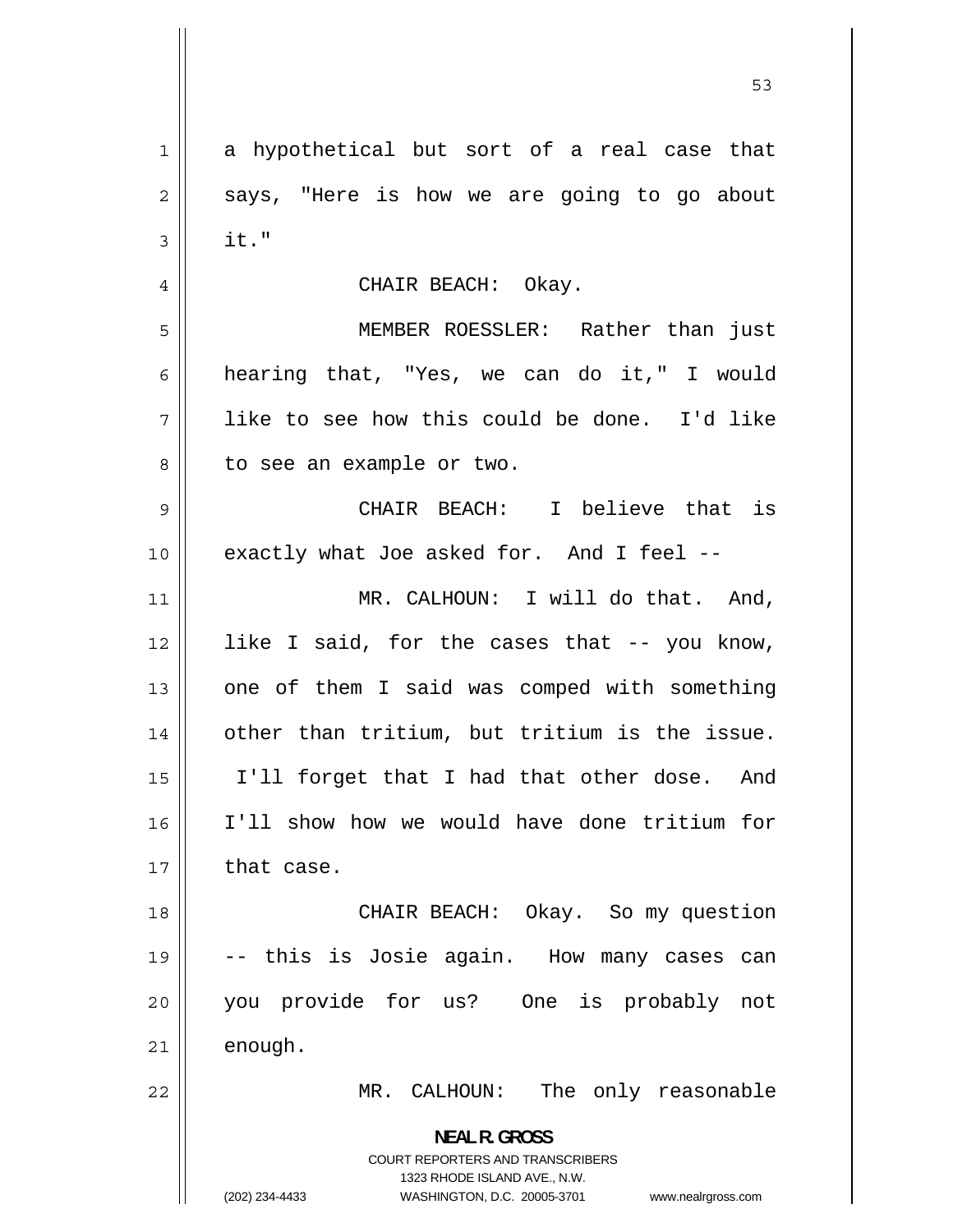a hypothetical but sort of a real case that says, "Here is how we are going to go about it."

CHAIR BEACH: Okay.

MEMBER ROESSLER: Rather than just hearing that, "Yes, we can do it," I would like to see how this could be done. I'd like to see an example or two.

CHAIR BEACH: I believe that is exactly what Joe asked for. And I feel --

MR. CALHOUN: I will do that. And, like I said, for the cases that -- you know, one of them I said was comped with something other than tritium, but tritium is the issue. I'll forget that I had that other dose. And I'll show how we would have done tritium for that case.

CHAIR BEACH: Okay. So my question -- this is Josie again. How many cases can you provide for us? One is probably not enough.

MR. CALHOUN: The only reasonable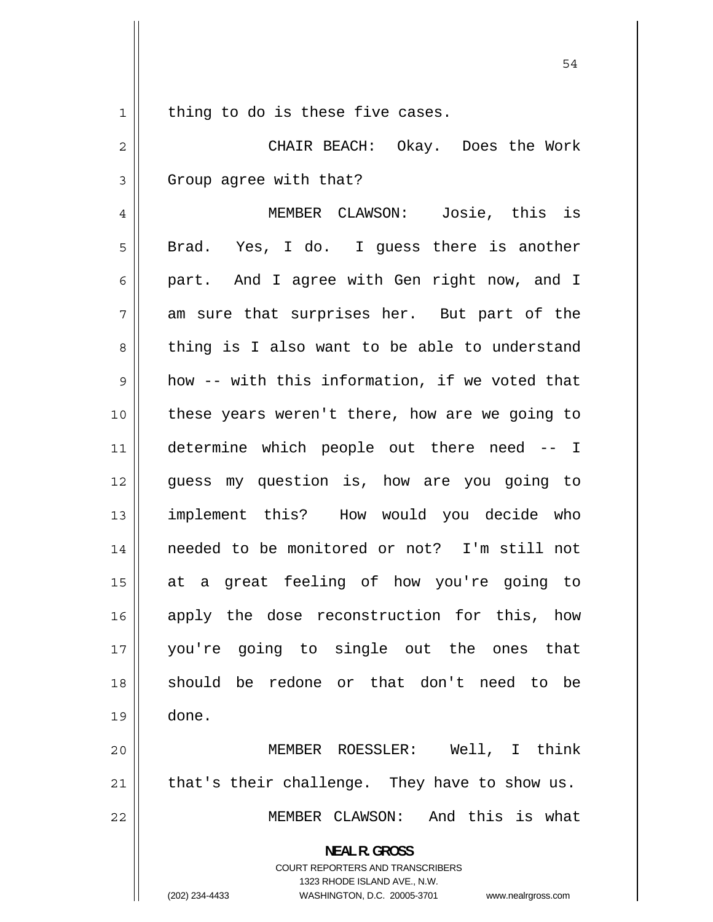thing to do is these five cases.

CHAIR BEACH: Okay. Does the Work Group agree with that?

MEMBER CLAWSON: Josie, this is Brad. Yes, I do. I guess there is another part. And I agree with Gen right now, and I am sure that surprises her. But part of the thing is I also want to be able to understand how -- with this information, if we voted that these years weren't there, how are we going to determine which people out there need -- I guess my question is, how are you going to implement this? How would you decide who needed to be monitored or not? I'm still not at a great feeling of how you're going to apply the dose reconstruction for this, how you're going to single out the ones that should be redone or that don't need to be done.

MEMBER ROESSLER: Well, I think that's their challenge. They have to show us.

MEMBER CLAWSON: And this is what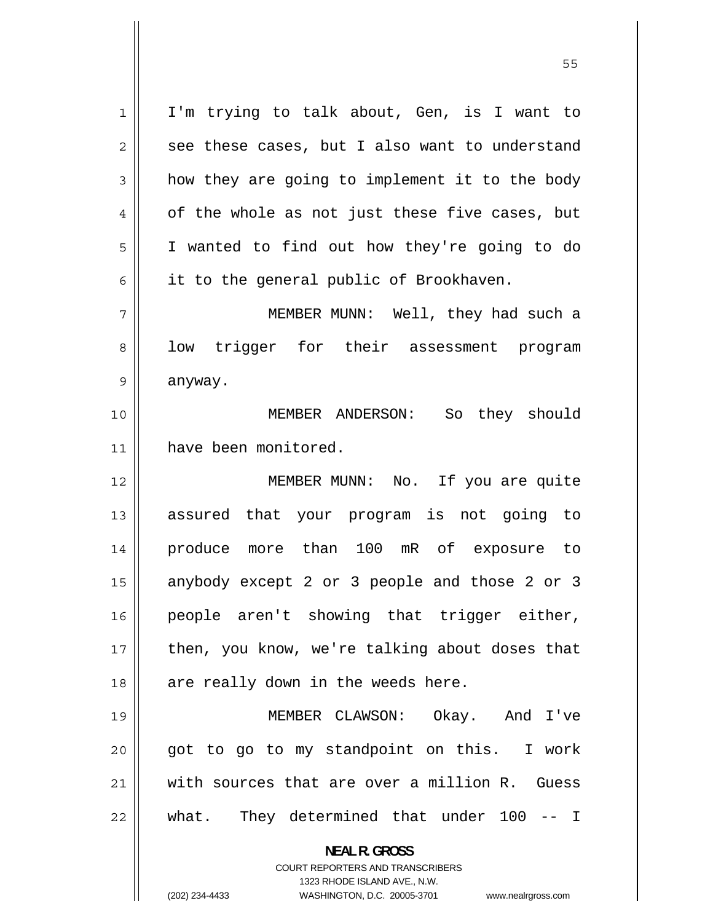I'm trying to talk about, Gen, is I want to see these cases, but I also want to understand how they are going to implement it to the body of the whole as not just these five cases, but I wanted to find out how they're going to do it to the general public of Brookhaven.

MEMBER MUNN: Well, they had such a low trigger for their assessment program anyway.

MEMBER ANDERSON: So they should have been monitored.

MEMBER MUNN: No. If you are quite assured that your program is not going to produce more than 100 mR of exposure to anybody except 2 or 3 people and those 2 or 3 people aren't showing that trigger either, then, you know, we're talking about doses that are really down in the weeds here.

MEMBER CLAWSON: Okay. And I've got to go to my standpoint on this. I work with sources that are over a million R. Guess what. They determined that under 100 -- I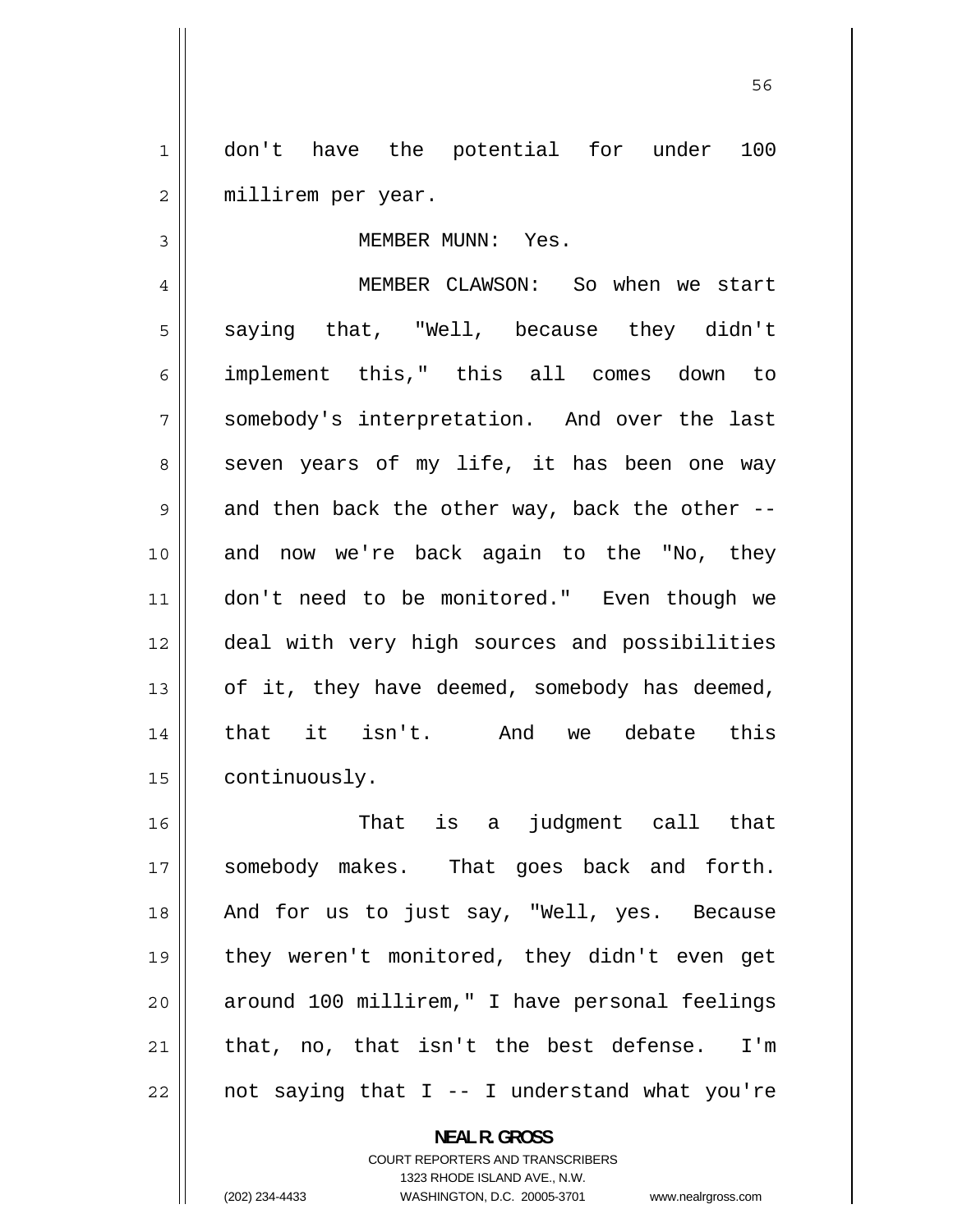don't have the potential for under 100 millirem per year.

MEMBER MUNN: Yes.

MEMBER CLAWSON: So when we start saying that, "Well, because they didn't implement this," this all comes down to somebody's interpretation. And over the last seven years of my life, it has been one way and then back the other way, back the other -- and now we're back again to the "No, they don't need to be monitored." Even though we deal with very high sources and possibilities of it, they have deemed, somebody has deemed, that it isn't. And we debate this continuously.

That is a judgment call that somebody makes. That goes back and forth. And for us to just say, "Well, yes. Because they weren't monitored, they didn't even get around 100 millirem," I have personal feelings that, no, that isn't the best defense. I'm not saying that I -- I understand what you're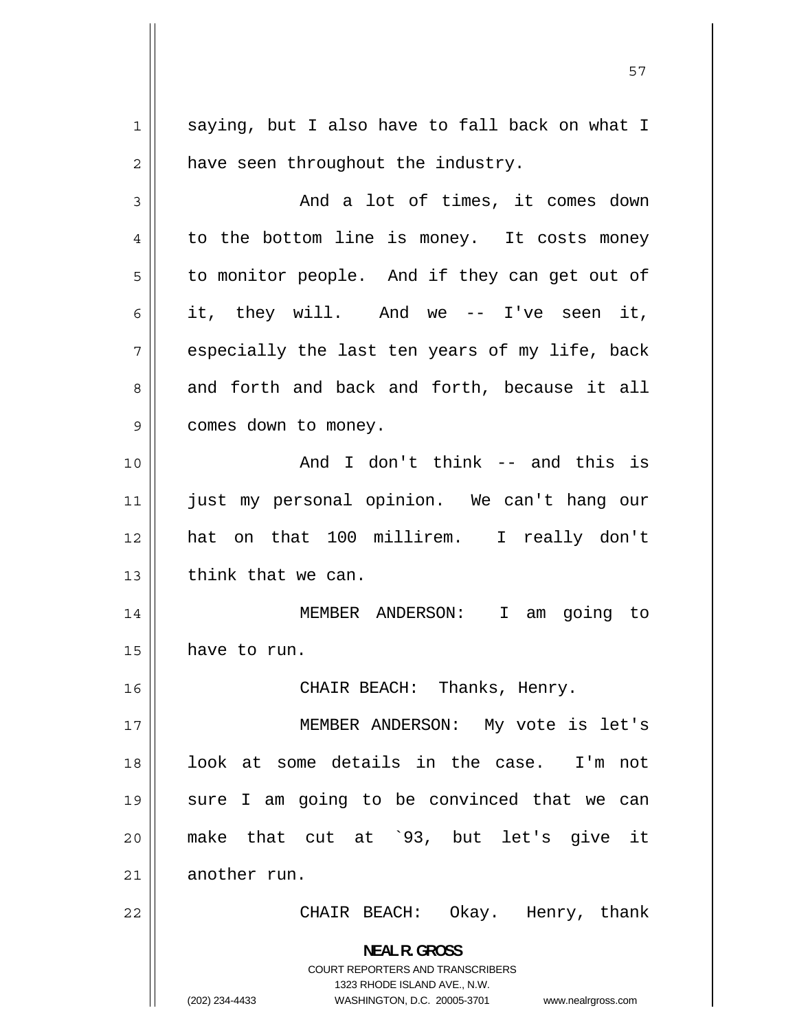saying, but I also have to fall back on what I have seen throughout the industry.

And a lot of times, it comes down to the bottom line is money. It costs money to monitor people. And if they can get out of it, they will. And we -- I've seen it, especially the last ten years of my life, back and forth and back and forth, because it all comes down to money.

And I don't think -- and this is just my personal opinion. We can't hang our hat on that 100 millirem. I really don't think that we can.

MEMBER ANDERSON: I am going to have to run.

CHAIR BEACH: Thanks, Henry.

MEMBER ANDERSON: My vote is let's look at some details in the case. I'm not sure I am going to be convinced that we can make that cut at `93, but let's give it another run.

CHAIR BEACH: Okay. Henry, thank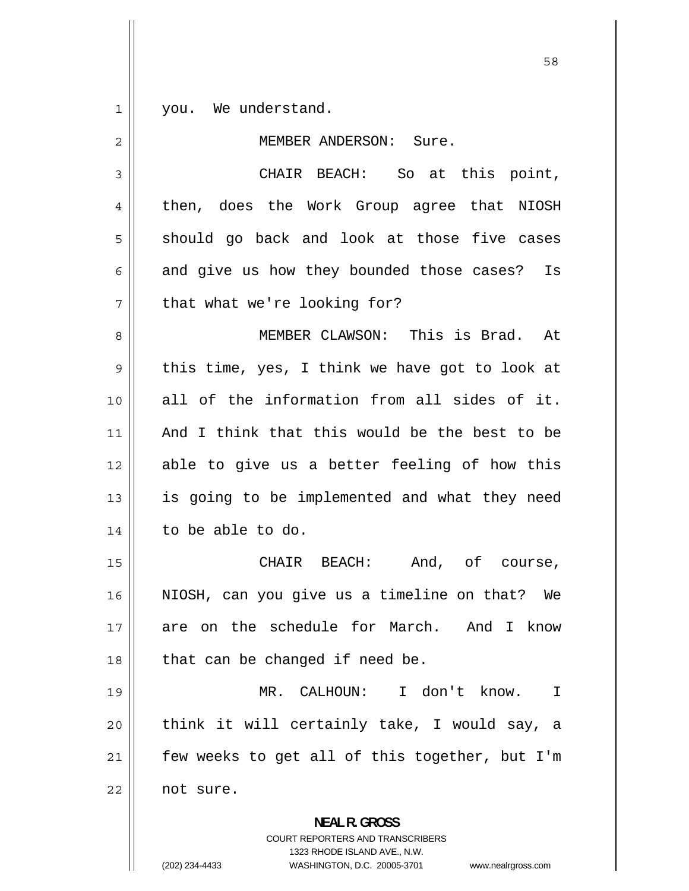you. We understand.

MEMBER ANDERSON: Sure.

CHAIR BEACH: So at this point, then, does the Work Group agree that NIOSH should go back and look at those five cases and give us how they bounded those cases? Is that what we're looking for?

MEMBER CLAWSON: This is Brad. At this time, yes, I think we have got to look at all of the information from all sides of it. And I think that this would be the best to be able to give us a better feeling of how this is going to be implemented and what they need to be able to do.

CHAIR BEACH: And, of course, NIOSH, can you give us a timeline on that? We are on the schedule for March. And I know that can be changed if need be.

MR. CALHOUN: I don't know. I think it will certainly take, I would say, a few weeks to get all of this together, but I'm not sure.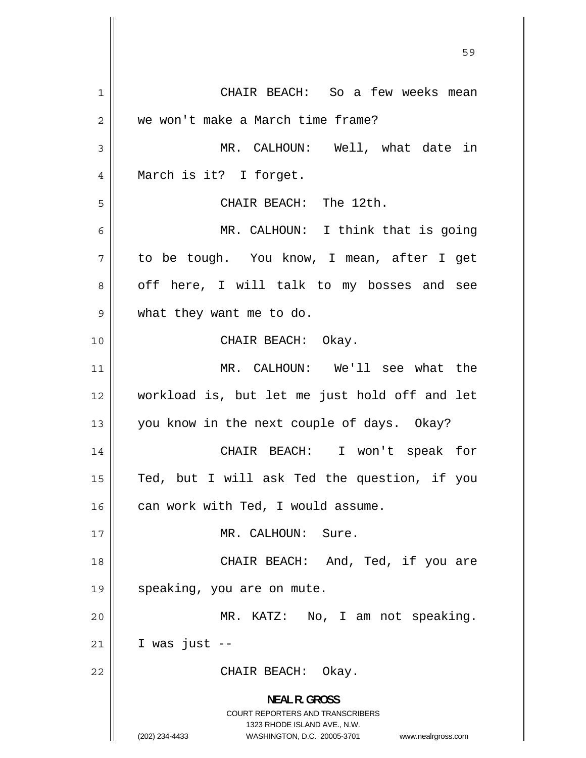CHAIR BEACH: So a few weeks mean we won't make a March time frame?

MR. CALHOUN: Well, what date in March is it? I forget.

CHAIR BEACH: The 12th.

MR. CALHOUN: I think that is going to be tough. You know, I mean, after I get off here, I will talk to my bosses and see what they want me to do.

CHAIR BEACH: Okay.

MR. CALHOUN: We'll see what the workload is, but let me just hold off and let you know in the next couple of days. Okay?

CHAIR BEACH: I won't speak for Ted, but I will ask Ted the question, if you can work with Ted, I would assume.

MR. CALHOUN: Sure.

CHAIR BEACH: And, Ted, if you are speaking, you are on mute.

MR. KATZ: No, I am not speaking. I was just --

CHAIR BEACH: Okay.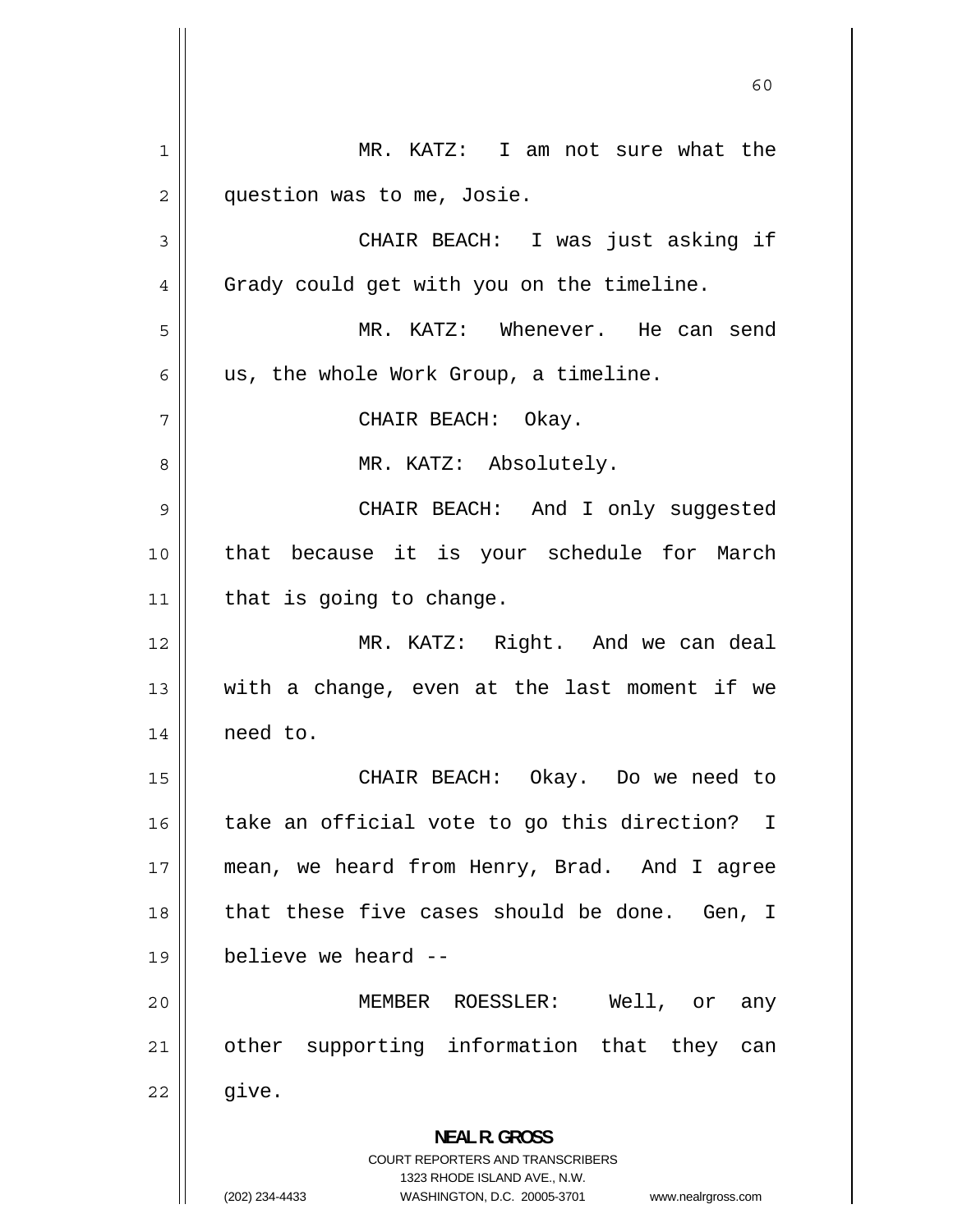MR. KATZ: I am not sure what the question was to me, Josie.

CHAIR BEACH: I was just asking if Grady could get with you on the timeline.

MR. KATZ: Whenever. He can send us, the whole Work Group, a timeline.

CHAIR BEACH: Okay.

MR. KATZ: Absolutely.

CHAIR BEACH: And I only suggested that because it is your schedule for March that is going to change.

MR. KATZ: Right. And we can deal with a change, even at the last moment if we need to.

CHAIR BEACH: Okay. Do we need to take an official vote to go this direction? I mean, we heard from Henry, Brad. And I agree that these five cases should be done. Gen, I believe we heard --

MEMBER ROESSLER: Well, or any other supporting information that they can give.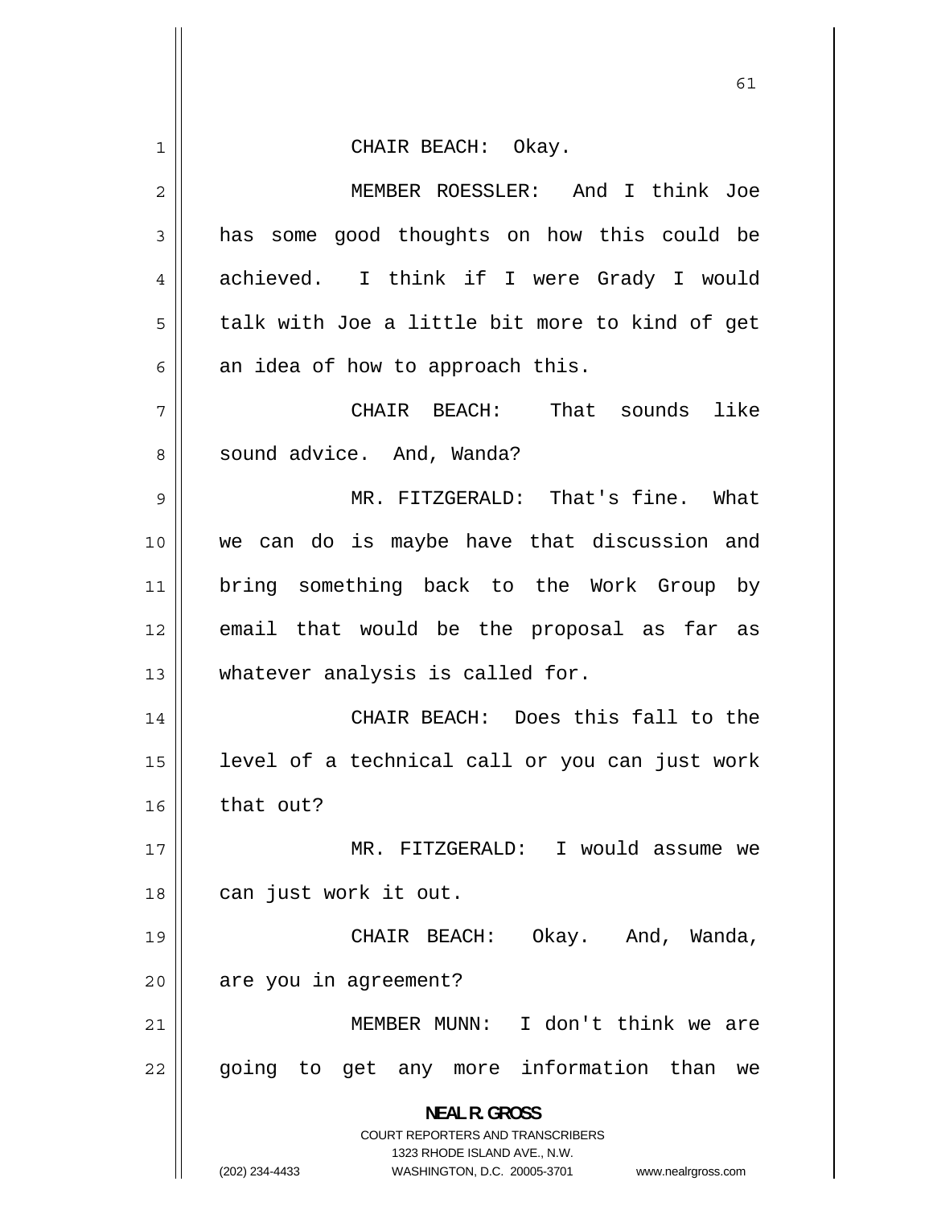CHAIR BEACH: Okay.

MEMBER ROESSLER: And I think Joe has some good thoughts on how this could be achieved. I think if I were Grady I would talk with Joe a little bit more to kind of get an idea of how to approach this.

CHAIR BEACH: That sounds like sound advice. And, Wanda?

MR. FITZGERALD: That's fine. What we can do is maybe have that discussion and bring something back to the Work Group by email that would be the proposal as far as whatever analysis is called for.

CHAIR BEACH: Does this fall to the level of a technical call or you can just work that out?

MR. FITZGERALD: I would assume we can just work it out.

CHAIR BEACH: Okay. And, Wanda, are you in agreement?

MEMBER MUNN: I don't think we are going to get any more information than we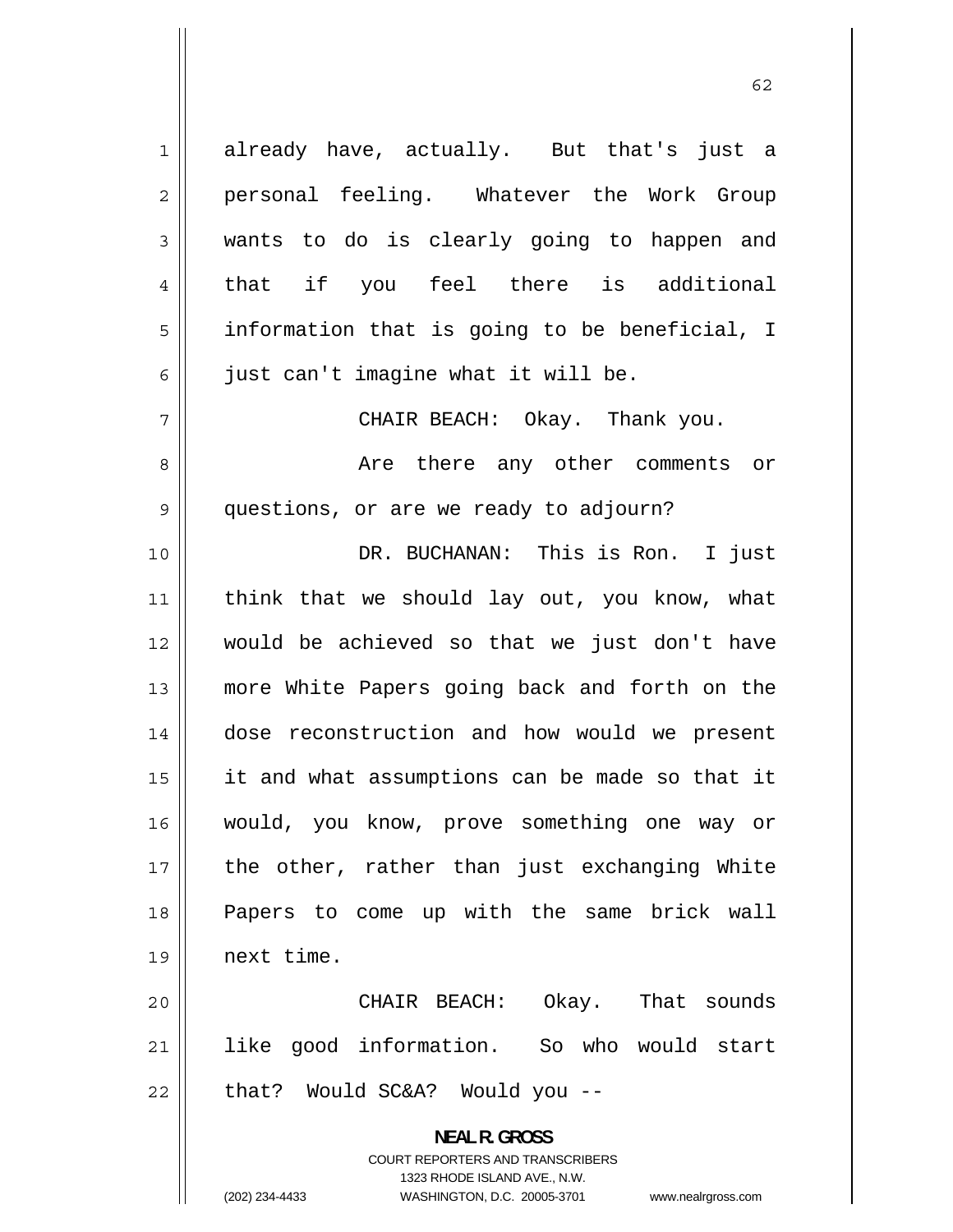already have, actually. But that's just a personal feeling. Whatever the Work Group wants to do is clearly going to happen and that if you feel there is additional information that is going to be beneficial, I just can't imagine what it will be.

CHAIR BEACH: Okay. Thank you.

Are there any other comments or questions, or are we ready to adjourn?

DR. BUCHANAN: This is Ron. I just think that we should lay out, you know, what would be achieved so that we just don't have more White Papers going back and forth on the dose reconstruction and how would we present it and what assumptions can be made so that it would, you know, prove something one way or the other, rather than just exchanging White Papers to come up with the same brick wall next time.

CHAIR BEACH: Okay. That sounds like good information. So who would start that? Would SC&A? Would you --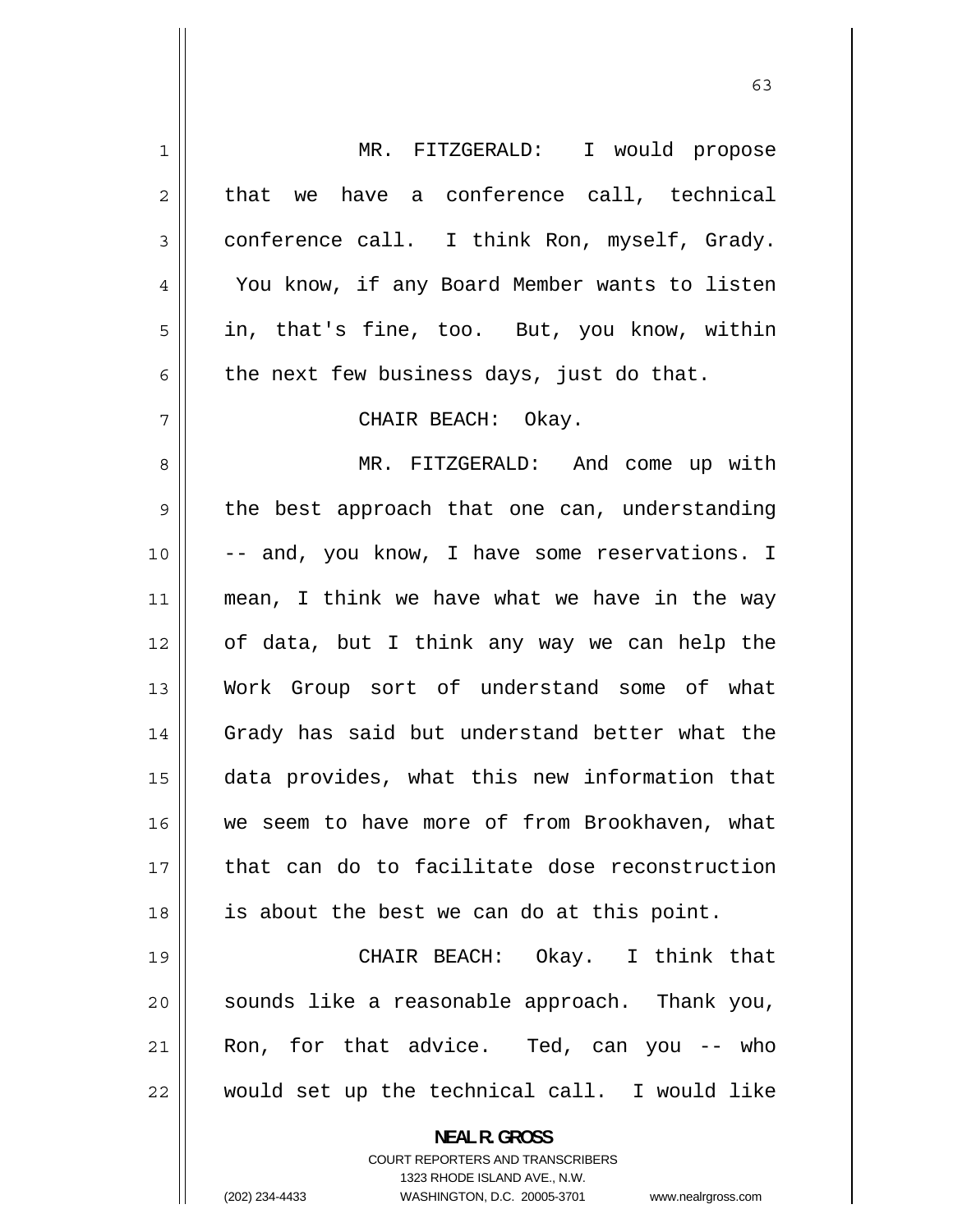MR. FITZGERALD: I would propose that we have a conference call, technical conference call. I think Ron, myself, Grady. You know, if any Board Member wants to listen in, that's fine, too. But, you know, within the next few business days, just do that.

CHAIR BEACH: Okay.

MR. FITZGERALD: And come up with the best approach that one can, understanding -- and, you know, I have some reservations. I mean, I think we have what we have in the way of data, but I think any way we can help the Work Group sort of understand some of what Grady has said but understand better what the data provides, what this new information that we seem to have more of from Brookhaven, what that can do to facilitate dose reconstruction is about the best we can do at this point.

CHAIR BEACH: Okay. I think that sounds like a reasonable approach. Thank you, Ron, for that advice. Ted, can you -- who would set up the technical call. I would like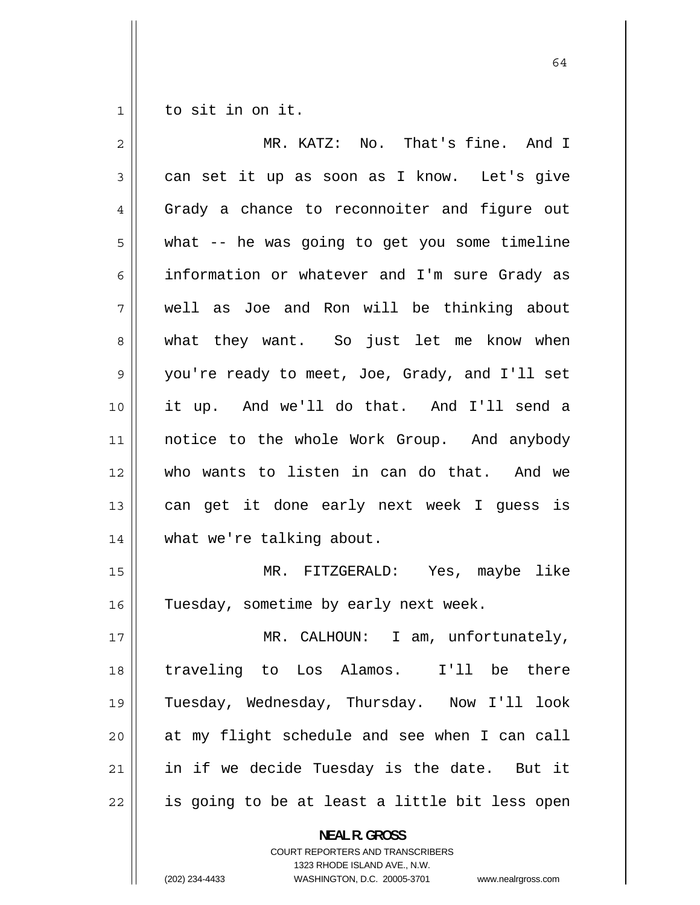to sit in on it.

MR. KATZ: No. That's fine. And I can set it up as soon as I know. Let's give Grady a chance to reconnoiter and figure out what -- he was going to get you some timeline information or whatever and I'm sure Grady as well as Joe and Ron will be thinking about what they want. So just let me know when you're ready to meet, Joe, Grady, and I'll set it up. And we'll do that. And I'll send a notice to the whole Work Group. And anybody who wants to listen in can do that. And we can get it done early next week I guess is what we're talking about.

MR. FITZGERALD: Yes, maybe like Tuesday, sometime by early next week.

MR. CALHOUN: I am, unfortunately, traveling to Los Alamos. I'll be there Tuesday, Wednesday, Thursday. Now I'll look at my flight schedule and see when I can call in if we decide Tuesday is the date. But it is going to be at least a little bit less open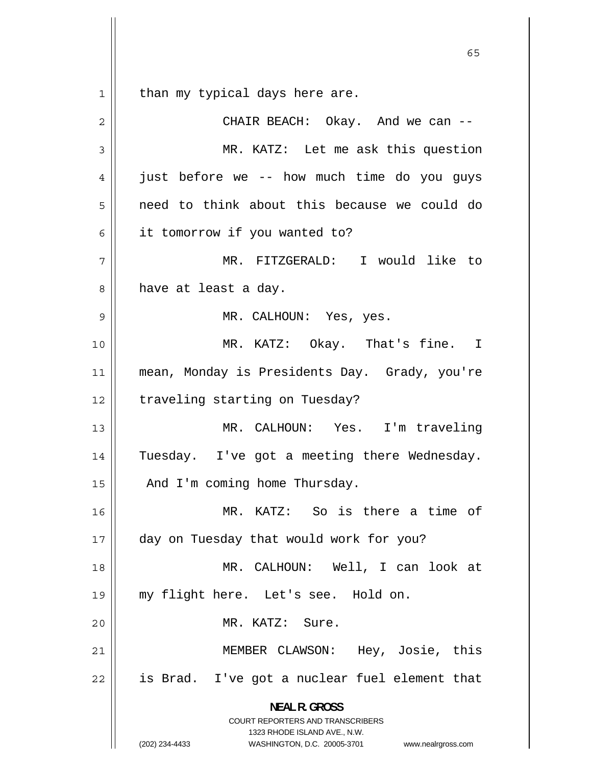than my typical days here are.

CHAIR BEACH: Okay. And we can --

MR. KATZ: Let me ask this question just before we -- how much time do you guys need to think about this because we could do it tomorrow if you wanted to?

MR. FITZGERALD: I would like to have at least a day.

MR. CALHOUN: Yes, yes.

MR. KATZ: Okay. That's fine. I mean, Monday is Presidents Day. Grady, you're traveling starting on Tuesday?

MR. CALHOUN: Yes. I'm traveling Tuesday. I've got a meeting there Wednesday. And I'm coming home Thursday.

MR. KATZ: So is there a time of day on Tuesday that would work for you?

MR. CALHOUN: Well, I can look at my flight here. Let's see. Hold on.

MR. KATZ: Sure.

MEMBER CLAWSON: Hey, Josie, this is Brad. I've got a nuclear fuel element that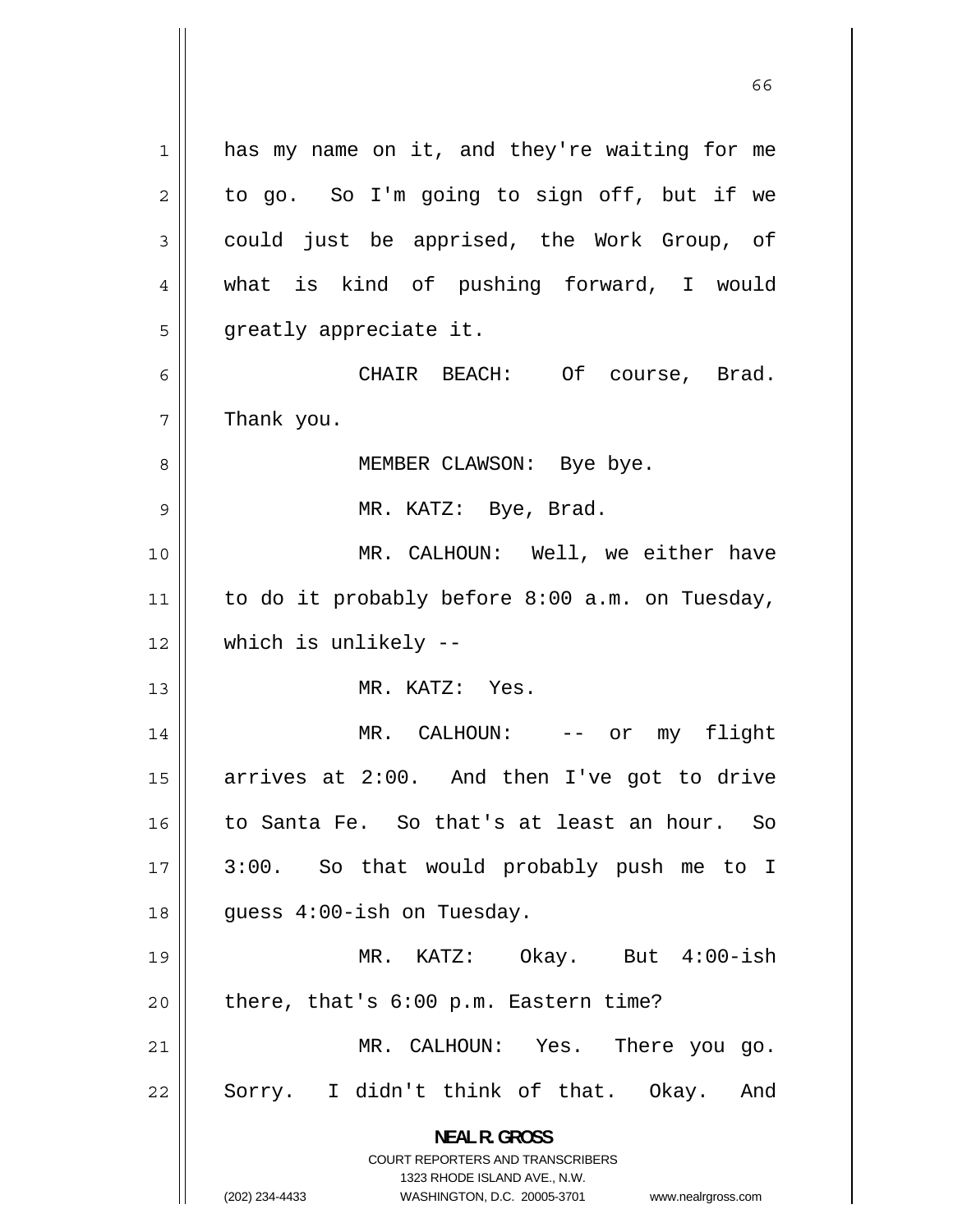has my name on it, and they're waiting for me to go. So I'm going to sign off, but if we could just be apprised, the Work Group, of what is kind of pushing forward, I would greatly appreciate it.

CHAIR BEACH: Of course, Brad. Thank you.

MEMBER CLAWSON: Bye bye.

MR. KATZ: Bye, Brad.

MR. CALHOUN: Well, we either have to do it probably before 8:00 a.m. on Tuesday, which is unlikely --

MR. KATZ: Yes.

MR. CALHOUN: -- or my flight arrives at 2:00. And then I've got to drive to Santa Fe. So that's at least an hour. So 3:00. So that would probably push me to I guess 4:00-ish on Tuesday.

MR. KATZ: Okay. But 4:00-ish there, that's 6:00 p.m. Eastern time?

MR. CALHOUN: Yes. There you go. Sorry. I didn't think of that. Okay. And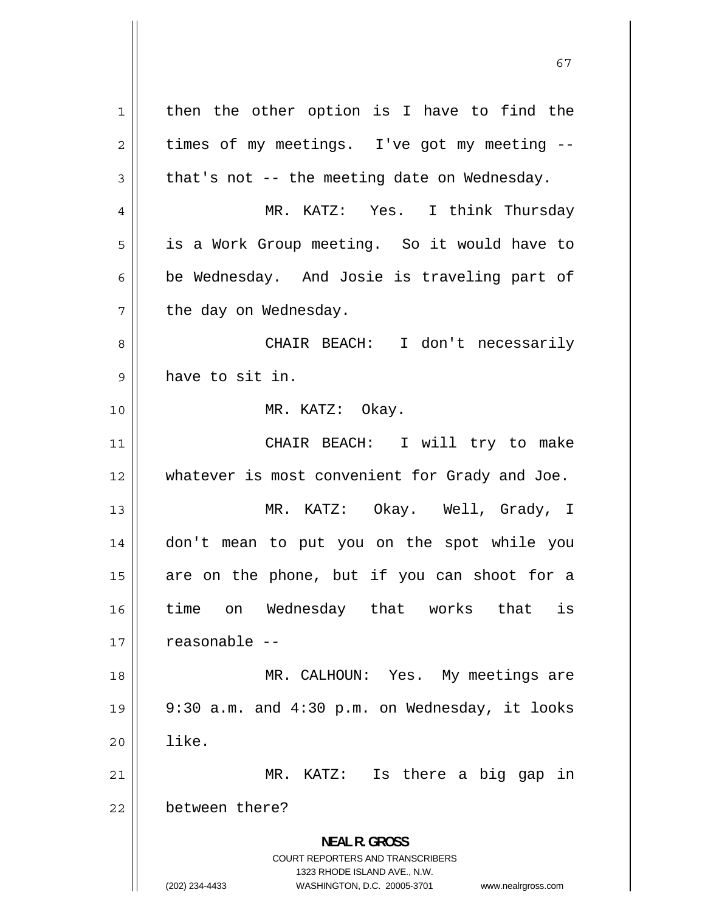then the other option is I have to find the times of my meetings. I've got my meeting -- that's not -- the meeting date on Wednesday.

MR. KATZ: Yes. I think Thursday is a Work Group meeting. So it would have to be Wednesday. And Josie is traveling part of the day on Wednesday.

CHAIR BEACH: I don't necessarily have to sit in.

MR. KATZ: Okay.

CHAIR BEACH: I will try to make whatever is most convenient for Grady and Joe.

MR. KATZ: Okay. Well, Grady, I don't mean to put you on the spot while you are on the phone, but if you can shoot for a time on Wednesday that works that is reasonable --

MR. CALHOUN: Yes. My meetings are 9:30 a.m. and 4:30 p.m. on Wednesday, it looks like.

MR. KATZ: Is there a big gap in between there?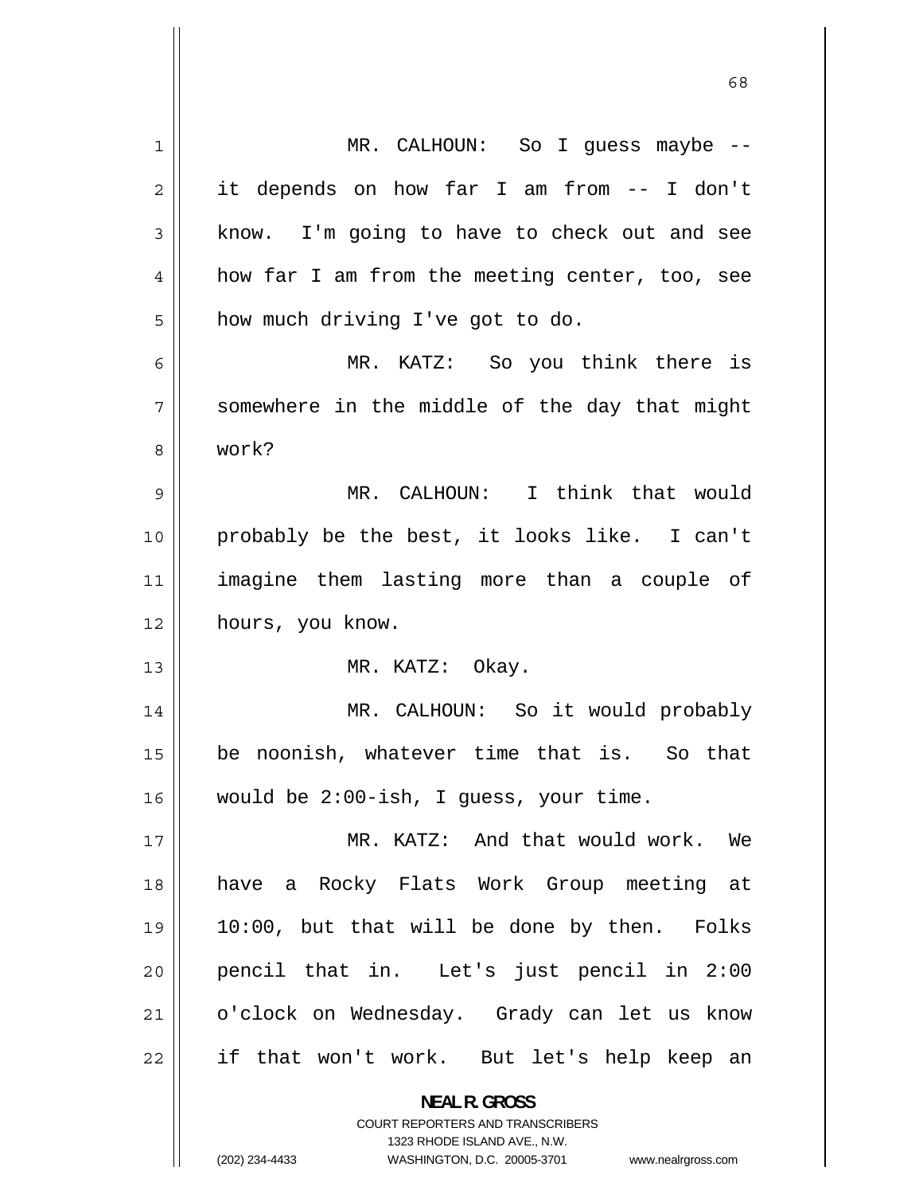MR. CALHOUN: So I guess maybe -- it depends on how far I am from -- I don't know. I'm going to have to check out and see how far I am from the meeting center, too, see how much driving I've got to do.

MR. KATZ: So you think there is somewhere in the middle of the day that might work?

MR. CALHOUN: I think that would probably be the best, it looks like. I can't imagine them lasting more than a couple of hours, you know.

MR. KATZ: Okay.

MR. CALHOUN: So it would probably be noonish, whatever time that is. So that would be 2:00-ish, I guess, your time.

MR. KATZ: And that would work. We have a Rocky Flats Work Group meeting at 10:00, but that will be done by then. Folks pencil that in. Let's just pencil in 2:00 o'clock on Wednesday. Grady can let us know if that won't work. But let's help keep an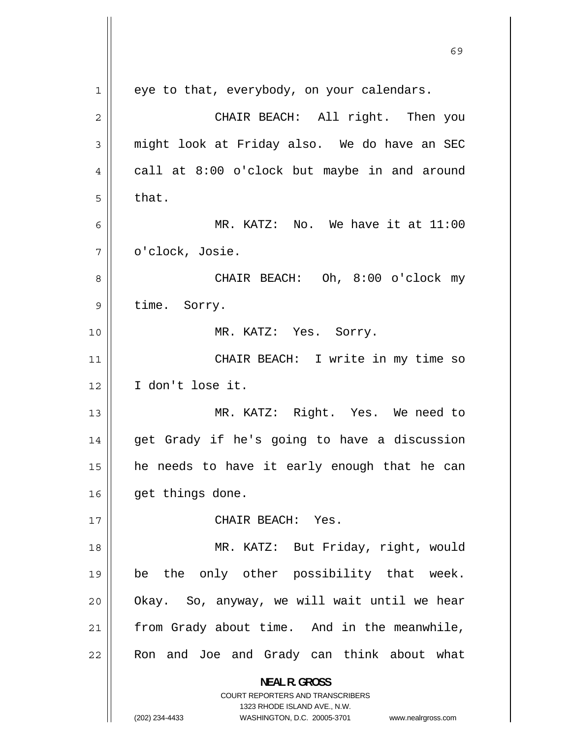eye to that, everybody, on your calendars.

CHAIR BEACH: All right. Then you might look at Friday also. We do have an SEC call at 8:00 o'clock but maybe in and around that.

MR. KATZ: No. We have it at 11:00 o'clock, Josie.

CHAIR BEACH: Oh, 8:00 o'clock my time. Sorry.

MR. KATZ: Yes. Sorry.

CHAIR BEACH: I write in my time so I don't lose it.

MR. KATZ: Right. Yes. We need to get Grady if he's going to have a discussion he needs to have it early enough that he can get things done.

CHAIR BEACH: Yes.

MR. KATZ: But Friday, right, would be the only other possibility that week. Okay. So, anyway, we will wait until we hear from Grady about time. And in the meanwhile, Ron and Joe and Grady can think about what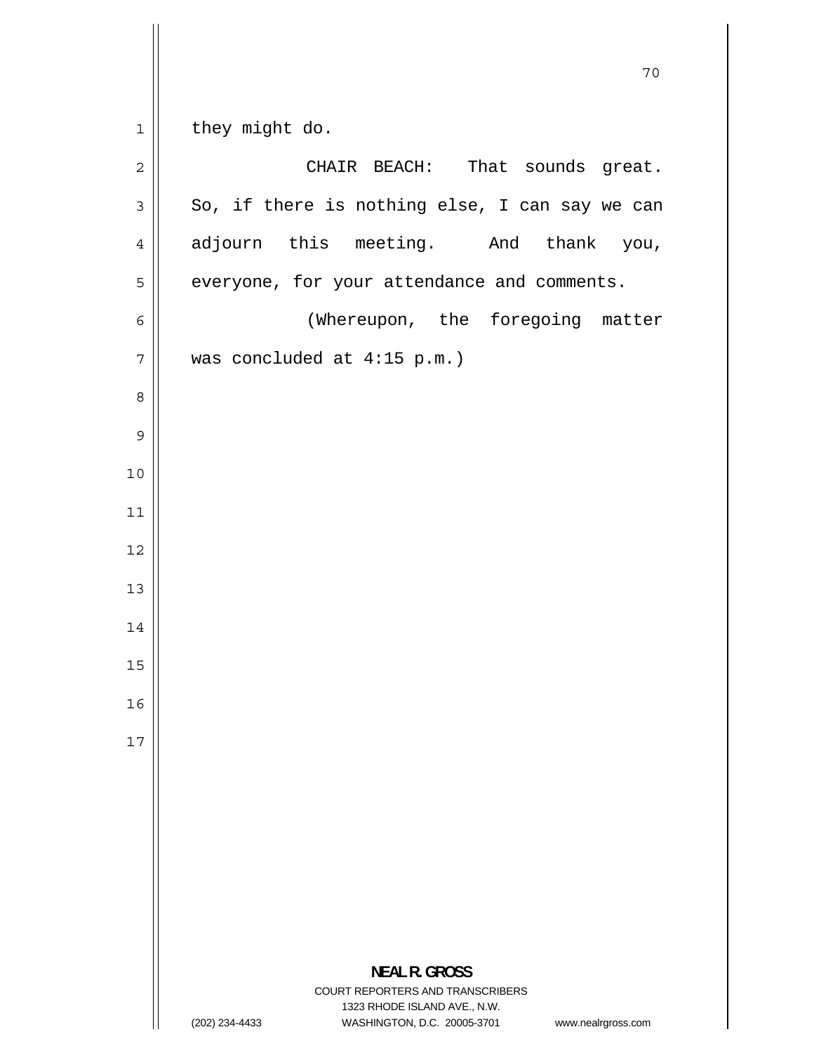they might do.

CHAIR BEACH: That sounds great. So, if there is nothing else, I can say we can adjourn this meeting. And thank you, everyone, for your attendance and comments.

(Whereupon, the foregoing matter was concluded at 4:15 p.m.)